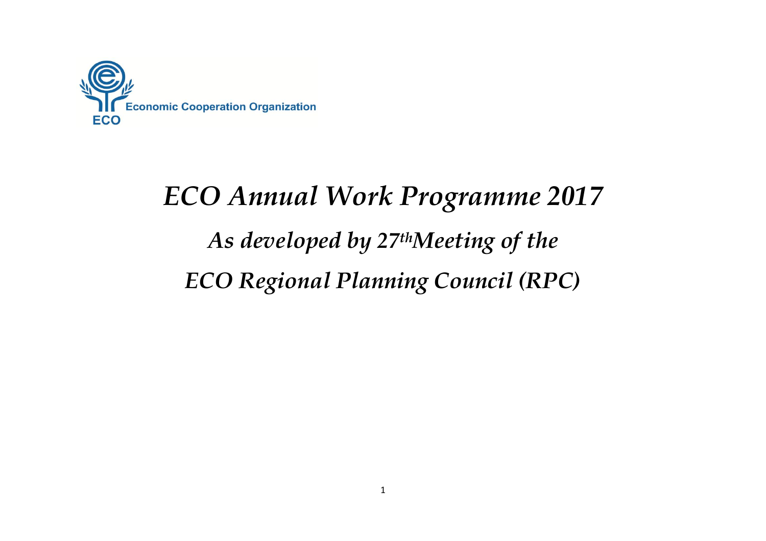Economic Cooperation Organization

ECO

# *ECO Annual Work Programme 2017*

## *As developed by 27th Meeting of the*

## *ECO Regional Planning Council (RPC)*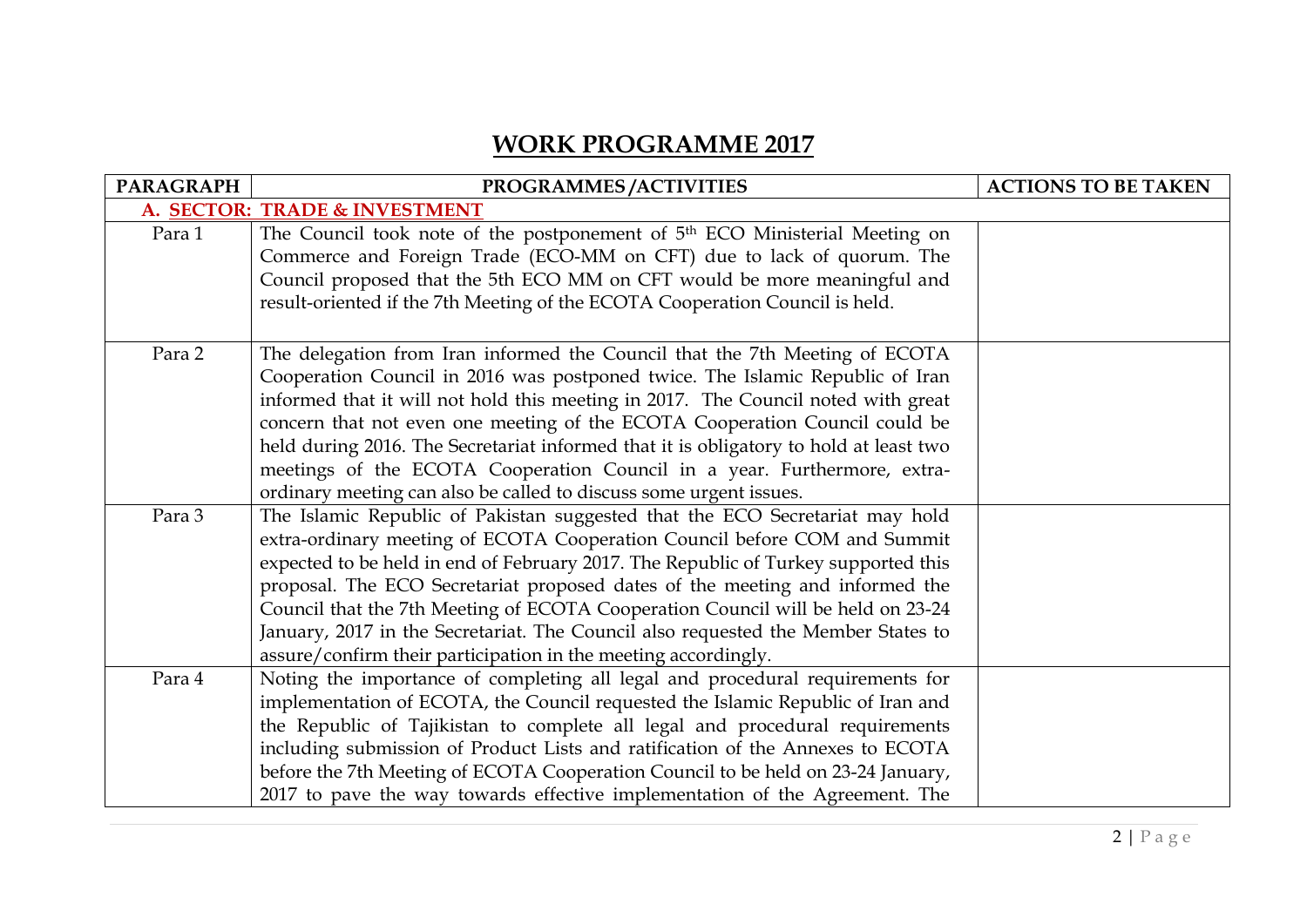# WORK PROGRAMME 2017

| PARAGRAPH | PROGRAMMES/ACTIVITIES | ACTIONS TO BE TAKEN |
|---|---|---|
| **A. SECTOR: TRADE & INVESTMENT** | | |
| Para 1 | The Council took note of the postponement of 5th ECO Ministerial Meeting on Commerce and Foreign Trade (ECO-MM on CFT) due to lack of quorum. The Council proposed that the 5th ECO MM on CFT would be more meaningful and result-oriented if the 7th Meeting of the ECOTA Cooperation Council is held. | |
| Para 2 | The delegation from Iran informed the Council that the 7th Meeting of ECOTA Cooperation Council in 2016 was postponed twice. The Islamic Republic of Iran informed that it will not hold this meeting in 2017. The Council noted with great concern that not even one meeting of the ECOTA Cooperation Council could be held during 2016. The Secretariat informed that it is obligatory to hold at least two meetings of the ECOTA Cooperation Council in a year. Furthermore, extra-ordinary meeting can also be called to discuss some urgent issues. | |
| Para 3 | The Islamic Republic of Pakistan suggested that the ECO Secretariat may hold extra-ordinary meeting of ECOTA Cooperation Council before COM and Summit expected to be held in end of February 2017. The Republic of Turkey supported this proposal. The ECO Secretariat proposed dates of the meeting and informed the Council that the 7th Meeting of ECOTA Cooperation Council will be held on 23-24 January, 2017 in the Secretariat. The Council also requested the Member States to assure/confirm their participation in the meeting accordingly. | |
| Para 4 | Noting the importance of completing all legal and procedural requirements for implementation of ECOTA, the Council requested the Islamic Republic of Iran and the Republic of Tajikistan to complete all legal and procedural requirements including submission of Product Lists and ratification of the Annexes to ECOTA before the 7th Meeting of ECOTA Cooperation Council to be held on 23-24 January, 2017 to pave the way towards effective implementation of the Agreement. The | |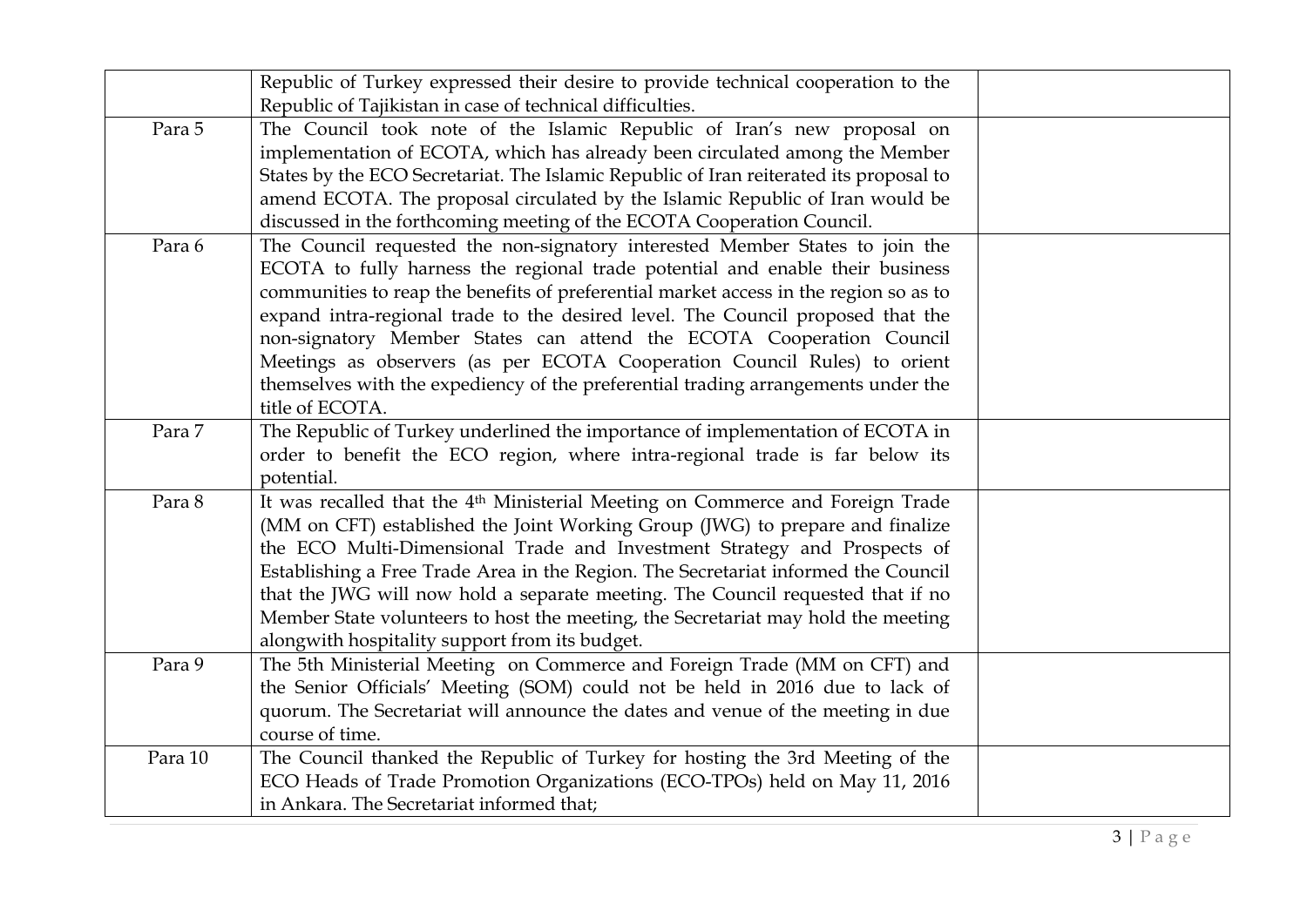| | | |
|---|---|---|
| | Republic of Turkey expressed their desire to provide technical cooperation to the Republic of Tajikistan in case of technical difficulties. | |
| Para 5 | The Council took note of the Islamic Republic of Iran's new proposal on implementation of ECOTA, which has already been circulated among the Member States by the ECO Secretariat. The Islamic Republic of Iran reiterated its proposal to amend ECOTA. The proposal circulated by the Islamic Republic of Iran would be discussed in the forthcoming meeting of the ECOTA Cooperation Council. | |
| Para 6 | The Council requested the non-signatory interested Member States to join the ECOTA to fully harness the regional trade potential and enable their business communities to reap the benefits of preferential market access in the region so as to expand intra-regional trade to the desired level. The Council proposed that the non-signatory Member States can attend the ECOTA Cooperation Council Meetings as observers (as per ECOTA Cooperation Council Rules) to orient themselves with the expediency of the preferential trading arrangements under the title of ECOTA. | |
| Para 7 | The Republic of Turkey underlined the importance of implementation of ECOTA in order to benefit the ECO region, where intra-regional trade is far below its potential. | |
| Para 8 | It was recalled that the 4th Ministerial Meeting on Commerce and Foreign Trade (MM on CFT) established the Joint Working Group (JWG) to prepare and finalize the ECO Multi-Dimensional Trade and Investment Strategy and Prospects of Establishing a Free Trade Area in the Region. The Secretariat informed the Council that the JWG will now hold a separate meeting. The Council requested that if no Member State volunteers to host the meeting, the Secretariat may hold the meeting alongwith hospitality support from its budget. | |
| Para 9 | The 5th Ministerial Meeting on Commerce and Foreign Trade (MM on CFT) and the Senior Officials' Meeting (SOM) could not be held in 2016 due to lack of quorum. The Secretariat will announce the dates and venue of the meeting in due course of time. | |
| Para 10 | The Council thanked the Republic of Turkey for hosting the 3rd Meeting of the ECO Heads of Trade Promotion Organizations (ECO-TPOs) held on May 11, 2016 in Ankara. The Secretariat informed that; | |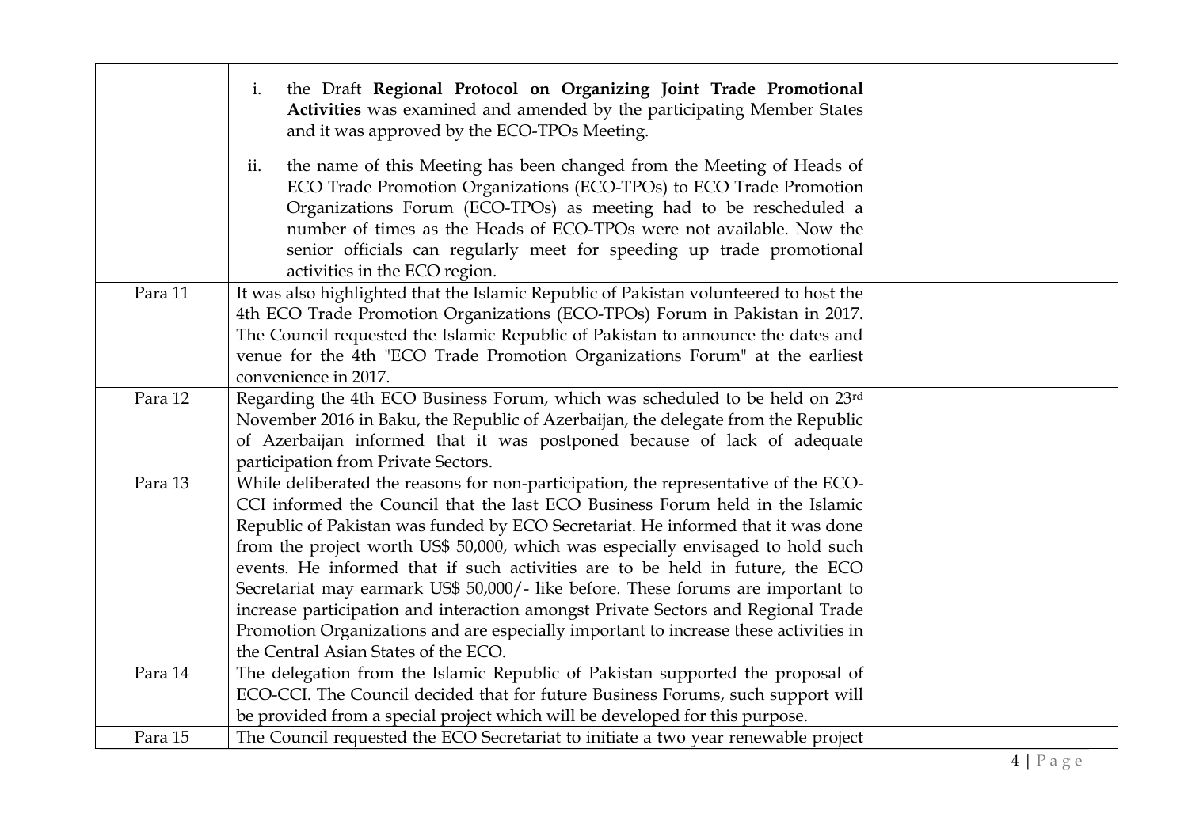| | | |
|---|---|---|
| | i. the Draft **Regional Protocol on Organizing Joint Trade Promotional Activities** was examined and amended by the participating Member States and it was approved by the ECO-TPOs Meeting.<br><br>ii. the name of this Meeting has been changed from the Meeting of Heads of ECO Trade Promotion Organizations (ECO-TPOs) to ECO Trade Promotion Organizations Forum (ECO-TPOs) as meeting had to be rescheduled a number of times as the Heads of ECO-TPOs were not available. Now the senior officials can regularly meet for speeding up trade promotional activities in the ECO region. | |
| Para 11 | It was also highlighted that the Islamic Republic of Pakistan volunteered to host the 4th ECO Trade Promotion Organizations (ECO-TPOs) Forum in Pakistan in 2017. The Council requested the Islamic Republic of Pakistan to announce the dates and venue for the 4th "ECO Trade Promotion Organizations Forum" at the earliest convenience in 2017. | |
| Para 12 | Regarding the 4th ECO Business Forum, which was scheduled to be held on 23rd November 2016 in Baku, the Republic of Azerbaijan, the delegate from the Republic of Azerbaijan informed that it was postponed because of lack of adequate participation from Private Sectors. | |
| Para 13 | While deliberated the reasons for non-participation, the representative of the ECO-CCI informed the Council that the last ECO Business Forum held in the Islamic Republic of Pakistan was funded by ECO Secretariat. He informed that it was done from the project worth US$ 50,000, which was especially envisaged to hold such events. He informed that if such activities are to be held in future, the ECO Secretariat may earmark US$ 50,000/- like before. These forums are important to increase participation and interaction amongst Private Sectors and Regional Trade Promotion Organizations and are especially important to increase these activities in the Central Asian States of the ECO. | |
| Para 14 | The delegation from the Islamic Republic of Pakistan supported the proposal of ECO-CCI. The Council decided that for future Business Forums, such support will be provided from a special project which will be developed for this purpose. | |
| Para 15 | The Council requested the ECO Secretariat to initiate a two year renewable project | |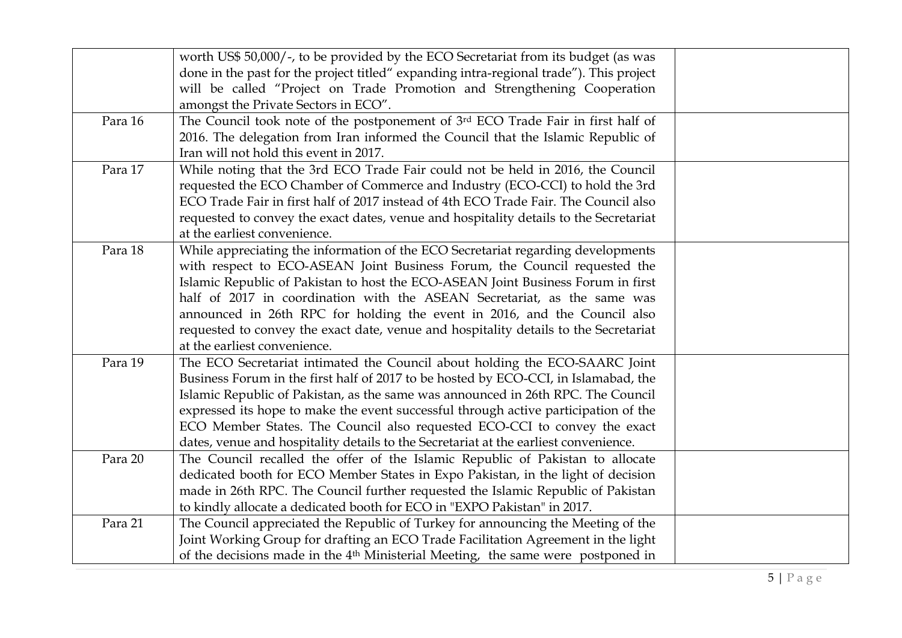| | | |
|---|---|---|
| | worth US$ 50,000/-, to be provided by the ECO Secretariat from its budget (as was done in the past for the project titled" expanding intra-regional trade"). This project will be called "Project on Trade Promotion and Strengthening Cooperation amongst the Private Sectors in ECO". | |
| Para 16 | The Council took note of the postponement of 3rd ECO Trade Fair in first half of 2016. The delegation from Iran informed the Council that the Islamic Republic of Iran will not hold this event in 2017. | |
| Para 17 | While noting that the 3rd ECO Trade Fair could not be held in 2016, the Council requested the ECO Chamber of Commerce and Industry (ECO-CCI) to hold the 3rd ECO Trade Fair in first half of 2017 instead of 4th ECO Trade Fair. The Council also requested to convey the exact dates, venue and hospitality details to the Secretariat at the earliest convenience. | |
| Para 18 | While appreciating the information of the ECO Secretariat regarding developments with respect to ECO-ASEAN Joint Business Forum, the Council requested the Islamic Republic of Pakistan to host the ECO-ASEAN Joint Business Forum in first half of 2017 in coordination with the ASEAN Secretariat, as the same was announced in 26th RPC for holding the event in 2016, and the Council also requested to convey the exact date, venue and hospitality details to the Secretariat at the earliest convenience. | |
| Para 19 | The ECO Secretariat intimated the Council about holding the ECO-SAARC Joint Business Forum in the first half of 2017 to be hosted by ECO-CCI, in Islamabad, the Islamic Republic of Pakistan, as the same was announced in 26th RPC. The Council expressed its hope to make the event successful through active participation of the ECO Member States. The Council also requested ECO-CCI to convey the exact dates, venue and hospitality details to the Secretariat at the earliest convenience. | |
| Para 20 | The Council recalled the offer of the Islamic Republic of Pakistan to allocate dedicated booth for ECO Member States in Expo Pakistan, in the light of decision made in 26th RPC. The Council further requested the Islamic Republic of Pakistan to kindly allocate a dedicated booth for ECO in "EXPO Pakistan" in 2017. | |
| Para 21 | The Council appreciated the Republic of Turkey for announcing the Meeting of the Joint Working Group for drafting an ECO Trade Facilitation Agreement in the light of the decisions made in the 4th Ministerial Meeting, the same were postponed in | |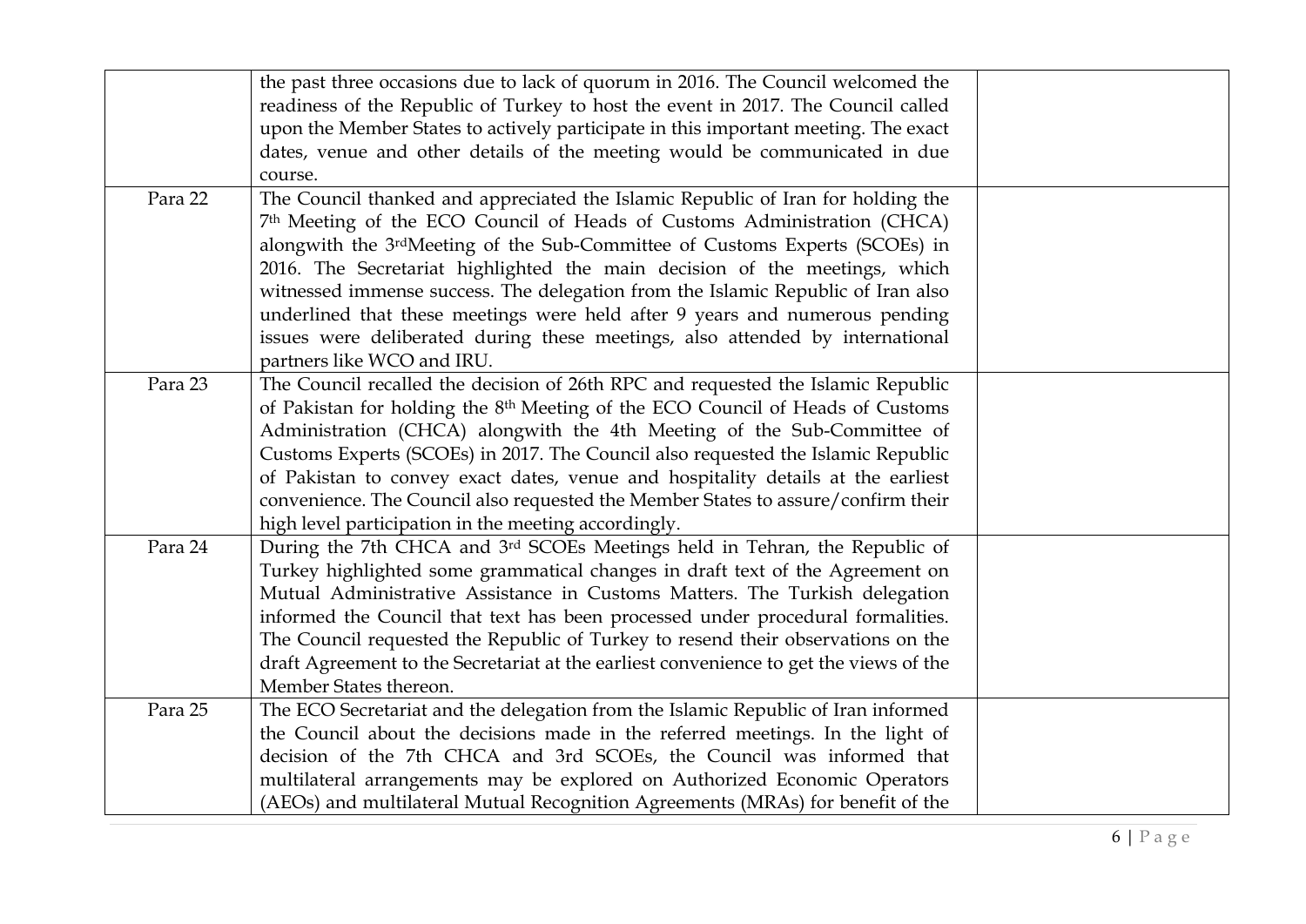| | | |
|---|---|---|
| | the past three occasions due to lack of quorum in 2016. The Council welcomed the readiness of the Republic of Turkey to host the event in 2017. The Council called upon the Member States to actively participate in this important meeting. The exact dates, venue and other details of the meeting would be communicated in due course. | |
| Para 22 | The Council thanked and appreciated the Islamic Republic of Iran for holding the 7th Meeting of the ECO Council of Heads of Customs Administration (CHCA) alongwith the 3rdMeeting of the Sub-Committee of Customs Experts (SCOEs) in 2016. The Secretariat highlighted the main decision of the meetings, which witnessed immense success. The delegation from the Islamic Republic of Iran also underlined that these meetings were held after 9 years and numerous pending issues were deliberated during these meetings, also attended by international partners like WCO and IRU. | |
| Para 23 | The Council recalled the decision of 26th RPC and requested the Islamic Republic of Pakistan for holding the 8th Meeting of the ECO Council of Heads of Customs Administration (CHCA) alongwith the 4th Meeting of the Sub-Committee of Customs Experts (SCOEs) in 2017. The Council also requested the Islamic Republic of Pakistan to convey exact dates, venue and hospitality details at the earliest convenience. The Council also requested the Member States to assure/confirm their high level participation in the meeting accordingly. | |
| Para 24 | During the 7th CHCA and 3rd SCOEs Meetings held in Tehran, the Republic of Turkey highlighted some grammatical changes in draft text of the Agreement on Mutual Administrative Assistance in Customs Matters. The Turkish delegation informed the Council that text has been processed under procedural formalities. The Council requested the Republic of Turkey to resend their observations on the draft Agreement to the Secretariat at the earliest convenience to get the views of the Member States thereon. | |
| Para 25 | The ECO Secretariat and the delegation from the Islamic Republic of Iran informed the Council about the decisions made in the referred meetings. In the light of decision of the 7th CHCA and 3rd SCOEs, the Council was informed that multilateral arrangements may be explored on Authorized Economic Operators (AEOs) and multilateral Mutual Recognition Agreements (MRAs) for benefit of the | |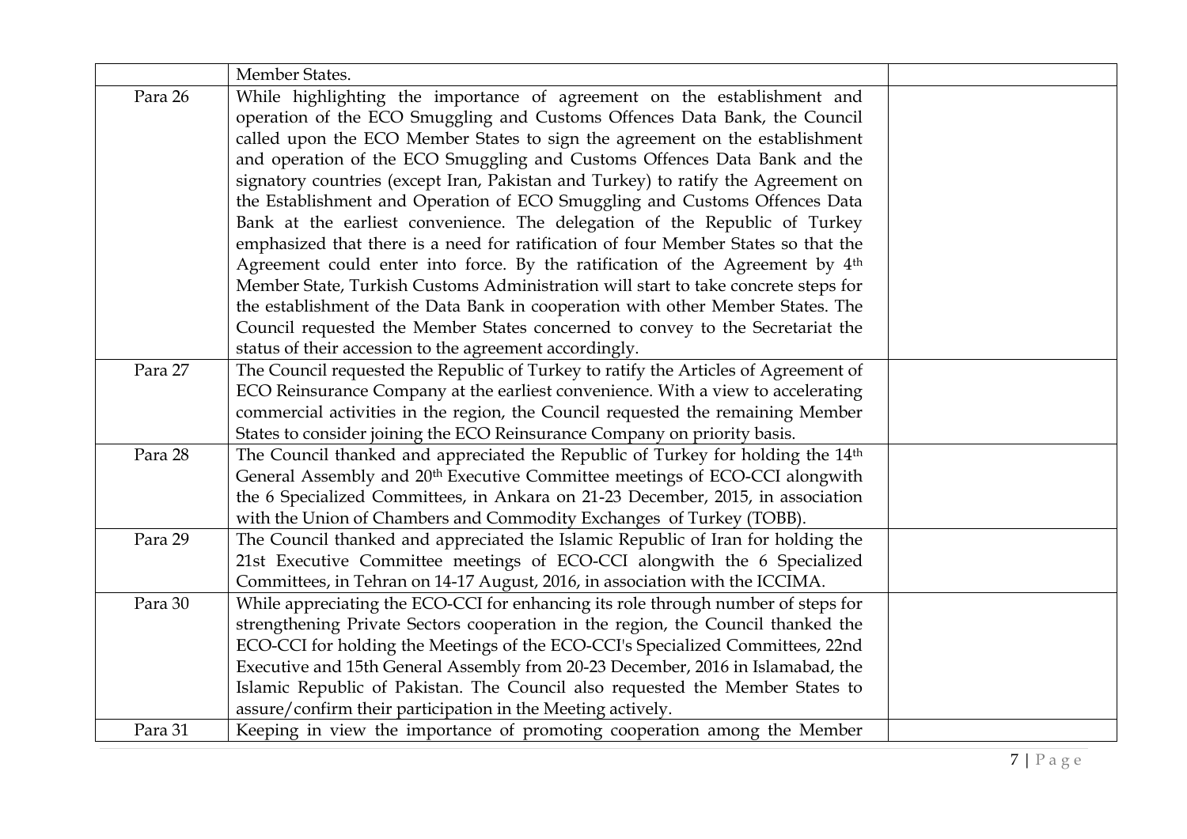| | | |
|---|---|---|
| | Member States. | |
| Para 26 | While highlighting the importance of agreement on the establishment and operation of the ECO Smuggling and Customs Offences Data Bank, the Council called upon the ECO Member States to sign the agreement on the establishment and operation of the ECO Smuggling and Customs Offences Data Bank and the signatory countries (except Iran, Pakistan and Turkey) to ratify the Agreement on the Establishment and Operation of ECO Smuggling and Customs Offences Data Bank at the earliest convenience. The delegation of the Republic of Turkey emphasized that there is a need for ratification of four Member States so that the Agreement could enter into force. By the ratification of the Agreement by 4th Member State, Turkish Customs Administration will start to take concrete steps for the establishment of the Data Bank in cooperation with other Member States. The Council requested the Member States concerned to convey to the Secretariat the status of their accession to the agreement accordingly. | |
| Para 27 | The Council requested the Republic of Turkey to ratify the Articles of Agreement of ECO Reinsurance Company at the earliest convenience. With a view to accelerating commercial activities in the region, the Council requested the remaining Member States to consider joining the ECO Reinsurance Company on priority basis. | |
| Para 28 | The Council thanked and appreciated the Republic of Turkey for holding the 14th General Assembly and 20th Executive Committee meetings of ECO-CCI alongwith the 6 Specialized Committees, in Ankara on 21-23 December, 2015, in association with the Union of Chambers and Commodity Exchanges of Turkey (TOBB). | |
| Para 29 | The Council thanked and appreciated the Islamic Republic of Iran for holding the 21st Executive Committee meetings of ECO-CCI alongwith the 6 Specialized Committees, in Tehran on 14-17 August, 2016, in association with the ICCIMA. | |
| Para 30 | While appreciating the ECO-CCI for enhancing its role through number of steps for strengthening Private Sectors cooperation in the region, the Council thanked the ECO-CCI for holding the Meetings of the ECO-CCI's Specialized Committees, 22nd Executive and 15th General Assembly from 20-23 December, 2016 in Islamabad, the Islamic Republic of Pakistan. The Council also requested the Member States to assure/confirm their participation in the Meeting actively. | |
| Para 31 | Keeping in view the importance of promoting cooperation among the Member | |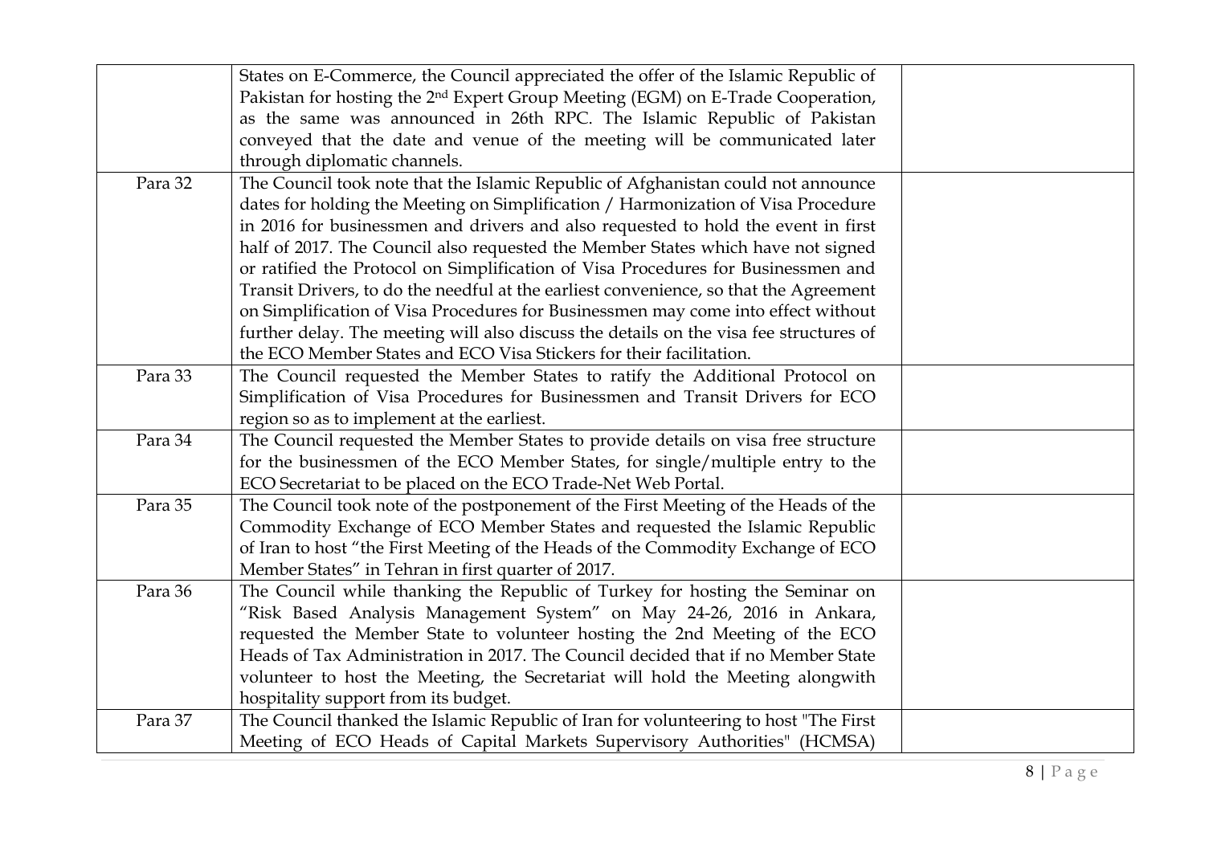| | | |
|---|---|---|
| | States on E-Commerce, the Council appreciated the offer of the Islamic Republic of Pakistan for hosting the 2nd Expert Group Meeting (EGM) on E-Trade Cooperation, as the same was announced in 26th RPC. The Islamic Republic of Pakistan conveyed that the date and venue of the meeting will be communicated later through diplomatic channels. | |
| Para 32 | The Council took note that the Islamic Republic of Afghanistan could not announce dates for holding the Meeting on Simplification / Harmonization of Visa Procedure in 2016 for businessmen and drivers and also requested to hold the event in first half of 2017. The Council also requested the Member States which have not signed or ratified the Protocol on Simplification of Visa Procedures for Businessmen and Transit Drivers, to do the needful at the earliest convenience, so that the Agreement on Simplification of Visa Procedures for Businessmen may come into effect without further delay. The meeting will also discuss the details on the visa fee structures of the ECO Member States and ECO Visa Stickers for their facilitation. | |
| Para 33 | The Council requested the Member States to ratify the Additional Protocol on Simplification of Visa Procedures for Businessmen and Transit Drivers for ECO region so as to implement at the earliest. | |
| Para 34 | The Council requested the Member States to provide details on visa free structure for the businessmen of the ECO Member States, for single/multiple entry to the ECO Secretariat to be placed on the ECO Trade-Net Web Portal. | |
| Para 35 | The Council took note of the postponement of the First Meeting of the Heads of the Commodity Exchange of ECO Member States and requested the Islamic Republic of Iran to host "the First Meeting of the Heads of the Commodity Exchange of ECO Member States" in Tehran in first quarter of 2017. | |
| Para 36 | The Council while thanking the Republic of Turkey for hosting the Seminar on "Risk Based Analysis Management System" on May 24-26, 2016 in Ankara, requested the Member State to volunteer hosting the 2nd Meeting of the ECO Heads of Tax Administration in 2017. The Council decided that if no Member State volunteer to host the Meeting, the Secretariat will hold the Meeting alongwith hospitality support from its budget. | |
| Para 37 | The Council thanked the Islamic Republic of Iran for volunteering to host "The First Meeting of ECO Heads of Capital Markets Supervisory Authorities" (HCMSA) | |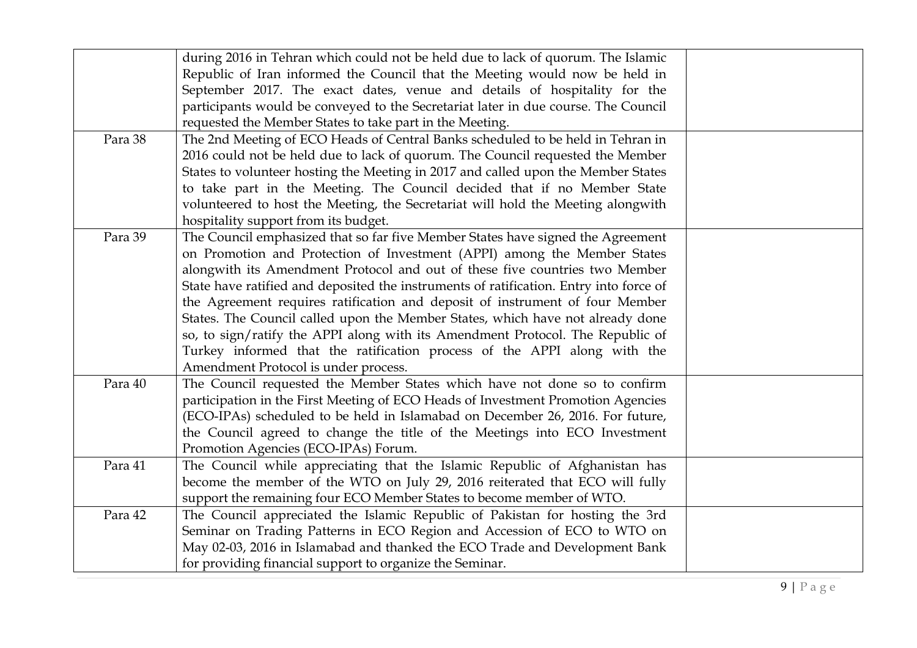| | | |
|---|---|---|
| | during 2016 in Tehran which could not be held due to lack of quorum. The Islamic Republic of Iran informed the Council that the Meeting would now be held in September 2017. The exact dates, venue and details of hospitality for the participants would be conveyed to the Secretariat later in due course. The Council requested the Member States to take part in the Meeting. | |
| Para 38 | The 2nd Meeting of ECO Heads of Central Banks scheduled to be held in Tehran in 2016 could not be held due to lack of quorum. The Council requested the Member States to volunteer hosting the Meeting in 2017 and called upon the Member States to take part in the Meeting. The Council decided that if no Member State volunteered to host the Meeting, the Secretariat will hold the Meeting alongwith hospitality support from its budget. | |
| Para 39 | The Council emphasized that so far five Member States have signed the Agreement on Promotion and Protection of Investment (APPI) among the Member States alongwith its Amendment Protocol and out of these five countries two Member State have ratified and deposited the instruments of ratification. Entry into force of the Agreement requires ratification and deposit of instrument of four Member States. The Council called upon the Member States, which have not already done so, to sign/ratify the APPI along with its Amendment Protocol. The Republic of Turkey informed that the ratification process of the APPI along with the Amendment Protocol is under process. | |
| Para 40 | The Council requested the Member States which have not done so to confirm participation in the First Meeting of ECO Heads of Investment Promotion Agencies (ECO-IPAs) scheduled to be held in Islamabad on December 26, 2016. For future, the Council agreed to change the title of the Meetings into ECO Investment Promotion Agencies (ECO-IPAs) Forum. | |
| Para 41 | The Council while appreciating that the Islamic Republic of Afghanistan has become the member of the WTO on July 29, 2016 reiterated that ECO will fully support the remaining four ECO Member States to become member of WTO. | |
| Para 42 | The Council appreciated the Islamic Republic of Pakistan for hosting the 3rd Seminar on Trading Patterns in ECO Region and Accession of ECO to WTO on May 02-03, 2016 in Islamabad and thanked the ECO Trade and Development Bank for providing financial support to organize the Seminar. | |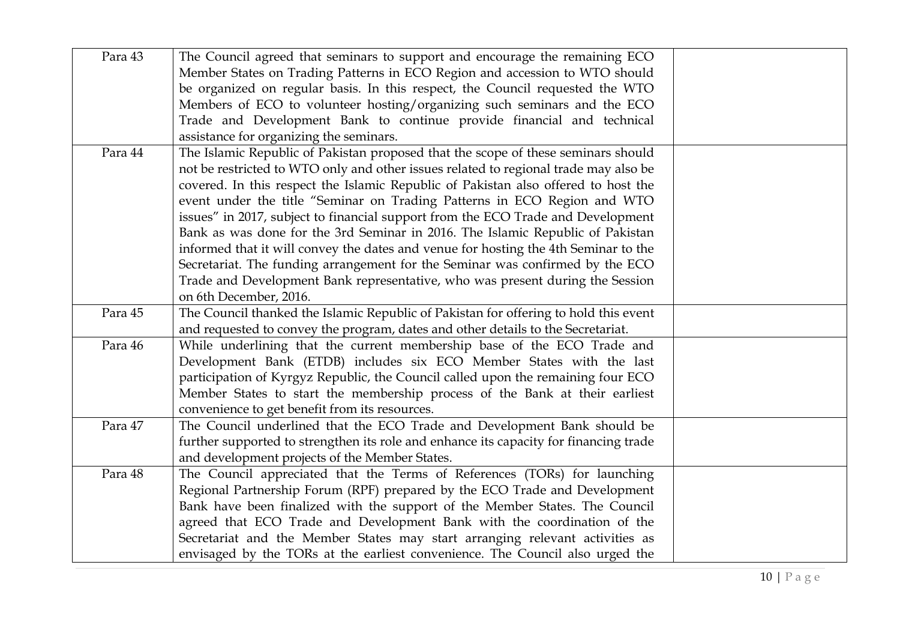| | | |
|---|---|---|
| Para 43 | The Council agreed that seminars to support and encourage the remaining ECO Member States on Trading Patterns in ECO Region and accession to WTO should be organized on regular basis. In this respect, the Council requested the WTO Members of ECO to volunteer hosting/organizing such seminars and the ECO Trade and Development Bank to continue provide financial and technical assistance for organizing the seminars. | |
| Para 44 | The Islamic Republic of Pakistan proposed that the scope of these seminars should not be restricted to WTO only and other issues related to regional trade may also be covered. In this respect the Islamic Republic of Pakistan also offered to host the event under the title "Seminar on Trading Patterns in ECO Region and WTO issues" in 2017, subject to financial support from the ECO Trade and Development Bank as was done for the 3rd Seminar in 2016. The Islamic Republic of Pakistan informed that it will convey the dates and venue for hosting the 4th Seminar to the Secretariat. The funding arrangement for the Seminar was confirmed by the ECO Trade and Development Bank representative, who was present during the Session on 6th December, 2016. | |
| Para 45 | The Council thanked the Islamic Republic of Pakistan for offering to hold this event and requested to convey the program, dates and other details to the Secretariat. | |
| Para 46 | While underlining that the current membership base of the ECO Trade and Development Bank (ETDB) includes six ECO Member States with the last participation of Kyrgyz Republic, the Council called upon the remaining four ECO Member States to start the membership process of the Bank at their earliest convenience to get benefit from its resources. | |
| Para 47 | The Council underlined that the ECO Trade and Development Bank should be further supported to strengthen its role and enhance its capacity for financing trade and development projects of the Member States. | |
| Para 48 | The Council appreciated that the Terms of References (TORs) for launching Regional Partnership Forum (RPF) prepared by the ECO Trade and Development Bank have been finalized with the support of the Member States. The Council agreed that ECO Trade and Development Bank with the coordination of the Secretariat and the Member States may start arranging relevant activities as envisaged by the TORs at the earliest convenience. The Council also urged the | |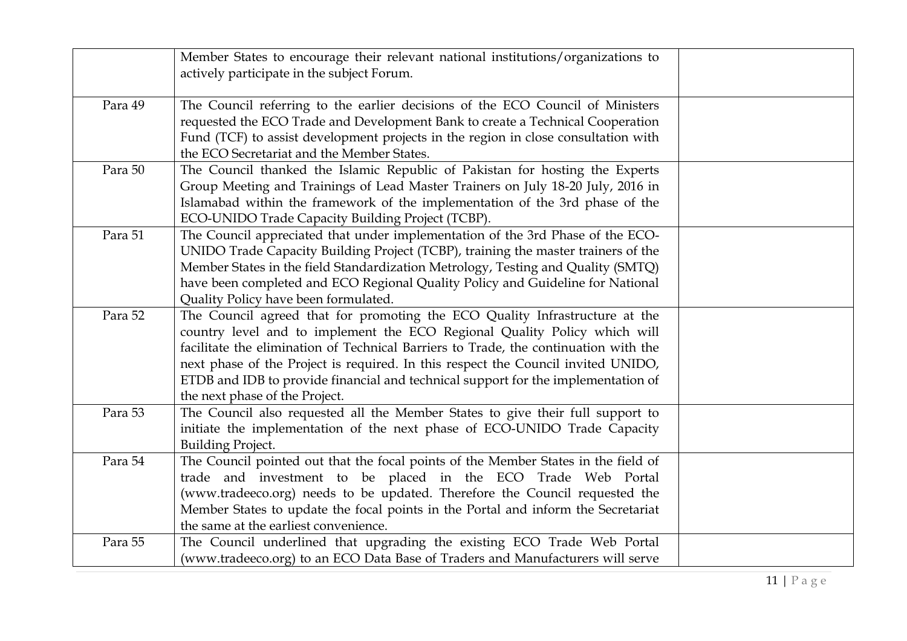| | | |
|---|---|---|
| | Member States to encourage their relevant national institutions/organizations to actively participate in the subject Forum. | |
| Para 49 | The Council referring to the earlier decisions of the ECO Council of Ministers requested the ECO Trade and Development Bank to create a Technical Cooperation Fund (TCF) to assist development projects in the region in close consultation with the ECO Secretariat and the Member States. | |
| Para 50 | The Council thanked the Islamic Republic of Pakistan for hosting the Experts Group Meeting and Trainings of Lead Master Trainers on July 18-20 July, 2016 in Islamabad within the framework of the implementation of the 3rd phase of the ECO-UNIDO Trade Capacity Building Project (TCBP). | |
| Para 51 | The Council appreciated that under implementation of the 3rd Phase of the ECO-UNIDO Trade Capacity Building Project (TCBP), training the master trainers of the Member States in the field Standardization Metrology, Testing and Quality (SMTQ) have been completed and ECO Regional Quality Policy and Guideline for National Quality Policy have been formulated. | |
| Para 52 | The Council agreed that for promoting the ECO Quality Infrastructure at the country level and to implement the ECO Regional Quality Policy which will facilitate the elimination of Technical Barriers to Trade, the continuation with the next phase of the Project is required. In this respect the Council invited UNIDO, ETDB and IDB to provide financial and technical support for the implementation of the next phase of the Project. | |
| Para 53 | The Council also requested all the Member States to give their full support to initiate the implementation of the next phase of ECO-UNIDO Trade Capacity Building Project. | |
| Para 54 | The Council pointed out that the focal points of the Member States in the field of trade and investment to be placed in the ECO Trade Web Portal (www.tradeeco.org) needs to be updated. Therefore the Council requested the Member States to update the focal points in the Portal and inform the Secretariat the same at the earliest convenience. | |
| Para 55 | The Council underlined that upgrading the existing ECO Trade Web Portal (www.tradeeco.org) to an ECO Data Base of Traders and Manufacturers will serve | |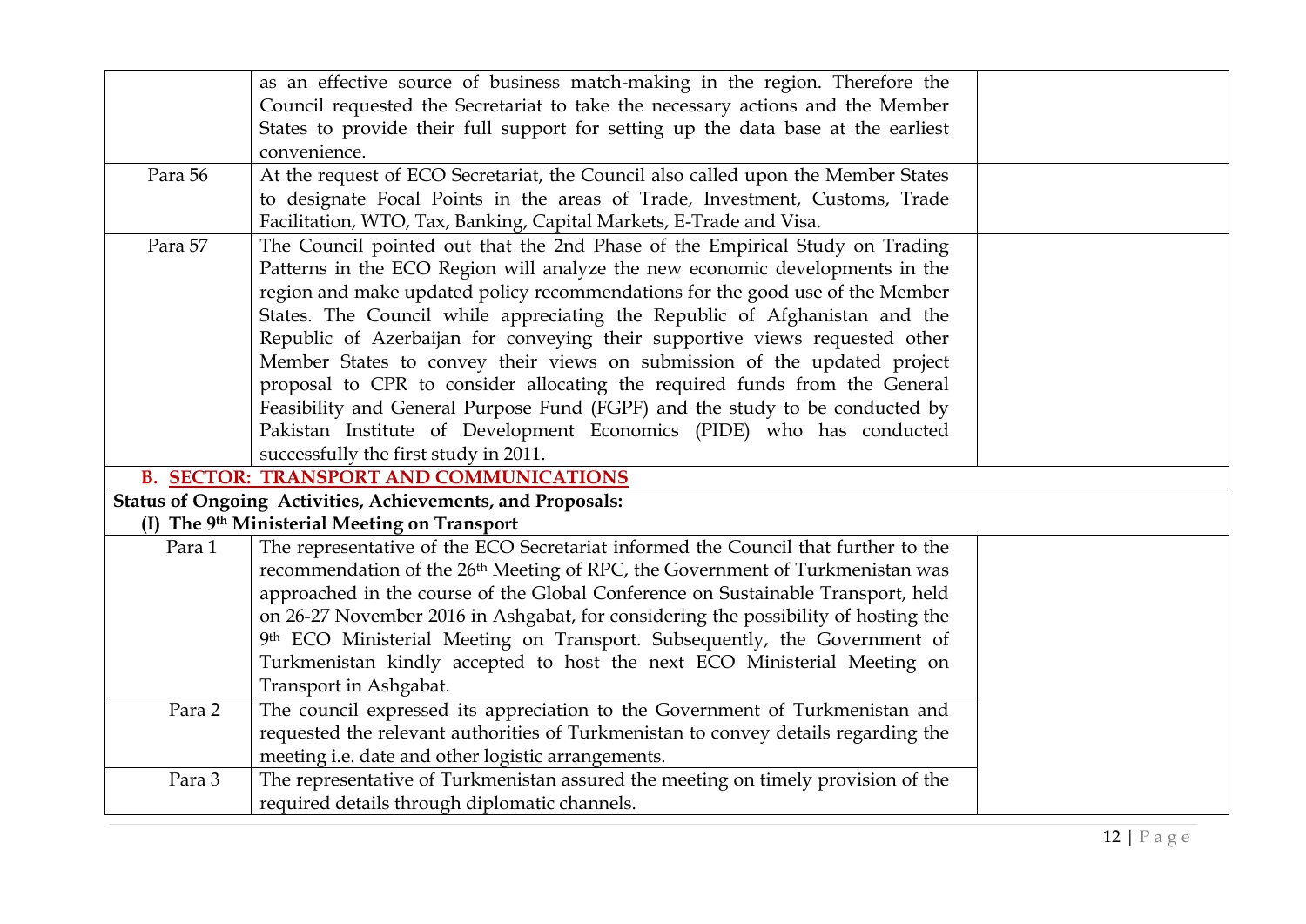| | | |
|---|---|---|
| | as an effective source of business match-making in the region. Therefore the Council requested the Secretariat to take the necessary actions and the Member States to provide their full support for setting up the data base at the earliest convenience. | |
| Para 56 | At the request of ECO Secretariat, the Council also called upon the Member States to designate Focal Points in the areas of Trade, Investment, Customs, Trade Facilitation, WTO, Tax, Banking, Capital Markets, E-Trade and Visa. | |
| Para 57 | The Council pointed out that the 2nd Phase of the Empirical Study on Trading Patterns in the ECO Region will analyze the new economic developments in the region and make updated policy recommendations for the good use of the Member States. The Council while appreciating the Republic of Afghanistan and the Republic of Azerbaijan for conveying their supportive views requested other Member States to convey their views on submission of the updated project proposal to CPR to consider allocating the required funds from the General Feasibility and General Purpose Fund (FGPF) and the study to be conducted by Pakistan Institute of Development Economics (PIDE) who has conducted successfully the first study in 2011. | |
| **B. SECTOR: TRANSPORT AND COMMUNICATIONS** | | |
| **Status of Ongoing Activities, Achievements, and Proposals:** **(I) The 9th Ministerial Meeting on Transport** | | |
| Para 1 | The representative of the ECO Secretariat informed the Council that further to the recommendation of the 26th Meeting of RPC, the Government of Turkmenistan was approached in the course of the Global Conference on Sustainable Transport, held on 26-27 November 2016 in Ashgabat, for considering the possibility of hosting the 9th ECO Ministerial Meeting on Transport. Subsequently, the Government of Turkmenistan kindly accepted to host the next ECO Ministerial Meeting on Transport in Ashgabat. | |
| Para 2 | The council expressed its appreciation to the Government of Turkmenistan and requested the relevant authorities of Turkmenistan to convey details regarding the meeting i.e. date and other logistic arrangements. | |
| Para 3 | The representative of Turkmenistan assured the meeting on timely provision of the required details through diplomatic channels. | |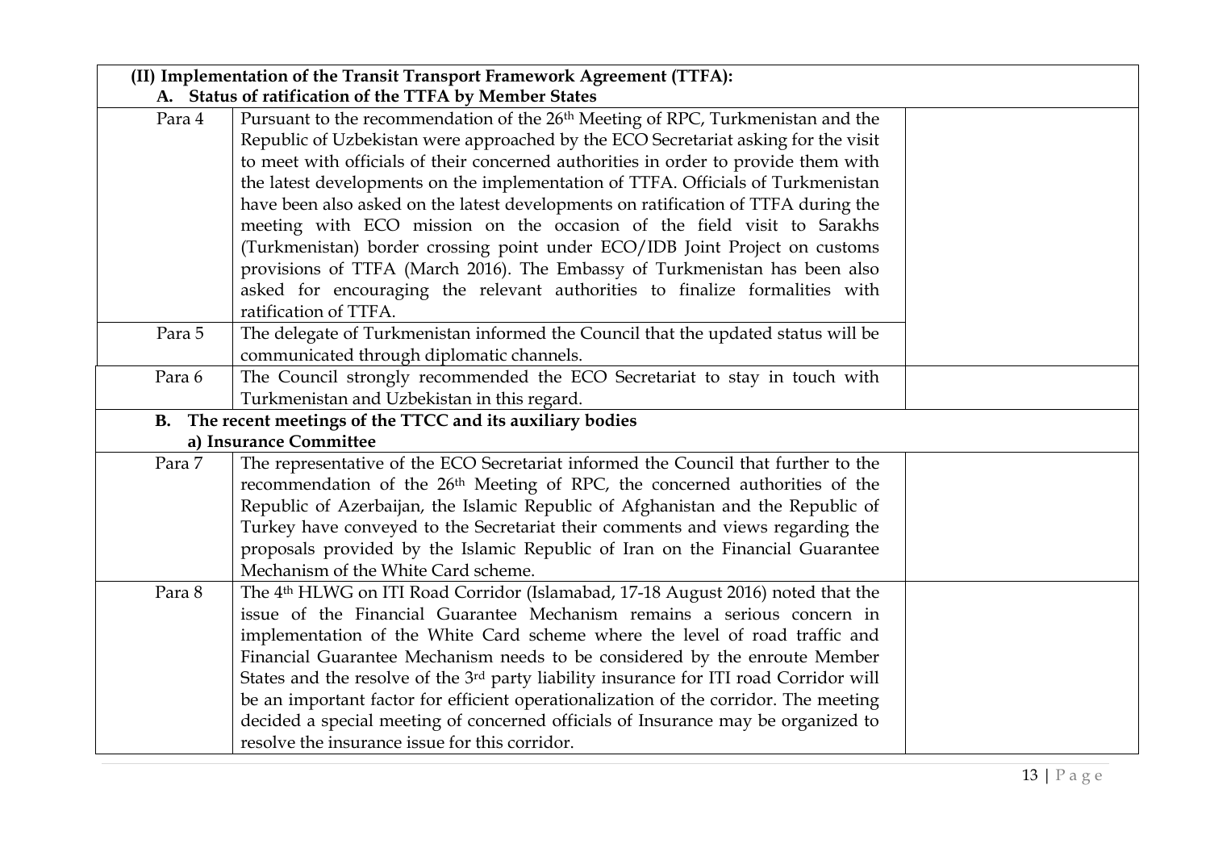| | | |
|---|---|---|
| **(II) Implementation of the Transit Transport Framework Agreement (TTFA):** | | |
| **A. Status of ratification of the TTFA by Member States** | | |
| Para 4 | Pursuant to the recommendation of the 26th Meeting of RPC, Turkmenistan and the Republic of Uzbekistan were approached by the ECO Secretariat asking for the visit to meet with officials of their concerned authorities in order to provide them with the latest developments on the implementation of TTFA. Officials of Turkmenistan have been also asked on the latest developments on ratification of TTFA during the meeting with ECO mission on the occasion of the field visit to Sarakhs (Turkmenistan) border crossing point under ECO/IDB Joint Project on customs provisions of TTFA (March 2016). The Embassy of Turkmenistan has been also asked for encouraging the relevant authorities to finalize formalities with ratification of TTFA. | |
| Para 5 | The delegate of Turkmenistan informed the Council that the updated status will be communicated through diplomatic channels. | |
| Para 6 | The Council strongly recommended the ECO Secretariat to stay in touch with Turkmenistan and Uzbekistan in this regard. | |
| **B. The recent meetings of the TTCC and its auxiliary bodies** | | |
| **a) Insurance Committee** | | |
| Para 7 | The representative of the ECO Secretariat informed the Council that further to the recommendation of the 26th Meeting of RPC, the concerned authorities of the Republic of Azerbaijan, the Islamic Republic of Afghanistan and the Republic of Turkey have conveyed to the Secretariat their comments and views regarding the proposals provided by the Islamic Republic of Iran on the Financial Guarantee Mechanism of the White Card scheme. | |
| Para 8 | The 4th HLWG on ITI Road Corridor (Islamabad, 17-18 August 2016) noted that the issue of the Financial Guarantee Mechanism remains a serious concern in implementation of the White Card scheme where the level of road traffic and Financial Guarantee Mechanism needs to be considered by the enroute Member States and the resolve of the 3rd party liability insurance for ITI road Corridor will be an important factor for efficient operationalization of the corridor. The meeting decided a special meeting of concerned officials of Insurance may be organized to resolve the insurance issue for this corridor. | |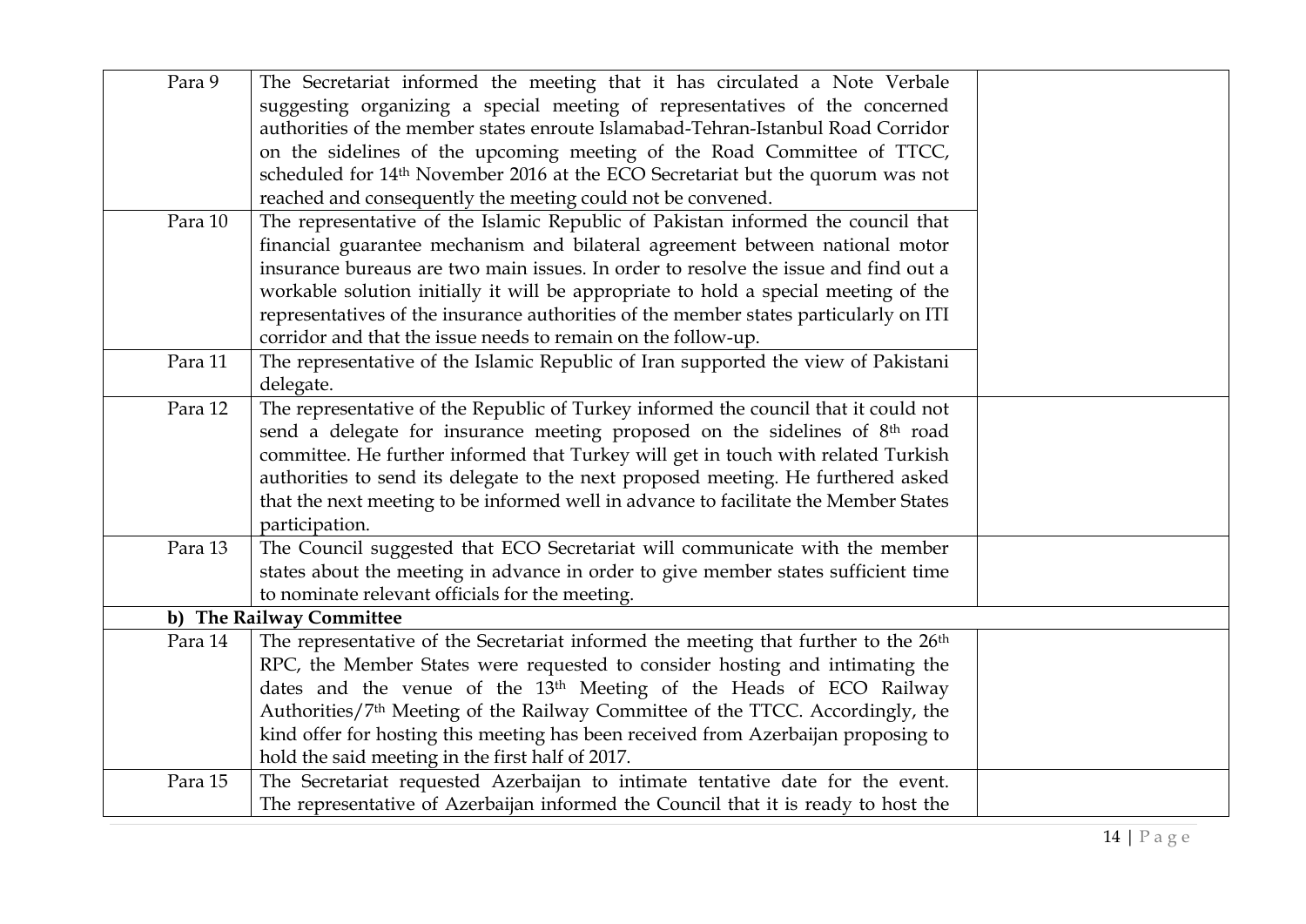| | | |
|---|---|---|
| Para 9 | The Secretariat informed the meeting that it has circulated a Note Verbale suggesting organizing a special meeting of representatives of the concerned authorities of the member states enroute Islamabad-Tehran-Istanbul Road Corridor on the sidelines of the upcoming meeting of the Road Committee of TTCC, scheduled for 14th November 2016 at the ECO Secretariat but the quorum was not reached and consequently the meeting could not be convened. | |
| Para 10 | The representative of the Islamic Republic of Pakistan informed the council that financial guarantee mechanism and bilateral agreement between national motor insurance bureaus are two main issues. In order to resolve the issue and find out a workable solution initially it will be appropriate to hold a special meeting of the representatives of the insurance authorities of the member states particularly on ITI corridor and that the issue needs to remain on the follow-up. | |
| Para 11 | The representative of the Islamic Republic of Iran supported the view of Pakistani delegate. | |
| Para 12 | The representative of the Republic of Turkey informed the council that it could not send a delegate for insurance meeting proposed on the sidelines of 8th road committee. He further informed that Turkey will get in touch with related Turkish authorities to send its delegate to the next proposed meeting. He furthered asked that the next meeting to be informed well in advance to facilitate the Member States participation. | |
| Para 13 | The Council suggested that ECO Secretariat will communicate with the member states about the meeting in advance in order to give member states sufficient time to nominate relevant officials for the meeting. | |
| **b) The Railway Committee** | | |
| Para 14 | The representative of the Secretariat informed the meeting that further to the 26th RPC, the Member States were requested to consider hosting and intimating the dates and the venue of the 13th Meeting of the Heads of ECO Railway Authorities/7th Meeting of the Railway Committee of the TTCC. Accordingly, the kind offer for hosting this meeting has been received from Azerbaijan proposing to hold the said meeting in the first half of 2017. | |
| Para 15 | The Secretariat requested Azerbaijan to intimate tentative date for the event. The representative of Azerbaijan informed the Council that it is ready to host the | |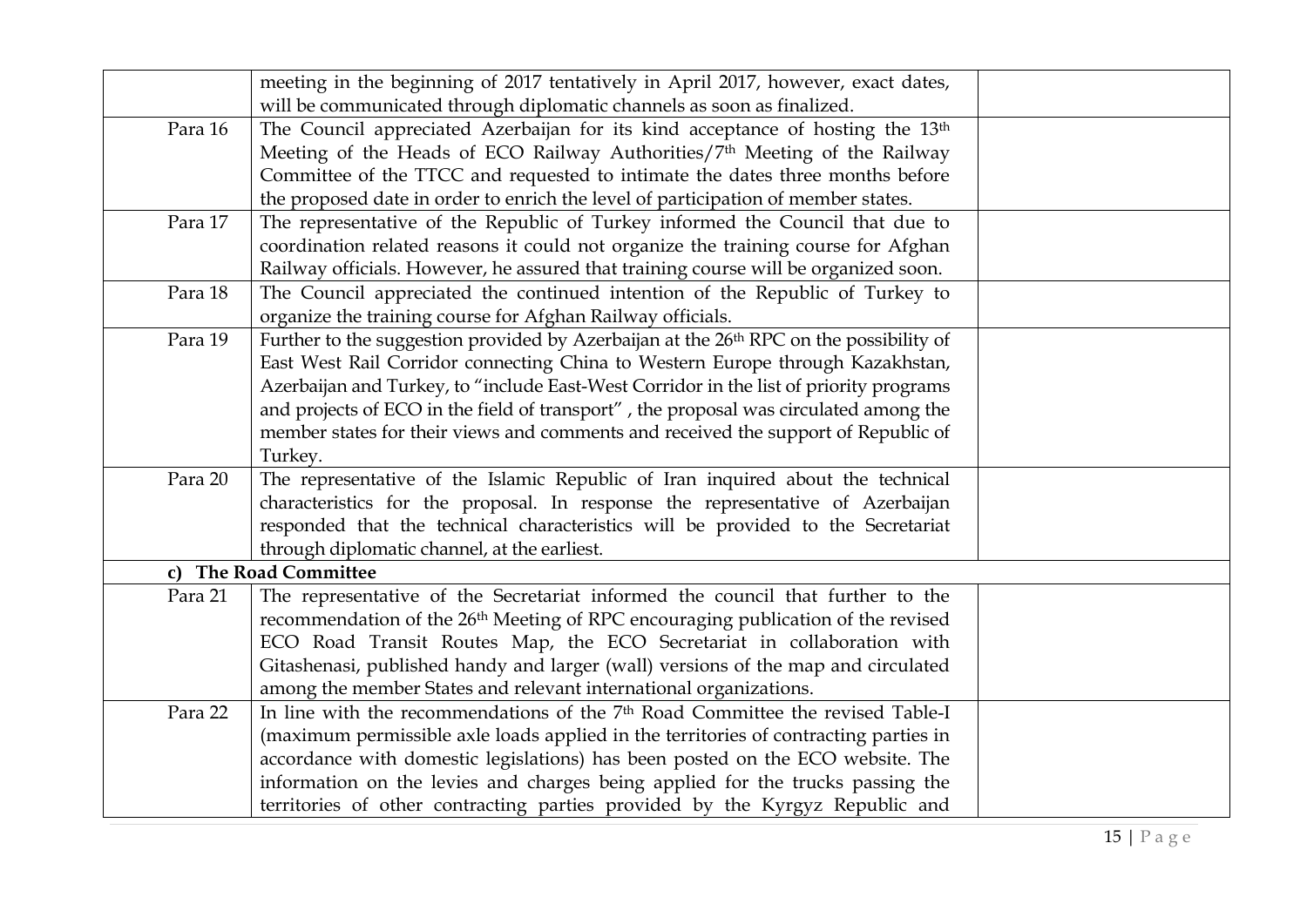|  |  |  |
|---|---|---|
|  | meeting in the beginning of 2017 tentatively in April 2017, however, exact dates, will be communicated through diplomatic channels as soon as finalized. |  |
| Para 16 | The Council appreciated Azerbaijan for its kind acceptance of hosting the 13th Meeting of the Heads of ECO Railway Authorities/7th Meeting of the Railway Committee of the TTCC and requested to intimate the dates three months before the proposed date in order to enrich the level of participation of member states. |  |
| Para 17 | The representative of the Republic of Turkey informed the Council that due to coordination related reasons it could not organize the training course for Afghan Railway officials. However, he assured that training course will be organized soon. |  |
| Para 18 | The Council appreciated the continued intention of the Republic of Turkey to organize the training course for Afghan Railway officials. |  |
| Para 19 | Further to the suggestion provided by Azerbaijan at the 26th RPC on the possibility of East West Rail Corridor connecting China to Western Europe through Kazakhstan, Azerbaijan and Turkey, to "include East-West Corridor in the list of priority programs and projects of ECO in the field of transport" , the proposal was circulated among the member states for their views and comments and received the support of Republic of Turkey. |  |
| Para 20 | The representative of the Islamic Republic of Iran inquired about the technical characteristics for the proposal. In response the representative of Azerbaijan responded that the technical characteristics will be provided to the Secretariat through diplomatic channel, at the earliest. |  |
| **c) The Road Committee** |  |  |
| Para 21 | The representative of the Secretariat informed the council that further to the recommendation of the 26th Meeting of RPC encouraging publication of the revised ECO Road Transit Routes Map, the ECO Secretariat in collaboration with Gitashenasi, published handy and larger (wall) versions of the map and circulated among the member States and relevant international organizations. |  |
| Para 22 | In line with the recommendations of the 7th Road Committee the revised Table-I (maximum permissible axle loads applied in the territories of contracting parties in accordance with domestic legislations) has been posted on the ECO website. The information on the levies and charges being applied for the trucks passing the territories of other contracting parties provided by the Kyrgyz Republic and |  |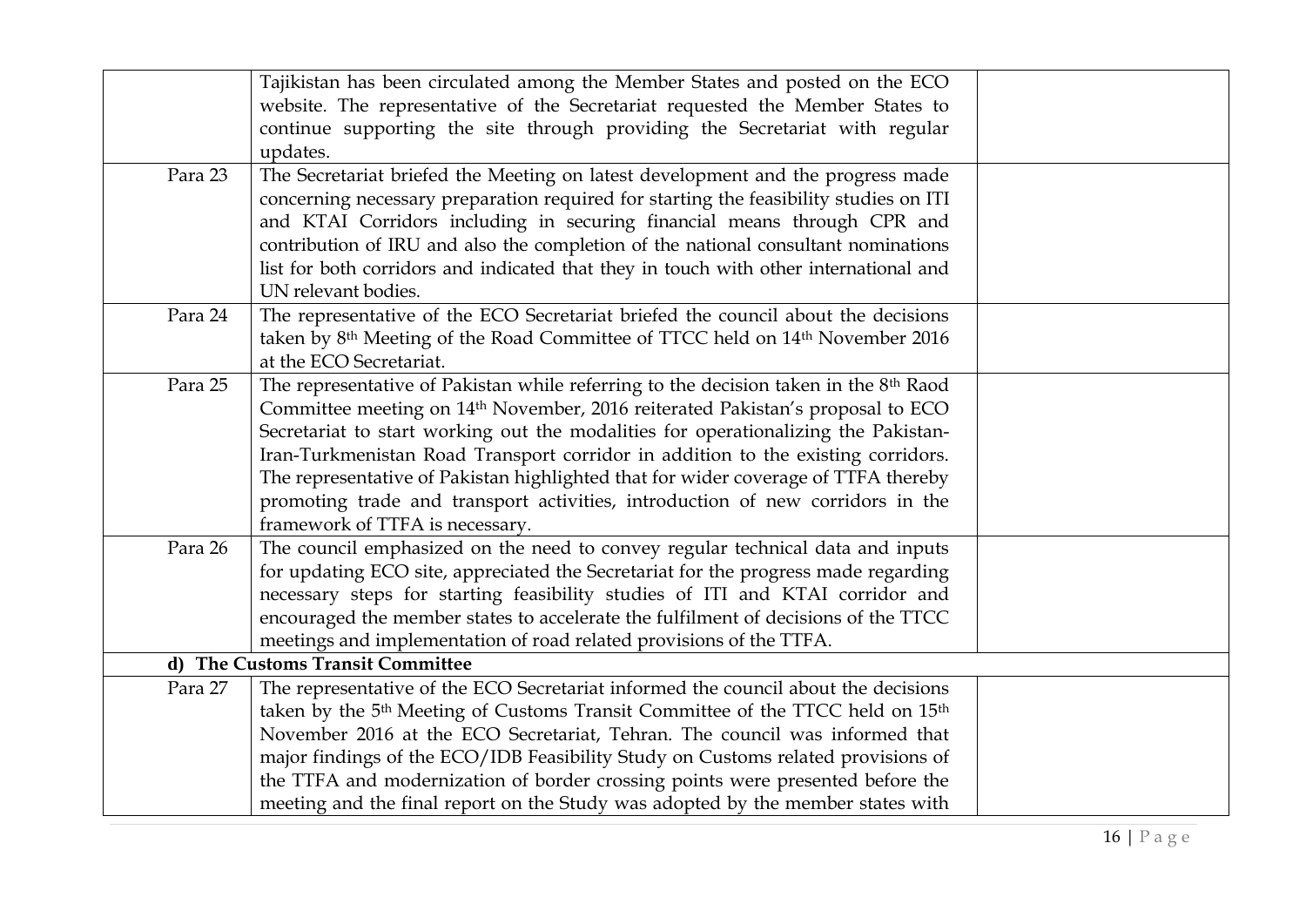| | | |
|---|---|---|
| | Tajikistan has been circulated among the Member States and posted on the ECO website. The representative of the Secretariat requested the Member States to continue supporting the site through providing the Secretariat with regular updates. | |
| Para 23 | The Secretariat briefed the Meeting on latest development and the progress made concerning necessary preparation required for starting the feasibility studies on ITI and KTAI Corridors including in securing financial means through CPR and contribution of IRU and also the completion of the national consultant nominations list for both corridors and indicated that they in touch with other international and UN relevant bodies. | |
| Para 24 | The representative of the ECO Secretariat briefed the council about the decisions taken by 8th Meeting of the Road Committee of TTCC held on 14th November 2016 at the ECO Secretariat. | |
| Para 25 | The representative of Pakistan while referring to the decision taken in the 8th Raod Committee meeting on 14th November, 2016 reiterated Pakistan's proposal to ECO Secretariat to start working out the modalities for operationalizing the Pakistan-Iran-Turkmenistan Road Transport corridor in addition to the existing corridors. The representative of Pakistan highlighted that for wider coverage of TTFA thereby promoting trade and transport activities, introduction of new corridors in the framework of TTFA is necessary. | |
| Para 26 | The council emphasized on the need to convey regular technical data and inputs for updating ECO site, appreciated the Secretariat for the progress made regarding necessary steps for starting feasibility studies of ITI and KTAI corridor and encouraged the member states to accelerate the fulfilment of decisions of the TTCC meetings and implementation of road related provisions of the TTFA. | |
| **d) The Customs Transit Committee** | | |
| Para 27 | The representative of the ECO Secretariat informed the council about the decisions taken by the 5th Meeting of Customs Transit Committee of the TTCC held on 15th November 2016 at the ECO Secretariat, Tehran. The council was informed that major findings of the ECO/IDB Feasibility Study on Customs related provisions of the TTFA and modernization of border crossing points were presented before the meeting and the final report on the Study was adopted by the member states with | |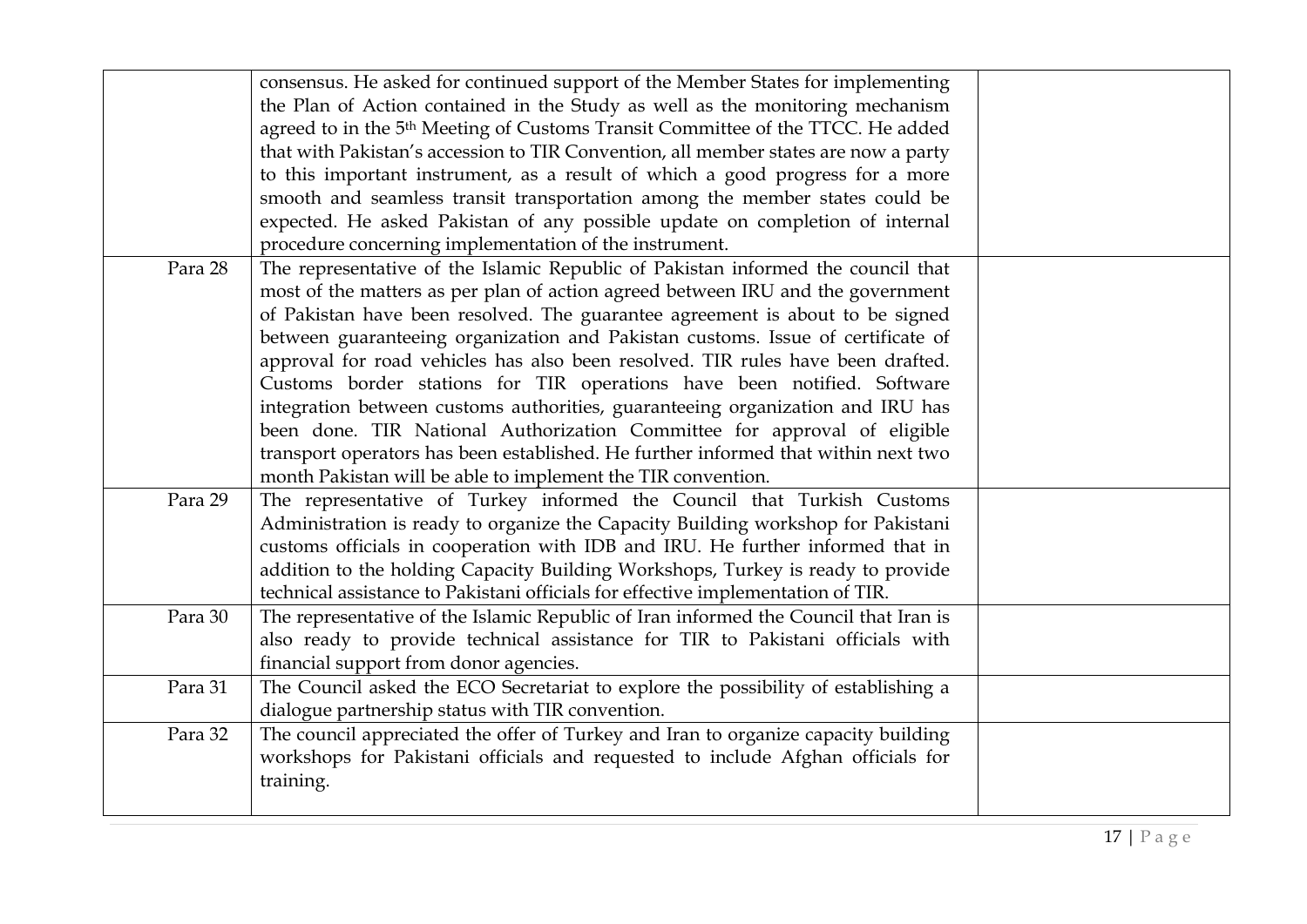| | | |
|---|---|---|
| | consensus. He asked for continued support of the Member States for implementing the Plan of Action contained in the Study as well as the monitoring mechanism agreed to in the 5th Meeting of Customs Transit Committee of the TTCC. He added that with Pakistan's accession to TIR Convention, all member states are now a party to this important instrument, as a result of which a good progress for a more smooth and seamless transit transportation among the member states could be expected. He asked Pakistan of any possible update on completion of internal procedure concerning implementation of the instrument. | |
| Para 28 | The representative of the Islamic Republic of Pakistan informed the council that most of the matters as per plan of action agreed between IRU and the government of Pakistan have been resolved. The guarantee agreement is about to be signed between guaranteeing organization and Pakistan customs. Issue of certificate of approval for road vehicles has also been resolved. TIR rules have been drafted. Customs border stations for TIR operations have been notified. Software integration between customs authorities, guaranteeing organization and IRU has been done. TIR National Authorization Committee for approval of eligible transport operators has been established. He further informed that within next two month Pakistan will be able to implement the TIR convention. | |
| Para 29 | The representative of Turkey informed the Council that Turkish Customs Administration is ready to organize the Capacity Building workshop for Pakistani customs officials in cooperation with IDB and IRU. He further informed that in addition to the holding Capacity Building Workshops, Turkey is ready to provide technical assistance to Pakistani officials for effective implementation of TIR. | |
| Para 30 | The representative of the Islamic Republic of Iran informed the Council that Iran is also ready to provide technical assistance for TIR to Pakistani officials with financial support from donor agencies. | |
| Para 31 | The Council asked the ECO Secretariat to explore the possibility of establishing a dialogue partnership status with TIR convention. | |
| Para 32 | The council appreciated the offer of Turkey and Iran to organize capacity building workshops for Pakistani officials and requested to include Afghan officials for training. | |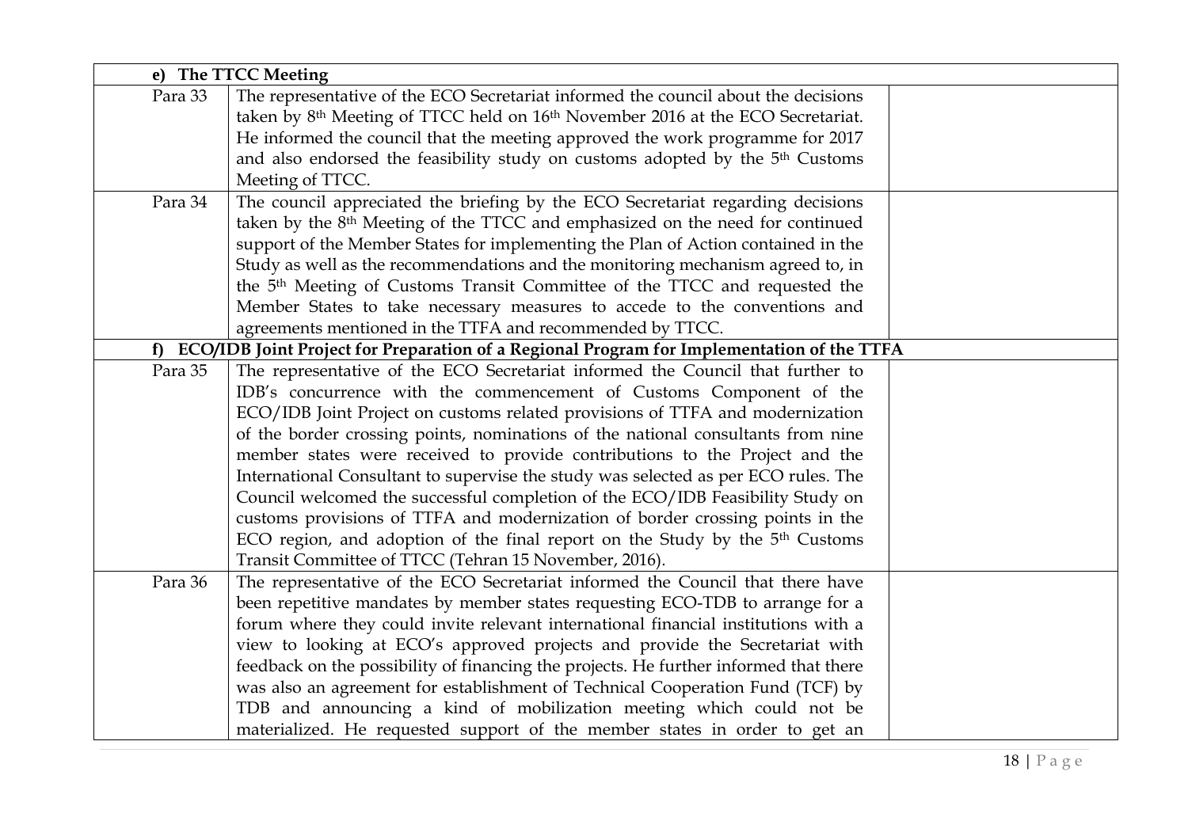| | | |
|---|---|---|
| **e) The TTCC Meeting** | | |
| Para 33 | The representative of the ECO Secretariat informed the council about the decisions taken by 8th Meeting of TTCC held on 16th November 2016 at the ECO Secretariat. He informed the council that the meeting approved the work programme for 2017 and also endorsed the feasibility study on customs adopted by the 5th Customs Meeting of TTCC. | |
| Para 34 | The council appreciated the briefing by the ECO Secretariat regarding decisions taken by the 8th Meeting of the TTCC and emphasized on the need for continued support of the Member States for implementing the Plan of Action contained in the Study as well as the recommendations and the monitoring mechanism agreed to, in the 5th Meeting of Customs Transit Committee of the TTCC and requested the Member States to take necessary measures to accede to the conventions and agreements mentioned in the TTFA and recommended by TTCC. | |
| **f) ECO/IDB Joint Project for Preparation of a Regional Program for Implementation of the TTFA** | | |
| Para 35 | The representative of the ECO Secretariat informed the Council that further to IDB's concurrence with the commencement of Customs Component of the ECO/IDB Joint Project on customs related provisions of TTFA and modernization of the border crossing points, nominations of the national consultants from nine member states were received to provide contributions to the Project and the International Consultant to supervise the study was selected as per ECO rules. The Council welcomed the successful completion of the ECO/IDB Feasibility Study on customs provisions of TTFA and modernization of border crossing points in the ECO region, and adoption of the final report on the Study by the 5th Customs Transit Committee of TTCC (Tehran 15 November, 2016). | |
| Para 36 | The representative of the ECO Secretariat informed the Council that there have been repetitive mandates by member states requesting ECO-TDB to arrange for a forum where they could invite relevant international financial institutions with a view to looking at ECO's approved projects and provide the Secretariat with feedback on the possibility of financing the projects. He further informed that there was also an agreement for establishment of Technical Cooperation Fund (TCF) by TDB and announcing a kind of mobilization meeting which could not be materialized. He requested support of the member states in order to get an | |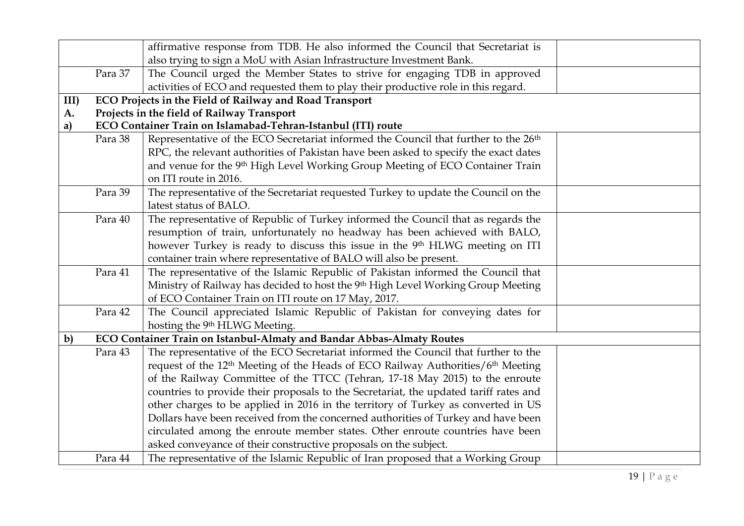| | | | |
|---|---|---|---|
| | | affirmative response from TDB. He also informed the Council that Secretariat is also trying to sign a MoU with Asian Infrastructure Investment Bank. | |
| | Para 37 | The Council urged the Member States to strive for engaging TDB in approved activities of ECO and requested them to play their productive role in this regard. | |
| **III)** | **ECO Projects in the Field of Railway and Road Transport** | | |
| **A.** | **Projects in the field of Railway Transport** | | |
| **a)** | **ECO Container Train on Islamabad-Tehran-Istanbul (ITI) route** | | |
| | Para 38 | Representative of the ECO Secretariat informed the Council that further to the 26th RPC, the relevant authorities of Pakistan have been asked to specify the exact dates and venue for the 9th High Level Working Group Meeting of ECO Container Train on ITI route in 2016. | |
| | Para 39 | The representative of the Secretariat requested Turkey to update the Council on the latest status of BALO. | |
| | Para 40 | The representative of Republic of Turkey informed the Council that as regards the resumption of train, unfortunately no headway has been achieved with BALO, however Turkey is ready to discuss this issue in the 9th HLWG meeting on ITI container train where representative of BALO will also be present. | |
| | Para 41 | The representative of the Islamic Republic of Pakistan informed the Council that Ministry of Railway has decided to host the 9th High Level Working Group Meeting of ECO Container Train on ITI route on 17 May, 2017. | |
| | Para 42 | The Council appreciated Islamic Republic of Pakistan for conveying dates for hosting the 9th HLWG Meeting. | |
| **b)** | **ECO Container Train on Istanbul-Almaty and Bandar Abbas-Almaty Routes** | | |
| | Para 43 | The representative of the ECO Secretariat informed the Council that further to the request of the 12th Meeting of the Heads of ECO Railway Authorities/6th Meeting of the Railway Committee of the TTCC (Tehran, 17-18 May 2015) to the enroute countries to provide their proposals to the Secretariat, the updated tariff rates and other charges to be applied in 2016 in the territory of Turkey as converted in US Dollars have been received from the concerned authorities of Turkey and have been circulated among the enroute member states. Other enroute countries have been asked conveyance of their constructive proposals on the subject. | |
| | Para 44 | The representative of the Islamic Republic of Iran proposed that a Working Group | |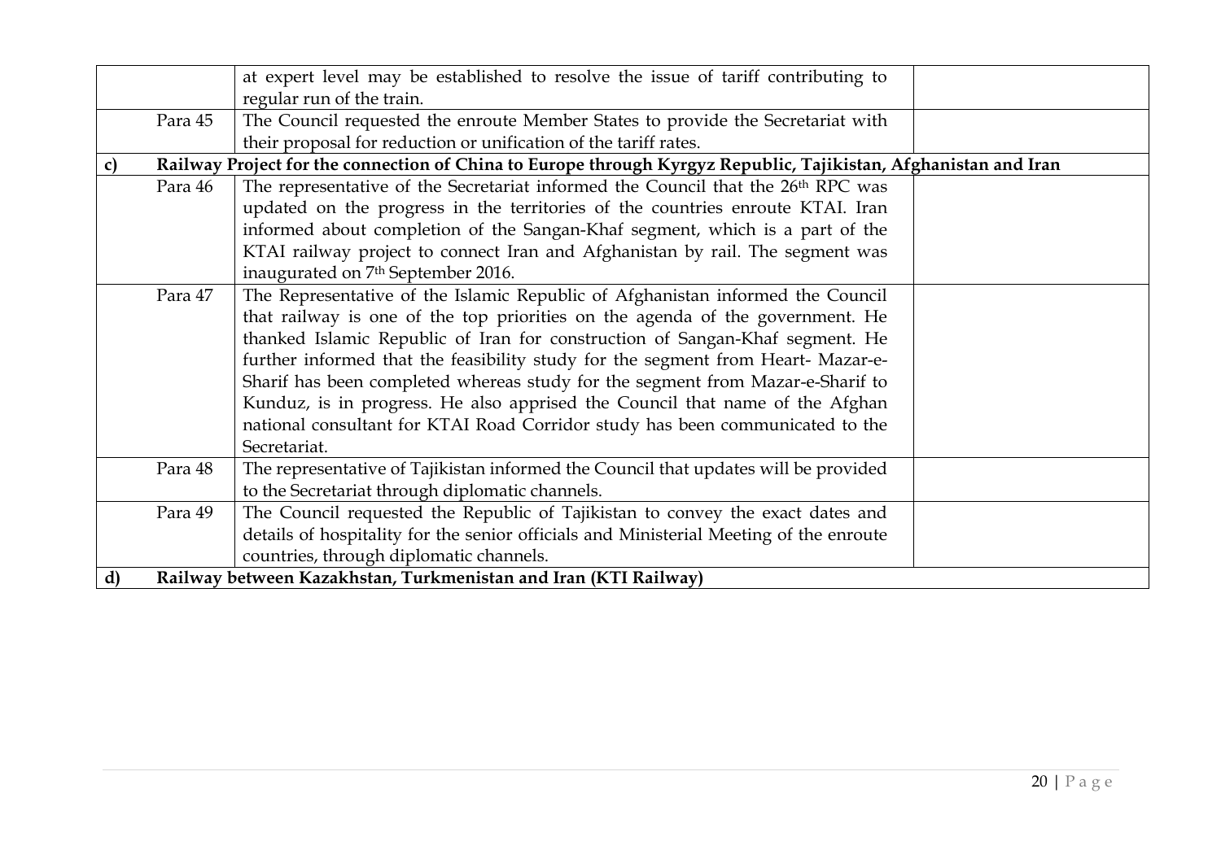| | | | |
|---|---|---|---|
| | | at expert level may be established to resolve the issue of tariff contributing to regular run of the train. | |
| | Para 45 | The Council requested the enroute Member States to provide the Secretariat with their proposal for reduction or unification of the tariff rates. | |
| **c)** | **Railway Project for the connection of China to Europe through Kyrgyz Republic, Tajikistan, Afghanistan and Iran** | | |
| | Para 46 | The representative of the Secretariat informed the Council that the 26th RPC was updated on the progress in the territories of the countries enroute KTAI. Iran informed about completion of the Sangan-Khaf segment, which is a part of the KTAI railway project to connect Iran and Afghanistan by rail. The segment was inaugurated on 7th September 2016. | |
| | Para 47 | The Representative of the Islamic Republic of Afghanistan informed the Council that railway is one of the top priorities on the agenda of the government. He thanked Islamic Republic of Iran for construction of Sangan-Khaf segment. He further informed that the feasibility study for the segment from Heart- Mazar-e-Sharif has been completed whereas study for the segment from Mazar-e-Sharif to Kunduz, is in progress. He also apprised the Council that name of the Afghan national consultant for KTAI Road Corridor study has been communicated to the Secretariat. | |
| | Para 48 | The representative of Tajikistan informed the Council that updates will be provided to the Secretariat through diplomatic channels. | |
| | Para 49 | The Council requested the Republic of Tajikistan to convey the exact dates and details of hospitality for the senior officials and Ministerial Meeting of the enroute countries, through diplomatic channels. | |
| **d)** | **Railway between Kazakhstan, Turkmenistan and Iran (KTI Railway)** | | |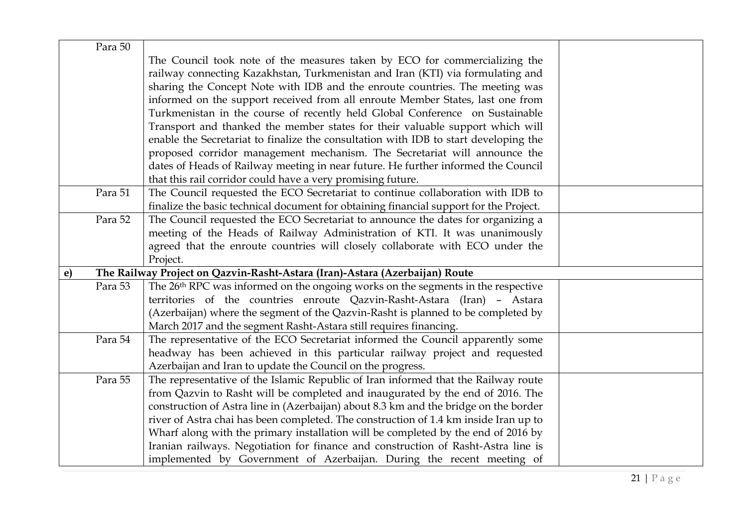| | | |
|---|---|---|
| Para 50 | The Council took note of the measures taken by ECO for commercializing the railway connecting Kazakhstan, Turkmenistan and Iran (KTI) via formulating and sharing the Concept Note with IDB and the enroute countries. The meeting was informed on the support received from all enroute Member States, last one from Turkmenistan in the course of recently held Global Conference on Sustainable Transport and thanked the member states for their valuable support which will enable the Secretariat to finalize the consultation with IDB to start developing the proposed corridor management mechanism. The Secretariat will announce the dates of Heads of Railway meeting in near future. He further informed the Council that this rail corridor could have a very promising future. | |
| Para 51 | The Council requested the ECO Secretariat to continue collaboration with IDB to finalize the basic technical document for obtaining financial support for the Project. | |
| Para 52 | The Council requested the ECO Secretariat to announce the dates for organizing a meeting of the Heads of Railway Administration of KTI. It was unanimously agreed that the enroute countries will closely collaborate with ECO under the Project. | |
| **e)** | **The Railway Project on Qazvin-Rasht-Astara (Iran)-Astara (Azerbaijan) Route** | |
| Para 53 | The 26th RPC was informed on the ongoing works on the segments in the respective territories of the countries enroute Qazvin-Rasht-Astara (Iran) – Astara (Azerbaijan) where the segment of the Qazvin-Rasht is planned to be completed by March 2017 and the segment Rasht-Astara still requires financing. | |
| Para 54 | The representative of the ECO Secretariat informed the Council apparently some headway has been achieved in this particular railway project and requested Azerbaijan and Iran to update the Council on the progress. | |
| Para 55 | The representative of the Islamic Republic of Iran informed that the Railway route from Qazvin to Rasht will be completed and inaugurated by the end of 2016. The construction of Astra line in (Azerbaijan) about 8.3 km and the bridge on the border river of Astra chai has been completed. The construction of 1.4 km inside Iran up to Wharf along with the primary installation will be completed by the end of 2016 by Iranian railways. Negotiation for finance and construction of Rasht-Astra line is implemented by Government of Azerbaijan. During the recent meeting of | |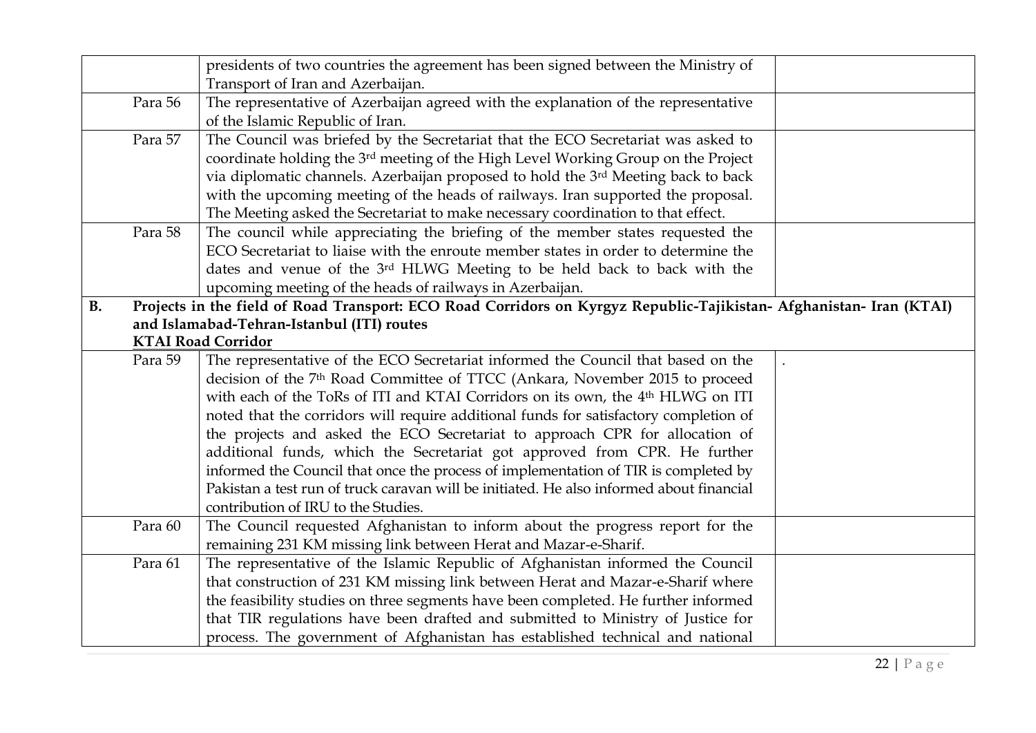| | | |
|---|---|---|
| | presidents of two countries the agreement has been signed between the Ministry of Transport of Iran and Azerbaijan. | |
| Para 56 | The representative of Azerbaijan agreed with the explanation of the representative of the Islamic Republic of Iran. | |
| Para 57 | The Council was briefed by the Secretariat that the ECO Secretariat was asked to coordinate holding the 3rd meeting of the High Level Working Group on the Project via diplomatic channels. Azerbaijan proposed to hold the 3rd Meeting back to back with the upcoming meeting of the heads of railways. Iran supported the proposal. The Meeting asked the Secretariat to make necessary coordination to that effect. | |
| Para 58 | The council while appreciating the briefing of the member states requested the ECO Secretariat to liaise with the enroute member states in order to determine the dates and venue of the 3rd HLWG Meeting to be held back to back with the upcoming meeting of the heads of railways in Azerbaijan. | |
| **B.** | **Projects in the field of Road Transport: ECO Road Corridors on Kyrgyz Republic-Tajikistan- Afghanistan- Iran (KTAI) and Islamabad-Tehran-Istanbul (ITI) routes** **<u>KTAI Road Corridor</u>** | |
| Para 59 | The representative of the ECO Secretariat informed the Council that based on the decision of the 7th Road Committee of TTCC (Ankara, November 2015 to proceed with each of the ToRs of ITI and KTAI Corridors on its own, the 4th HLWG on ITI noted that the corridors will require additional funds for satisfactory completion of the projects and asked the ECO Secretariat to approach CPR for allocation of additional funds, which the Secretariat got approved from CPR. He further informed the Council that once the process of implementation of TIR is completed by Pakistan a test run of truck caravan will be initiated. He also informed about financial contribution of IRU to the Studies. | . |
| Para 60 | The Council requested Afghanistan to inform about the progress report for the remaining 231 KM missing link between Herat and Mazar-e-Sharif. | |
| Para 61 | The representative of the Islamic Republic of Afghanistan informed the Council that construction of 231 KM missing link between Herat and Mazar-e-Sharif where the feasibility studies on three segments have been completed. He further informed that TIR regulations have been drafted and submitted to Ministry of Justice for process. The government of Afghanistan has established technical and national | |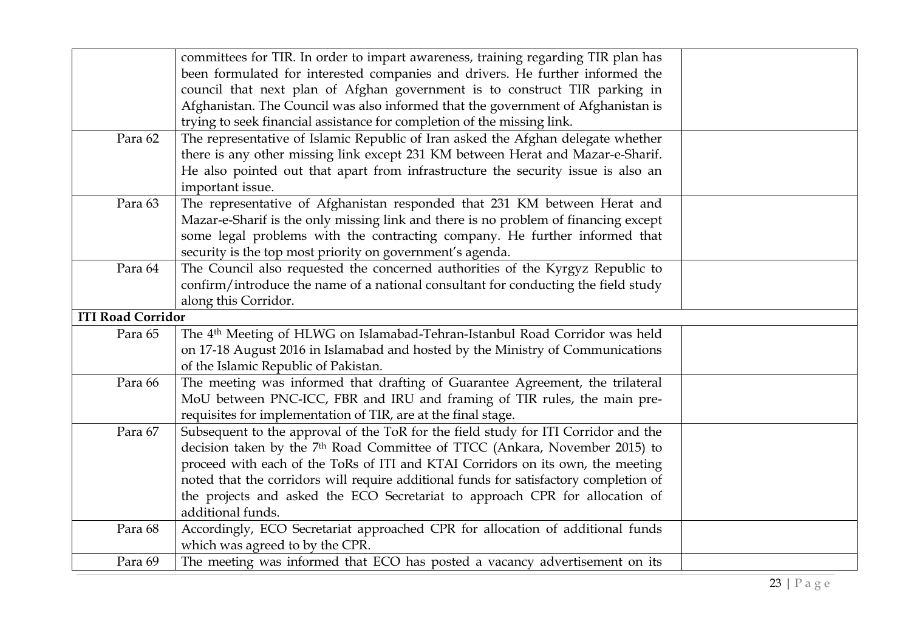| | | |
|---|---|---|
| | committees for TIR. In order to impart awareness, training regarding TIR plan has been formulated for interested companies and drivers. He further informed the council that next plan of Afghan government is to construct TIR parking in Afghanistan. The Council was also informed that the government of Afghanistan is trying to seek financial assistance for completion of the missing link. | |
| Para 62 | The representative of Islamic Republic of Iran asked the Afghan delegate whether there is any other missing link except 231 KM between Herat and Mazar-e-Sharif. He also pointed out that apart from infrastructure the security issue is also an important issue. | |
| Para 63 | The representative of Afghanistan responded that 231 KM between Herat and Mazar-e-Sharif is the only missing link and there is no problem of financing except some legal problems with the contracting company. He further informed that security is the top most priority on government's agenda. | |
| Para 64 | The Council also requested the concerned authorities of the Kyrgyz Republic to confirm/introduce the name of a national consultant for conducting the field study along this Corridor. | |
| **ITI Road Corridor** | | |
| Para 65 | The 4th Meeting of HLWG on Islamabad-Tehran-Istanbul Road Corridor was held on 17-18 August 2016 in Islamabad and hosted by the Ministry of Communications of the Islamic Republic of Pakistan. | |
| Para 66 | The meeting was informed that drafting of Guarantee Agreement, the trilateral MoU between PNC-ICC, FBR and IRU and framing of TIR rules, the main pre-requisites for implementation of TIR, are at the final stage. | |
| Para 67 | Subsequent to the approval of the ToR for the field study for ITI Corridor and the decision taken by the 7th Road Committee of TTCC (Ankara, November 2015) to proceed with each of the ToRs of ITI and KTAI Corridors on its own, the meeting noted that the corridors will require additional funds for satisfactory completion of the projects and asked the ECO Secretariat to approach CPR for allocation of additional funds. | |
| Para 68 | Accordingly, ECO Secretariat approached CPR for allocation of additional funds which was agreed to by the CPR. | |
| Para 69 | The meeting was informed that ECO has posted a vacancy advertisement on its | |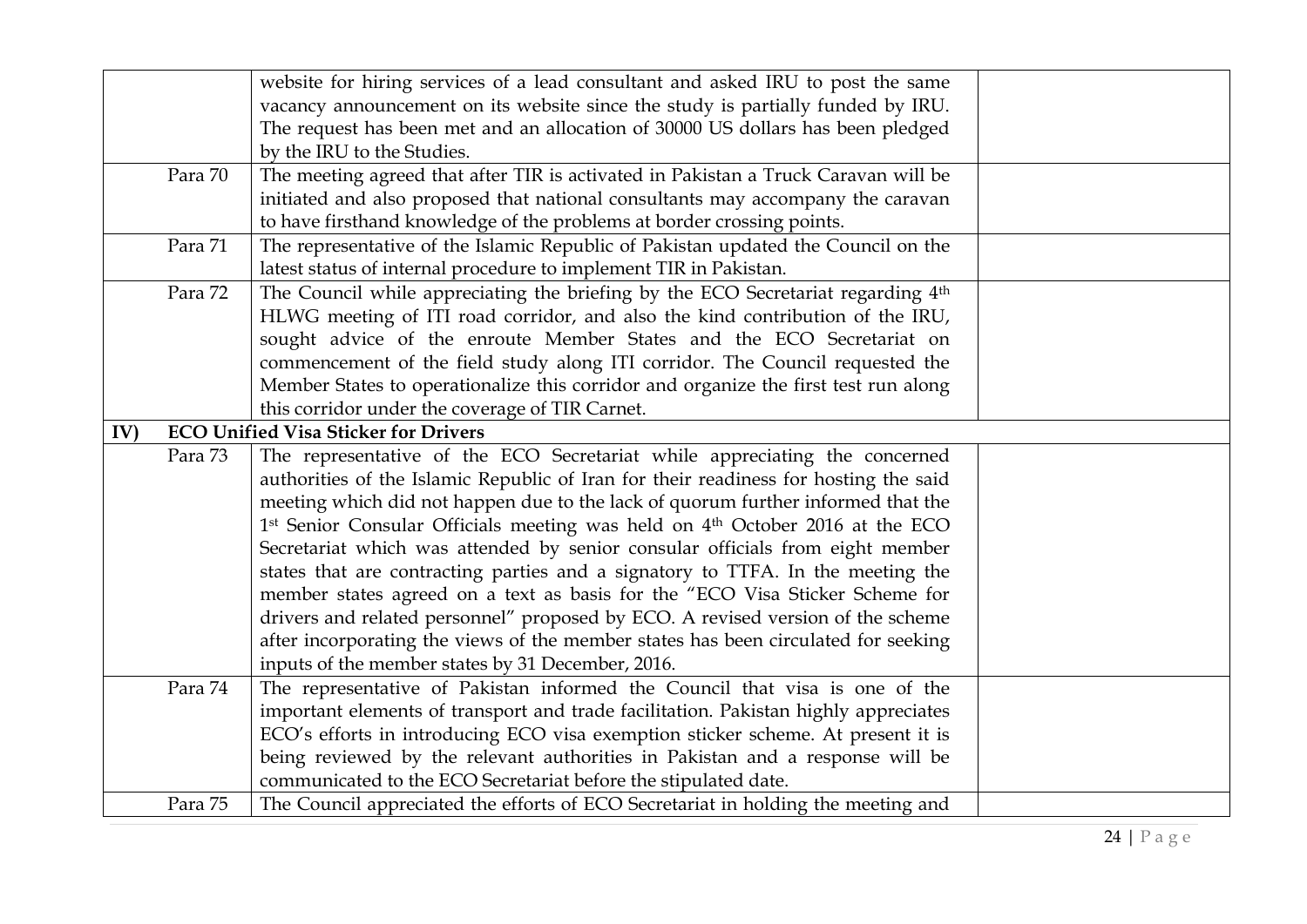| | | |
|---|---|---|
| | website for hiring services of a lead consultant and asked IRU to post the same vacancy announcement on its website since the study is partially funded by IRU. The request has been met and an allocation of 30000 US dollars has been pledged by the IRU to the Studies. | |
| Para 70 | The meeting agreed that after TIR is activated in Pakistan a Truck Caravan will be initiated and also proposed that national consultants may accompany the caravan to have firsthand knowledge of the problems at border crossing points. | |
| Para 71 | The representative of the Islamic Republic of Pakistan updated the Council on the latest status of internal procedure to implement TIR in Pakistan. | |
| Para 72 | The Council while appreciating the briefing by the ECO Secretariat regarding 4th HLWG meeting of ITI road corridor, and also the kind contribution of the IRU, sought advice of the enroute Member States and the ECO Secretariat on commencement of the field study along ITI corridor. The Council requested the Member States to operationalize this corridor and organize the first test run along this corridor under the coverage of TIR Carnet. | |
| **IV)** | **ECO Unified Visa Sticker for Drivers** | |
| Para 73 | The representative of the ECO Secretariat while appreciating the concerned authorities of the Islamic Republic of Iran for their readiness for hosting the said meeting which did not happen due to the lack of quorum further informed that the 1st Senior Consular Officials meeting was held on 4th October 2016 at the ECO Secretariat which was attended by senior consular officials from eight member states that are contracting parties and a signatory to TTFA. In the meeting the member states agreed on a text as basis for the "ECO Visa Sticker Scheme for drivers and related personnel" proposed by ECO. A revised version of the scheme after incorporating the views of the member states has been circulated for seeking inputs of the member states by 31 December, 2016. | |
| Para 74 | The representative of Pakistan informed the Council that visa is one of the important elements of transport and trade facilitation. Pakistan highly appreciates ECO's efforts in introducing ECO visa exemption sticker scheme. At present it is being reviewed by the relevant authorities in Pakistan and a response will be communicated to the ECO Secretariat before the stipulated date. | |
| Para 75 | The Council appreciated the efforts of ECO Secretariat in holding the meeting and | |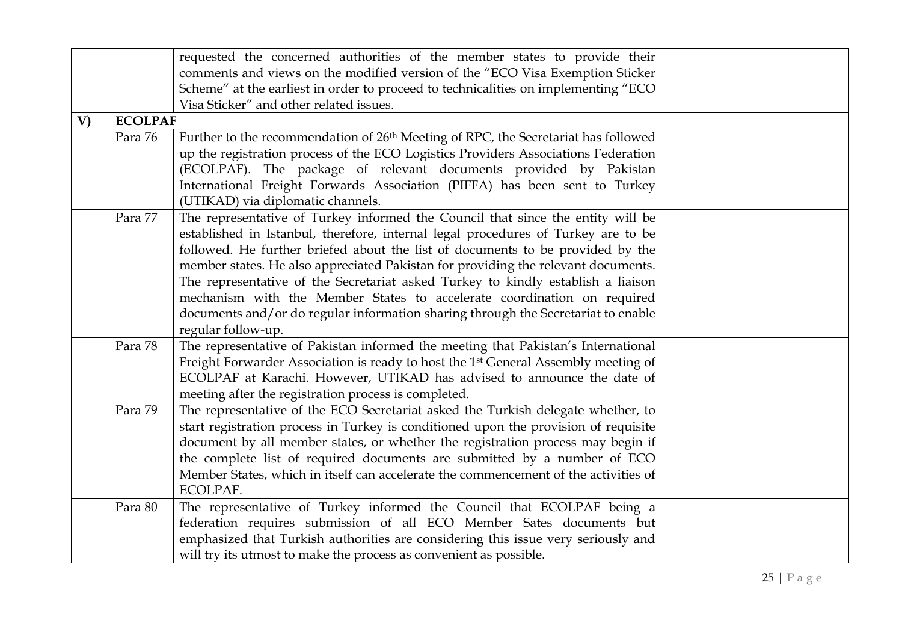| | | |
|---|---|---|
| | requested the concerned authorities of the member states to provide their comments and views on the modified version of the "ECO Visa Exemption Sticker Scheme" at the earliest in order to proceed to technicalities on implementing "ECO Visa Sticker" and other related issues. | |
| **V) ECOLPAF** | | |
| Para 76 | Further to the recommendation of 26th Meeting of RPC, the Secretariat has followed up the registration process of the ECO Logistics Providers Associations Federation (ECOLPAF). The package of relevant documents provided by Pakistan International Freight Forwards Association (PIFFA) has been sent to Turkey (UTIKAD) via diplomatic channels. | |
| Para 77 | The representative of Turkey informed the Council that since the entity will be established in Istanbul, therefore, internal legal procedures of Turkey are to be followed. He further briefed about the list of documents to be provided by the member states. He also appreciated Pakistan for providing the relevant documents. The representative of the Secretariat asked Turkey to kindly establish a liaison mechanism with the Member States to accelerate coordination on required documents and/or do regular information sharing through the Secretariat to enable regular follow-up. | |
| Para 78 | The representative of Pakistan informed the meeting that Pakistan's International Freight Forwarder Association is ready to host the 1st General Assembly meeting of ECOLPAF at Karachi. However, UTIKAD has advised to announce the date of meeting after the registration process is completed. | |
| Para 79 | The representative of the ECO Secretariat asked the Turkish delegate whether, to start registration process in Turkey is conditioned upon the provision of requisite document by all member states, or whether the registration process may begin if the complete list of required documents are submitted by a number of ECO Member States, which in itself can accelerate the commencement of the activities of ECOLPAF. | |
| Para 80 | The representative of Turkey informed the Council that ECOLPAF being a federation requires submission of all ECO Member Sates documents but emphasized that Turkish authorities are considering this issue very seriously and will try its utmost to make the process as convenient as possible. | |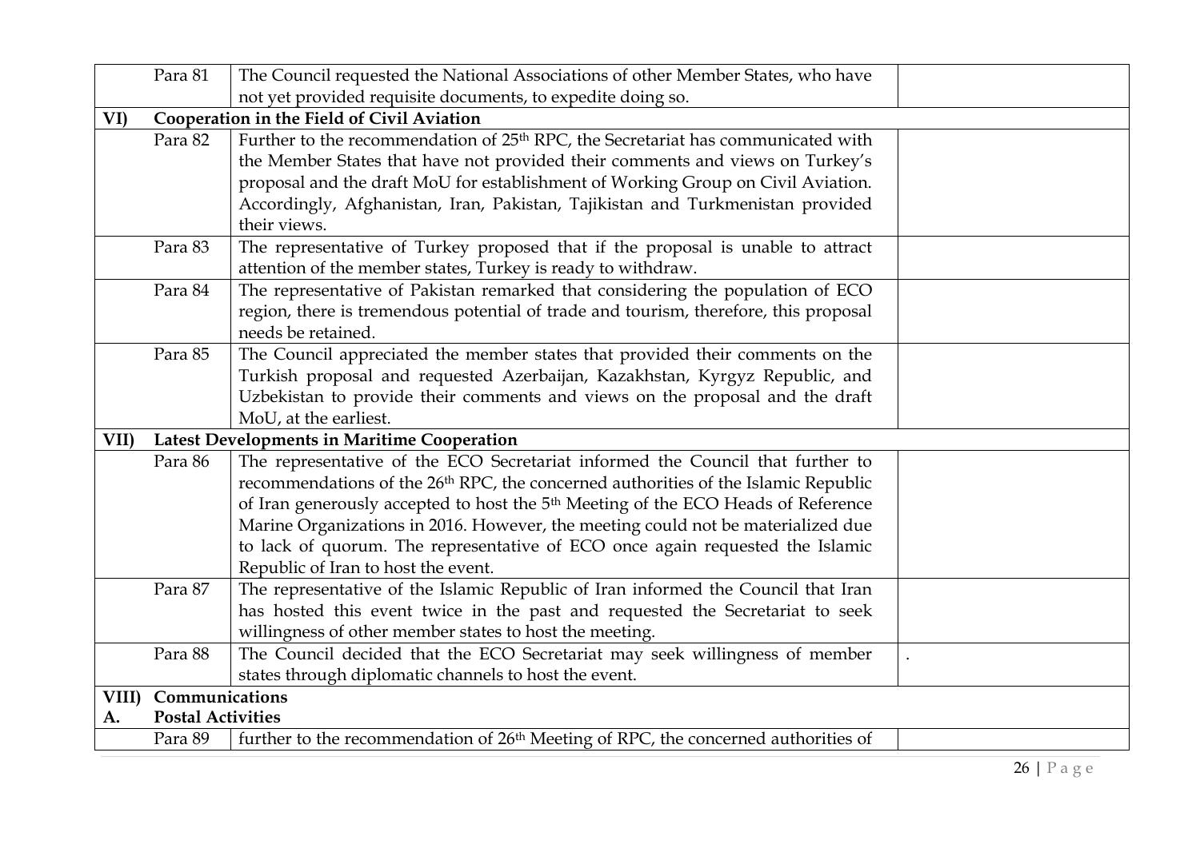| | | | |
|---|---|---|---|
| | Para 81 | The Council requested the National Associations of other Member States, who have not yet provided requisite documents, to expedite doing so. | |
| **VI)** | **Cooperation in the Field of Civil Aviation** | | |
| | Para 82 | Further to the recommendation of 25th RPC, the Secretariat has communicated with the Member States that have not provided their comments and views on Turkey's proposal and the draft MoU for establishment of Working Group on Civil Aviation. Accordingly, Afghanistan, Iran, Pakistan, Tajikistan and Turkmenistan provided their views. | |
| | Para 83 | The representative of Turkey proposed that if the proposal is unable to attract attention of the member states, Turkey is ready to withdraw. | |
| | Para 84 | The representative of Pakistan remarked that considering the population of ECO region, there is tremendous potential of trade and tourism, therefore, this proposal needs be retained. | |
| | Para 85 | The Council appreciated the member states that provided their comments on the Turkish proposal and requested Azerbaijan, Kazakhstan, Kyrgyz Republic, and Uzbekistan to provide their comments and views on the proposal and the draft MoU, at the earliest. | |
| **VII)** | **Latest Developments in Maritime Cooperation** | | |
| | Para 86 | The representative of the ECO Secretariat informed the Council that further to recommendations of the 26th RPC, the concerned authorities of the Islamic Republic of Iran generously accepted to host the 5th Meeting of the ECO Heads of Reference Marine Organizations in 2016. However, the meeting could not be materialized due to lack of quorum. The representative of ECO once again requested the Islamic Republic of Iran to host the event. | |
| | Para 87 | The representative of the Islamic Republic of Iran informed the Council that Iran has hosted this event twice in the past and requested the Secretariat to seek willingness of other member states to host the meeting. | |
| | Para 88 | The Council decided that the ECO Secretariat may seek willingness of member states through diplomatic channels to host the event. | . |
| **VIII)** | **Communications** | | |
| **A.** | **Postal Activities** | | |
| | Para 89 | further to the recommendation of 26th Meeting of RPC, the concerned authorities of | |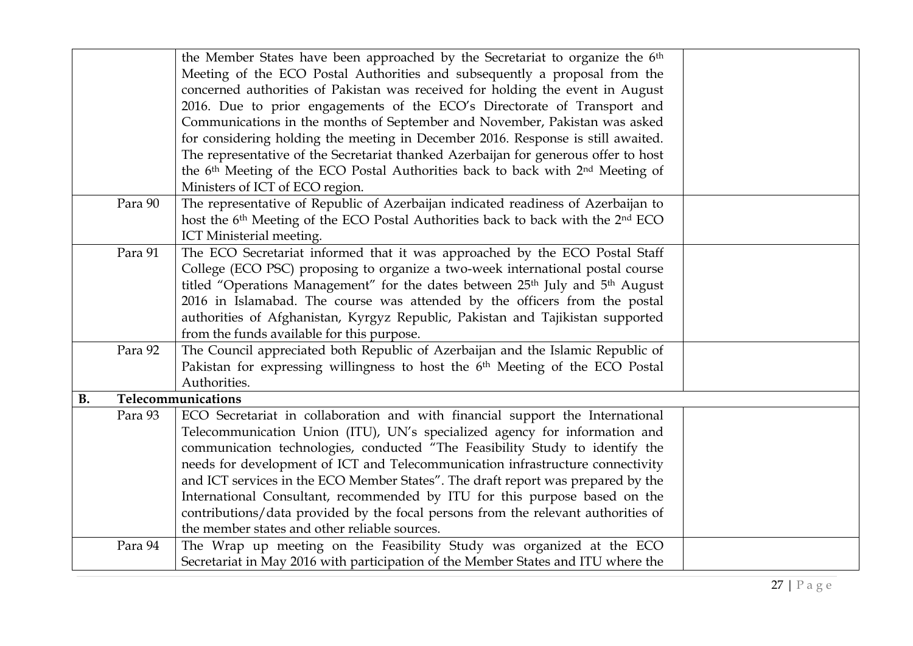| | | |
|---|---|---|
| | the Member States have been approached by the Secretariat to organize the 6th Meeting of the ECO Postal Authorities and subsequently a proposal from the concerned authorities of Pakistan was received for holding the event in August 2016. Due to prior engagements of the ECO's Directorate of Transport and Communications in the months of September and November, Pakistan was asked for considering holding the meeting in December 2016. Response is still awaited. The representative of the Secretariat thanked Azerbaijan for generous offer to host the 6th Meeting of the ECO Postal Authorities back to back with 2nd Meeting of Ministers of ICT of ECO region. | |
| Para 90 | The representative of Republic of Azerbaijan indicated readiness of Azerbaijan to host the 6th Meeting of the ECO Postal Authorities back to back with the 2nd ECO ICT Ministerial meeting. | |
| Para 91 | The ECO Secretariat informed that it was approached by the ECO Postal Staff College (ECO PSC) proposing to organize a two-week international postal course titled "Operations Management" for the dates between 25th July and 5th August 2016 in Islamabad. The course was attended by the officers from the postal authorities of Afghanistan, Kyrgyz Republic, Pakistan and Tajikistan supported from the funds available for this purpose. | |
| Para 92 | The Council appreciated both Republic of Azerbaijan and the Islamic Republic of Pakistan for expressing willingness to host the 6th Meeting of the ECO Postal Authorities. | |
| **B.** | **Telecommunications** | |
| Para 93 | ECO Secretariat in collaboration and with financial support the International Telecommunication Union (ITU), UN's specialized agency for information and communication technologies, conducted "The Feasibility Study to identify the needs for development of ICT and Telecommunication infrastructure connectivity and ICT services in the ECO Member States". The draft report was prepared by the International Consultant, recommended by ITU for this purpose based on the contributions/data provided by the focal persons from the relevant authorities of the member states and other reliable sources. | |
| Para 94 | The Wrap up meeting on the Feasibility Study was organized at the ECO Secretariat in May 2016 with participation of the Member States and ITU where the | |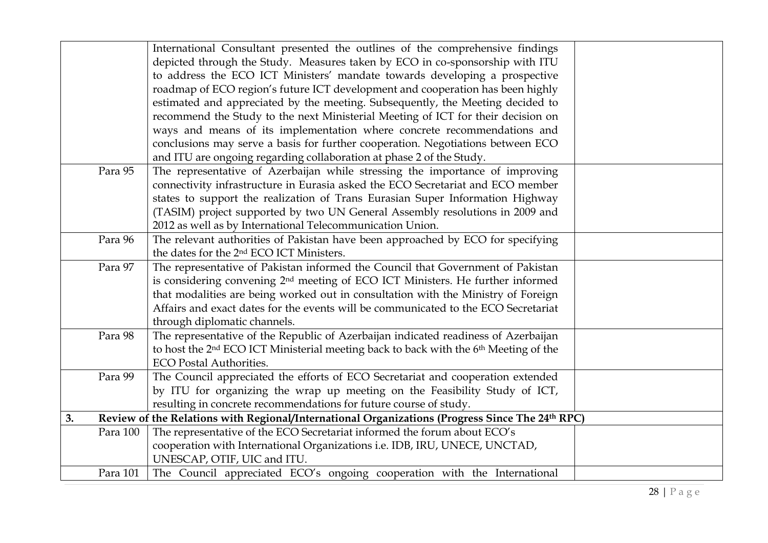| | | |
|---|---|---|
| | International Consultant presented the outlines of the comprehensive findings depicted through the Study. Measures taken by ECO in co-sponsorship with ITU to address the ECO ICT Ministers' mandate towards developing a prospective roadmap of ECO region's future ICT development and cooperation has been highly estimated and appreciated by the meeting. Subsequently, the Meeting decided to recommend the Study to the next Ministerial Meeting of ICT for their decision on ways and means of its implementation where concrete recommendations and conclusions may serve a basis for further cooperation. Negotiations between ECO and ITU are ongoing regarding collaboration at phase 2 of the Study. | |
| Para 95 | The representative of Azerbaijan while stressing the importance of improving connectivity infrastructure in Eurasia asked the ECO Secretariat and ECO member states to support the realization of Trans Eurasian Super Information Highway (TASIM) project supported by two UN General Assembly resolutions in 2009 and 2012 as well as by International Telecommunication Union. | |
| Para 96 | The relevant authorities of Pakistan have been approached by ECO for specifying the dates for the 2nd ECO ICT Ministers. | |
| Para 97 | The representative of Pakistan informed the Council that Government of Pakistan is considering convening 2nd meeting of ECO ICT Ministers. He further informed that modalities are being worked out in consultation with the Ministry of Foreign Affairs and exact dates for the events will be communicated to the ECO Secretariat through diplomatic channels. | |
| Para 98 | The representative of the Republic of Azerbaijan indicated readiness of Azerbaijan to host the 2nd ECO ICT Ministerial meeting back to back with the 6th Meeting of the ECO Postal Authorities. | |
| Para 99 | The Council appreciated the efforts of ECO Secretariat and cooperation extended by ITU for organizing the wrap up meeting on the Feasibility Study of ICT, resulting in concrete recommendations for future course of study. | |
| **3.** | **Review of the Relations with Regional/International Organizations (Progress Since The 24th RPC)** | |
| Para 100 | The representative of the ECO Secretariat informed the forum about ECO's cooperation with International Organizations i.e. IDB, IRU, UNECE, UNCTAD, UNESCAP, OTIF, UIC and ITU. | |
| Para 101 | The Council appreciated ECO's ongoing cooperation with the International | |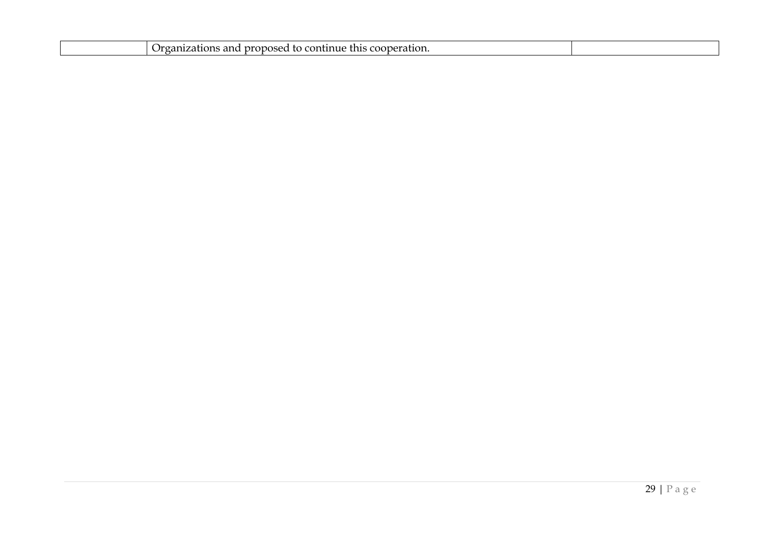| | | |
|---|---|---|
| | Organizations and proposed to continue this cooperation. | |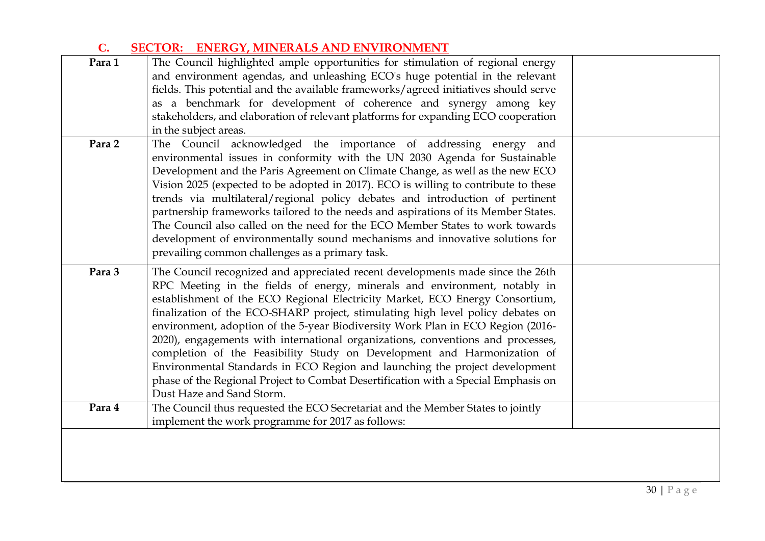## C. SECTOR: ENERGY, MINERALS AND ENVIRONMENT

| | | |
|---|---|---|
| **Para 1** | The Council highlighted ample opportunities for stimulation of regional energy and environment agendas, and unleashing ECO's huge potential in the relevant fields. This potential and the available frameworks/agreed initiatives should serve as a benchmark for development of coherence and synergy among key stakeholders, and elaboration of relevant platforms for expanding ECO cooperation in the subject areas. | |
| **Para 2** | The Council acknowledged the importance of addressing energy and environmental issues in conformity with the UN 2030 Agenda for Sustainable Development and the Paris Agreement on Climate Change, as well as the new ECO Vision 2025 (expected to be adopted in 2017). ECO is willing to contribute to these trends via multilateral/regional policy debates and introduction of pertinent partnership frameworks tailored to the needs and aspirations of its Member States. The Council also called on the need for the ECO Member States to work towards development of environmentally sound mechanisms and innovative solutions for prevailing common challenges as a primary task. | |
| **Para 3** | The Council recognized and appreciated recent developments made since the 26th RPC Meeting in the fields of energy, minerals and environment, notably in establishment of the ECO Regional Electricity Market, ECO Energy Consortium, finalization of the ECO-SHARP project, stimulating high level policy debates on environment, adoption of the 5-year Biodiversity Work Plan in ECO Region (2016-2020), engagements with international organizations, conventions and processes, completion of the Feasibility Study on Development and Harmonization of Environmental Standards in ECO Region and launching the project development phase of the Regional Project to Combat Desertification with a Special Emphasis on Dust Haze and Sand Storm. | |
| **Para 4** | The Council thus requested the ECO Secretariat and the Member States to jointly implement the work programme for 2017 as follows: | |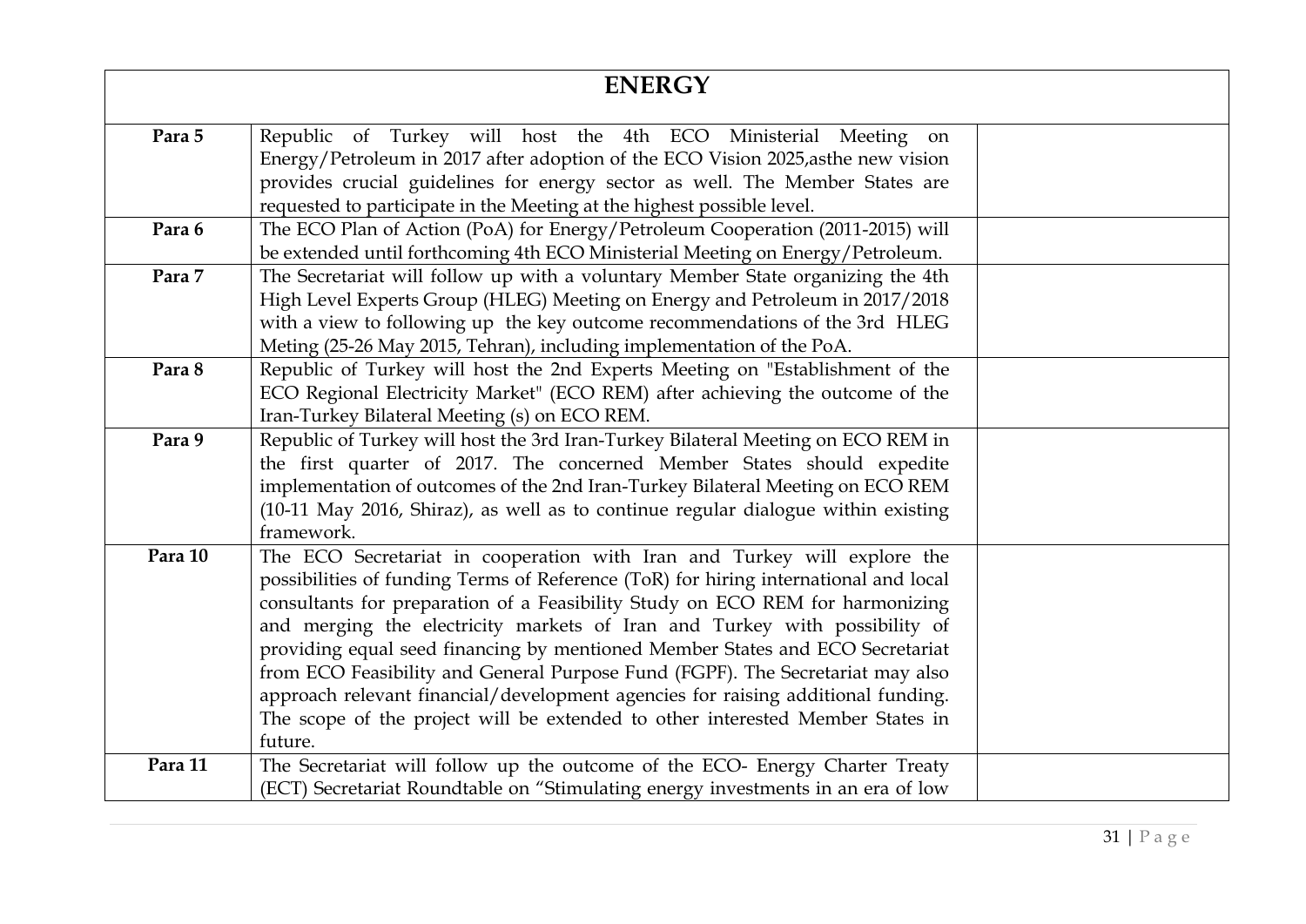| ENERGY | | |
|---|---|---|
| **Para 5** | Republic of Turkey will host the 4th ECO Ministerial Meeting on Energy/Petroleum in 2017 after adoption of the ECO Vision 2025,asthe new vision provides crucial guidelines for energy sector as well. The Member States are requested to participate in the Meeting at the highest possible level. | |
| **Para 6** | The ECO Plan of Action (PoA) for Energy/Petroleum Cooperation (2011-2015) will be extended until forthcoming 4th ECO Ministerial Meeting on Energy/Petroleum. | |
| **Para 7** | The Secretariat will follow up with a voluntary Member State organizing the 4th High Level Experts Group (HLEG) Meeting on Energy and Petroleum in 2017/2018 with a view to following up the key outcome recommendations of the 3rd HLEG Meting (25-26 May 2015, Tehran), including implementation of the PoA. | |
| **Para 8** | Republic of Turkey will host the 2nd Experts Meeting on "Establishment of the ECO Regional Electricity Market" (ECO REM) after achieving the outcome of the Iran-Turkey Bilateral Meeting (s) on ECO REM. | |
| **Para 9** | Republic of Turkey will host the 3rd Iran-Turkey Bilateral Meeting on ECO REM in the first quarter of 2017. The concerned Member States should expedite implementation of outcomes of the 2nd Iran-Turkey Bilateral Meeting on ECO REM (10-11 May 2016, Shiraz), as well as to continue regular dialogue within existing framework. | |
| **Para 10** | The ECO Secretariat in cooperation with Iran and Turkey will explore the possibilities of funding Terms of Reference (ToR) for hiring international and local consultants for preparation of a Feasibility Study on ECO REM for harmonizing and merging the electricity markets of Iran and Turkey with possibility of providing equal seed financing by mentioned Member States and ECO Secretariat from ECO Feasibility and General Purpose Fund (FGPF). The Secretariat may also approach relevant financial/development agencies for raising additional funding. The scope of the project will be extended to other interested Member States in future. | |
| **Para 11** | The Secretariat will follow up the outcome of the ECO- Energy Charter Treaty (ECT) Secretariat Roundtable on "Stimulating energy investments in an era of low | |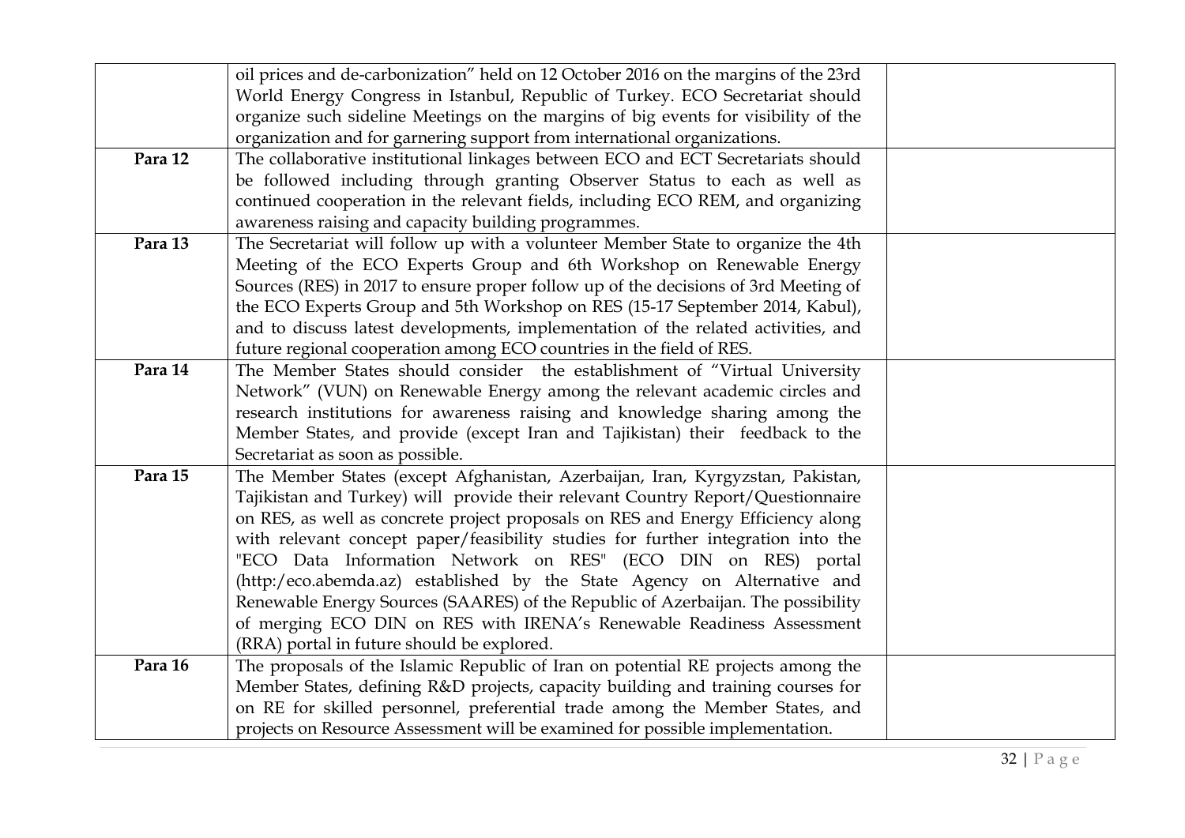| | | |
|---|---|---|
| | oil prices and de-carbonization" held on 12 October 2016 on the margins of the 23rd World Energy Congress in Istanbul, Republic of Turkey. ECO Secretariat should organize such sideline Meetings on the margins of big events for visibility of the organization and for garnering support from international organizations. | |
| **Para 12** | The collaborative institutional linkages between ECO and ECT Secretariats should be followed including through granting Observer Status to each as well as continued cooperation in the relevant fields, including ECO REM, and organizing awareness raising and capacity building programmes. | |
| **Para 13** | The Secretariat will follow up with a volunteer Member State to organize the 4th Meeting of the ECO Experts Group and 6th Workshop on Renewable Energy Sources (RES) in 2017 to ensure proper follow up of the decisions of 3rd Meeting of the ECO Experts Group and 5th Workshop on RES (15-17 September 2014, Kabul), and to discuss latest developments, implementation of the related activities, and future regional cooperation among ECO countries in the field of RES. | |
| **Para 14** | The Member States should consider the establishment of "Virtual University Network" (VUN) on Renewable Energy among the relevant academic circles and research institutions for awareness raising and knowledge sharing among the Member States, and provide (except Iran and Tajikistan) their feedback to the Secretariat as soon as possible. | |
| **Para 15** | The Member States (except Afghanistan, Azerbaijan, Iran, Kyrgyzstan, Pakistan, Tajikistan and Turkey) will provide their relevant Country Report/Questionnaire on RES, as well as concrete project proposals on RES and Energy Efficiency along with relevant concept paper/feasibility studies for further integration into the "ECO Data Information Network on RES" (ECO DIN on RES) portal (http:/eco.abemda.az) established by the State Agency on Alternative and Renewable Energy Sources (SAARES) of the Republic of Azerbaijan. The possibility of merging ECO DIN on RES with IRENA's Renewable Readiness Assessment (RRA) portal in future should be explored. | |
| **Para 16** | The proposals of the Islamic Republic of Iran on potential RE projects among the Member States, defining R&D projects, capacity building and training courses for on RE for skilled personnel, preferential trade among the Member States, and projects on Resource Assessment will be examined for possible implementation. | |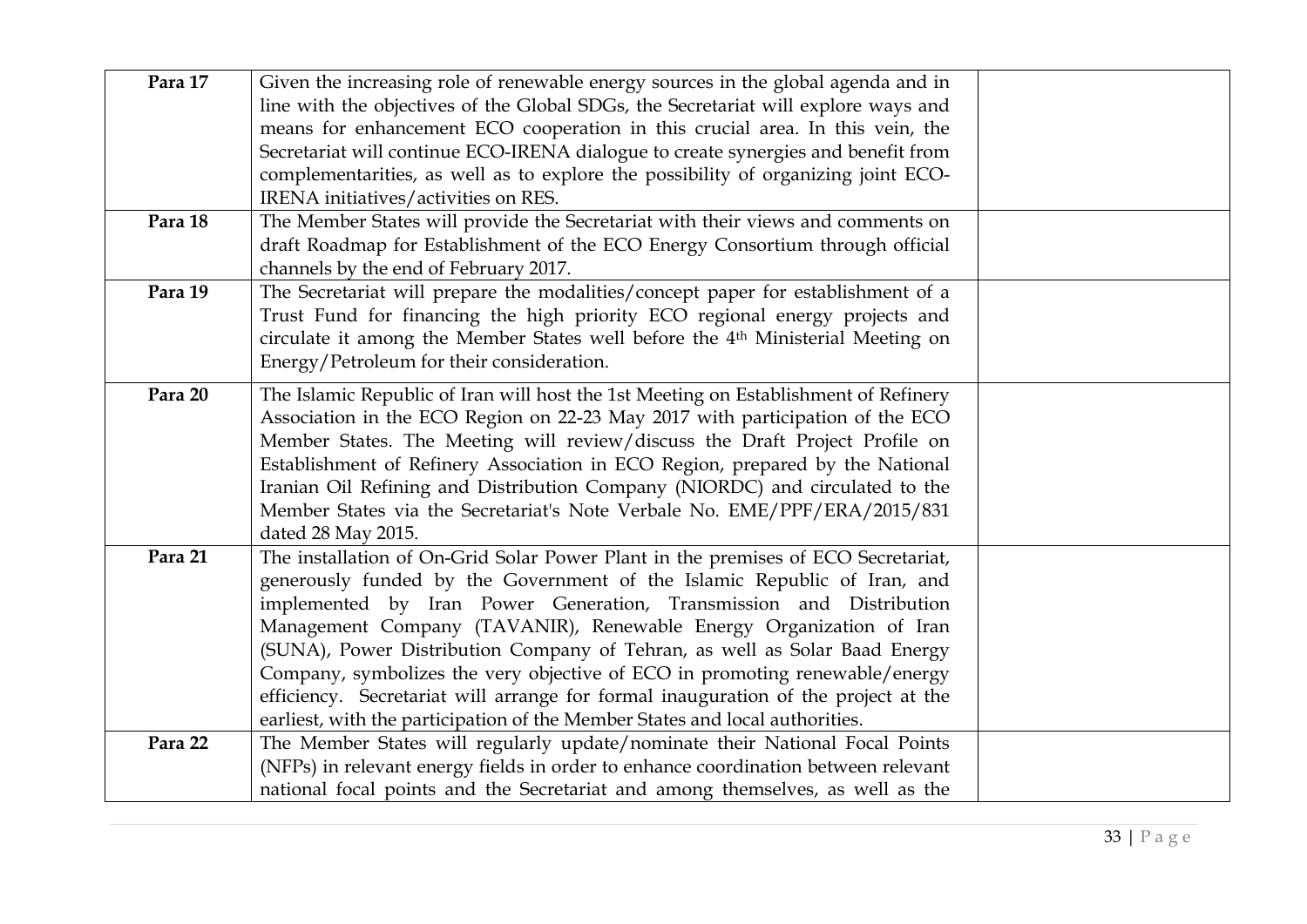| | | |
|---|---|---|
| **Para 17** | Given the increasing role of renewable energy sources in the global agenda and in line with the objectives of the Global SDGs, the Secretariat will explore ways and means for enhancement ECO cooperation in this crucial area. In this vein, the Secretariat will continue ECO-IRENA dialogue to create synergies and benefit from complementarities, as well as to explore the possibility of organizing joint ECO-IRENA initiatives/activities on RES. | |
| **Para 18** | The Member States will provide the Secretariat with their views and comments on draft Roadmap for Establishment of the ECO Energy Consortium through official channels by the end of February 2017. | |
| **Para 19** | The Secretariat will prepare the modalities/concept paper for establishment of a Trust Fund for financing the high priority ECO regional energy projects and circulate it among the Member States well before the 4th Ministerial Meeting on Energy/Petroleum for their consideration. | |
| **Para 20** | The Islamic Republic of Iran will host the 1st Meeting on Establishment of Refinery Association in the ECO Region on 22-23 May 2017 with participation of the ECO Member States. The Meeting will review/discuss the Draft Project Profile on Establishment of Refinery Association in ECO Region, prepared by the National Iranian Oil Refining and Distribution Company (NIORDC) and circulated to the Member States via the Secretariat's Note Verbale No. EME/PPF/ERA/2015/831 dated 28 May 2015. | |
| **Para 21** | The installation of On-Grid Solar Power Plant in the premises of ECO Secretariat, generously funded by the Government of the Islamic Republic of Iran, and implemented by Iran Power Generation, Transmission and Distribution Management Company (TAVANIR), Renewable Energy Organization of Iran (SUNA), Power Distribution Company of Tehran, as well as Solar Baad Energy Company, symbolizes the very objective of ECO in promoting renewable/energy efficiency. Secretariat will arrange for formal inauguration of the project at the earliest, with the participation of the Member States and local authorities. | |
| **Para 22** | The Member States will regularly update/nominate their National Focal Points (NFPs) in relevant energy fields in order to enhance coordination between relevant national focal points and the Secretariat and among themselves, as well as the | |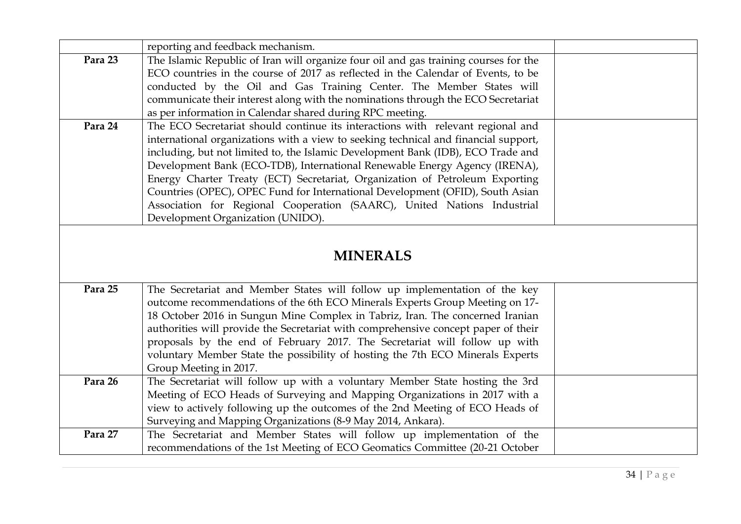| | | |
|---|---|---|
| | reporting and feedback mechanism. | |
| **Para 23** | The Islamic Republic of Iran will organize four oil and gas training courses for the ECO countries in the course of 2017 as reflected in the Calendar of Events, to be conducted by the Oil and Gas Training Center. The Member States will communicate their interest along with the nominations through the ECO Secretariat as per information in Calendar shared during RPC meeting. | |
| **Para 24** | The ECO Secretariat should continue its interactions with relevant regional and international organizations with a view to seeking technical and financial support, including, but not limited to, the Islamic Development Bank (IDB), ECO Trade and Development Bank (ECO-TDB), International Renewable Energy Agency (IRENA), Energy Charter Treaty (ECT) Secretariat, Organization of Petroleum Exporting Countries (OPEC), OPEC Fund for International Development (OFID), South Asian Association for Regional Cooperation (SAARC), United Nations Industrial Development Organization (UNIDO). | |

## MINERALS

| | | |
|---|---|---|
| **Para 25** | The Secretariat and Member States will follow up implementation of the key outcome recommendations of the 6th ECO Minerals Experts Group Meeting on 17-18 October 2016 in Sungun Mine Complex in Tabriz, Iran. The concerned Iranian authorities will provide the Secretariat with comprehensive concept paper of their proposals by the end of February 2017. The Secretariat will follow up with voluntary Member State the possibility of hosting the 7th ECO Minerals Experts Group Meeting in 2017. | |
| **Para 26** | The Secretariat will follow up with a voluntary Member State hosting the 3rd Meeting of ECO Heads of Surveying and Mapping Organizations in 2017 with a view to actively following up the outcomes of the 2nd Meeting of ECO Heads of Surveying and Mapping Organizations (8-9 May 2014, Ankara). | |
| **Para 27** | The Secretariat and Member States will follow up implementation of the recommendations of the 1st Meeting of ECO Geomatics Committee (20-21 October | |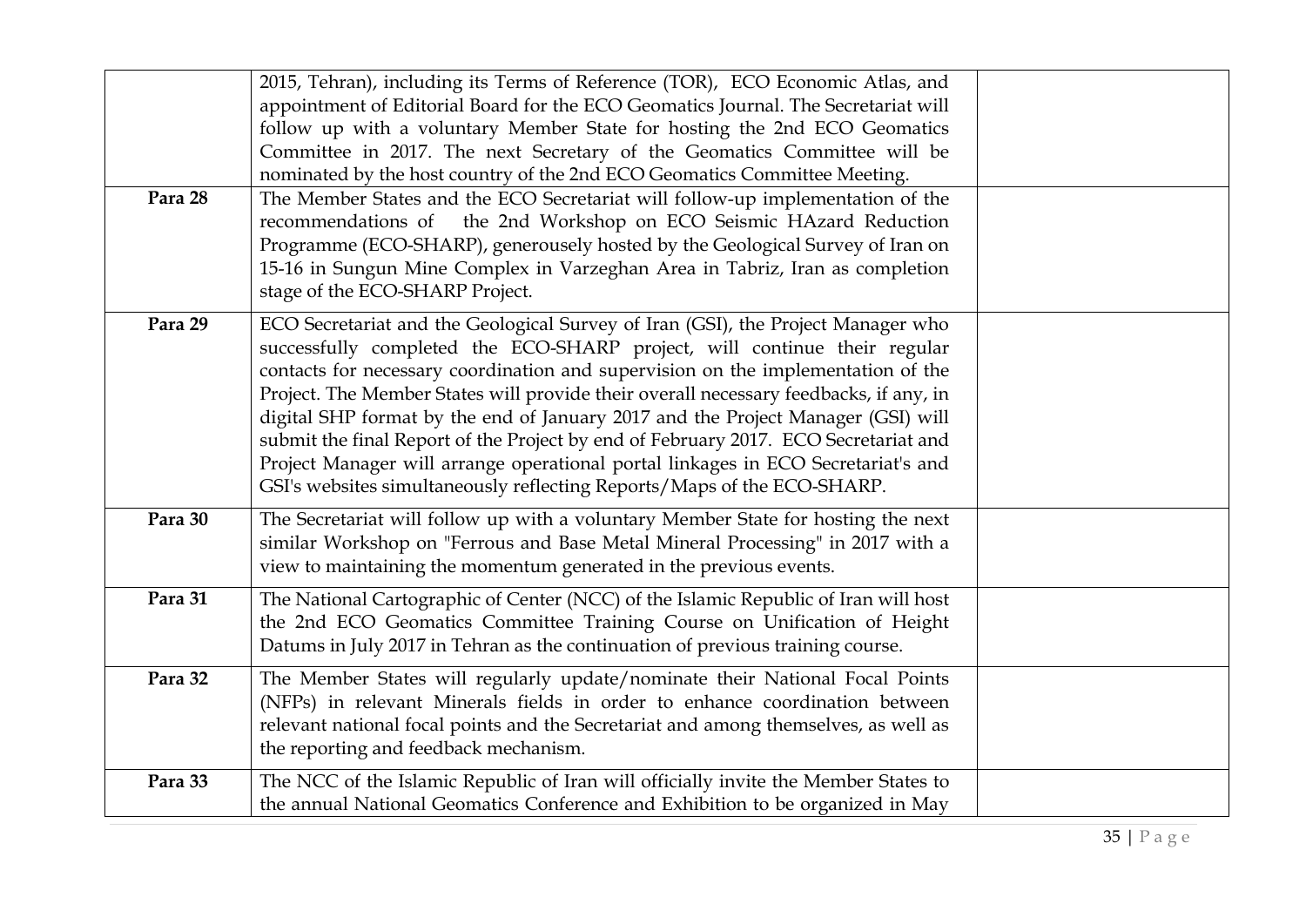| | | |
|---|---|---|
| | 2015, Tehran), including its Terms of Reference (TOR), ECO Economic Atlas, and appointment of Editorial Board for the ECO Geomatics Journal. The Secretariat will follow up with a voluntary Member State for hosting the 2nd ECO Geomatics Committee in 2017. The next Secretary of the Geomatics Committee will be nominated by the host country of the 2nd ECO Geomatics Committee Meeting. | |
| **Para 28** | The Member States and the ECO Secretariat will follow-up implementation of the recommendations of the 2nd Workshop on ECO Seismic HAzard Reduction Programme (ECO-SHARP), generously hosted by the Geological Survey of Iran on 15-16 in Sungun Mine Complex in Varzeghan Area in Tabriz, Iran as completion stage of the ECO-SHARP Project. | |
| **Para 29** | ECO Secretariat and the Geological Survey of Iran (GSI), the Project Manager who successfully completed the ECO-SHARP project, will continue their regular contacts for necessary coordination and supervision on the implementation of the Project. The Member States will provide their overall necessary feedbacks, if any, in digital SHP format by the end of January 2017 and the Project Manager (GSI) will submit the final Report of the Project by end of February 2017. ECO Secretariat and Project Manager will arrange operational portal linkages in ECO Secretariat's and GSI's websites simultaneously reflecting Reports/Maps of the ECO-SHARP. | |
| **Para 30** | The Secretariat will follow up with a voluntary Member State for hosting the next similar Workshop on "Ferrous and Base Metal Mineral Processing" in 2017 with a view to maintaining the momentum generated in the previous events. | |
| **Para 31** | The National Cartographic of Center (NCC) of the Islamic Republic of Iran will host the 2nd ECO Geomatics Committee Training Course on Unification of Height Datums in July 2017 in Tehran as the continuation of previous training course. | |
| **Para 32** | The Member States will regularly update/nominate their National Focal Points (NFPs) in relevant Minerals fields in order to enhance coordination between relevant national focal points and the Secretariat and among themselves, as well as the reporting and feedback mechanism. | |
| **Para 33** | The NCC of the Islamic Republic of Iran will officially invite the Member States to the annual National Geomatics Conference and Exhibition to be organized in May | |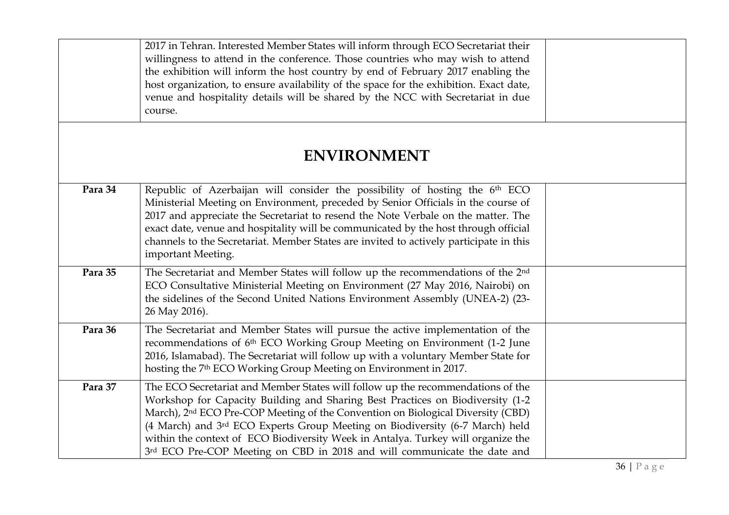| | | |
|---|---|---|
| | 2017 in Tehran. Interested Member States will inform through ECO Secretariat their willingness to attend in the conference. Those countries who may wish to attend the exhibition will inform the host country by end of February 2017 enabling the host organization, to ensure availability of the space for the exhibition. Exact date, venue and hospitality details will be shared by the NCC with Secretariat in due course. | |
| | **ENVIRONMENT** | |
| **Para 34** | Republic of Azerbaijan will consider the possibility of hosting the 6th ECO Ministerial Meeting on Environment, preceded by Senior Officials in the course of 2017 and appreciate the Secretariat to resend the Note Verbale on the matter. The exact date, venue and hospitality will be communicated by the host through official channels to the Secretariat. Member States are invited to actively participate in this important Meeting. | |
| **Para 35** | The Secretariat and Member States will follow up the recommendations of the 2nd ECO Consultative Ministerial Meeting on Environment (27 May 2016, Nairobi) on the sidelines of the Second United Nations Environment Assembly (UNEA-2) (23-26 May 2016). | |
| **Para 36** | The Secretariat and Member States will pursue the active implementation of the recommendations of 6th ECO Working Group Meeting on Environment (1-2 June 2016, Islamabad). The Secretariat will follow up with a voluntary Member State for hosting the 7th ECO Working Group Meeting on Environment in 2017. | |
| **Para 37** | The ECO Secretariat and Member States will follow up the recommendations of the Workshop for Capacity Building and Sharing Best Practices on Biodiversity (1-2 March), 2nd ECO Pre-COP Meeting of the Convention on Biological Diversity (CBD) (4 March) and 3rd ECO Experts Group Meeting on Biodiversity (6-7 March) held within the context of ECO Biodiversity Week in Antalya. Turkey will organize the 3rd ECO Pre-COP Meeting on CBD in 2018 and will communicate the date and | |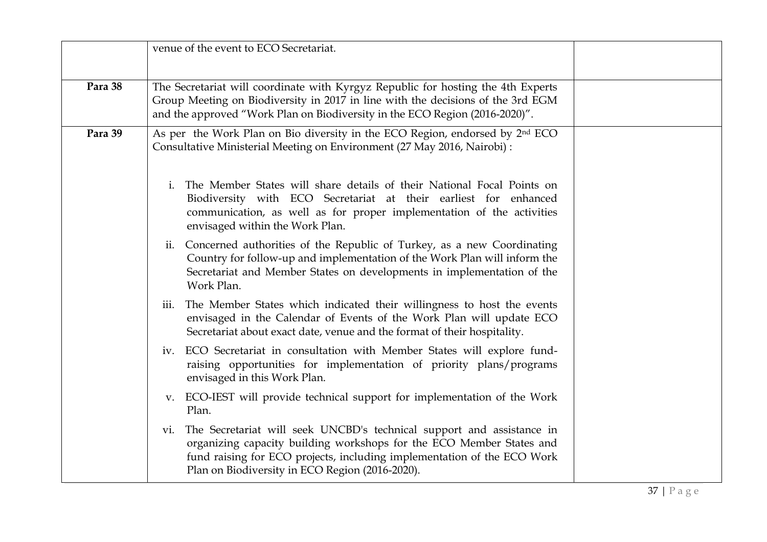| | | |
|---|---|---|
| | venue of the event to ECO Secretariat. | |
| **Para 38** | The Secretariat will coordinate with Kyrgyz Republic for hosting the 4th Experts Group Meeting on Biodiversity in 2017 in line with the decisions of the 3rd EGM and the approved "Work Plan on Biodiversity in the ECO Region (2016-2020)". | |
| **Para 39** | As per the Work Plan on Bio diversity in the ECO Region, endorsed by 2nd ECO Consultative Ministerial Meeting on Environment (27 May 2016, Nairobi) :<br><br>i. The Member States will share details of their National Focal Points on Biodiversity with ECO Secretariat at their earliest for enhanced communication, as well as for proper implementation of the activities envisaged within the Work Plan.<br><br>ii. Concerned authorities of the Republic of Turkey, as a new Coordinating Country for follow-up and implementation of the Work Plan will inform the Secretariat and Member States on developments in implementation of the Work Plan.<br><br>iii. The Member States which indicated their willingness to host the events envisaged in the Calendar of Events of the Work Plan will update ECO Secretariat about exact date, venue and the format of their hospitality.<br><br>iv. ECO Secretariat in consultation with Member States will explore fund-raising opportunities for implementation of priority plans/programs envisaged in this Work Plan.<br><br>v. ECO-IEST will provide technical support for implementation of the Work Plan.<br><br>vi. The Secretariat will seek UNCBD's technical support and assistance in organizing capacity building workshops for the ECO Member States and fund raising for ECO projects, including implementation of the ECO Work Plan on Biodiversity in ECO Region (2016-2020). | |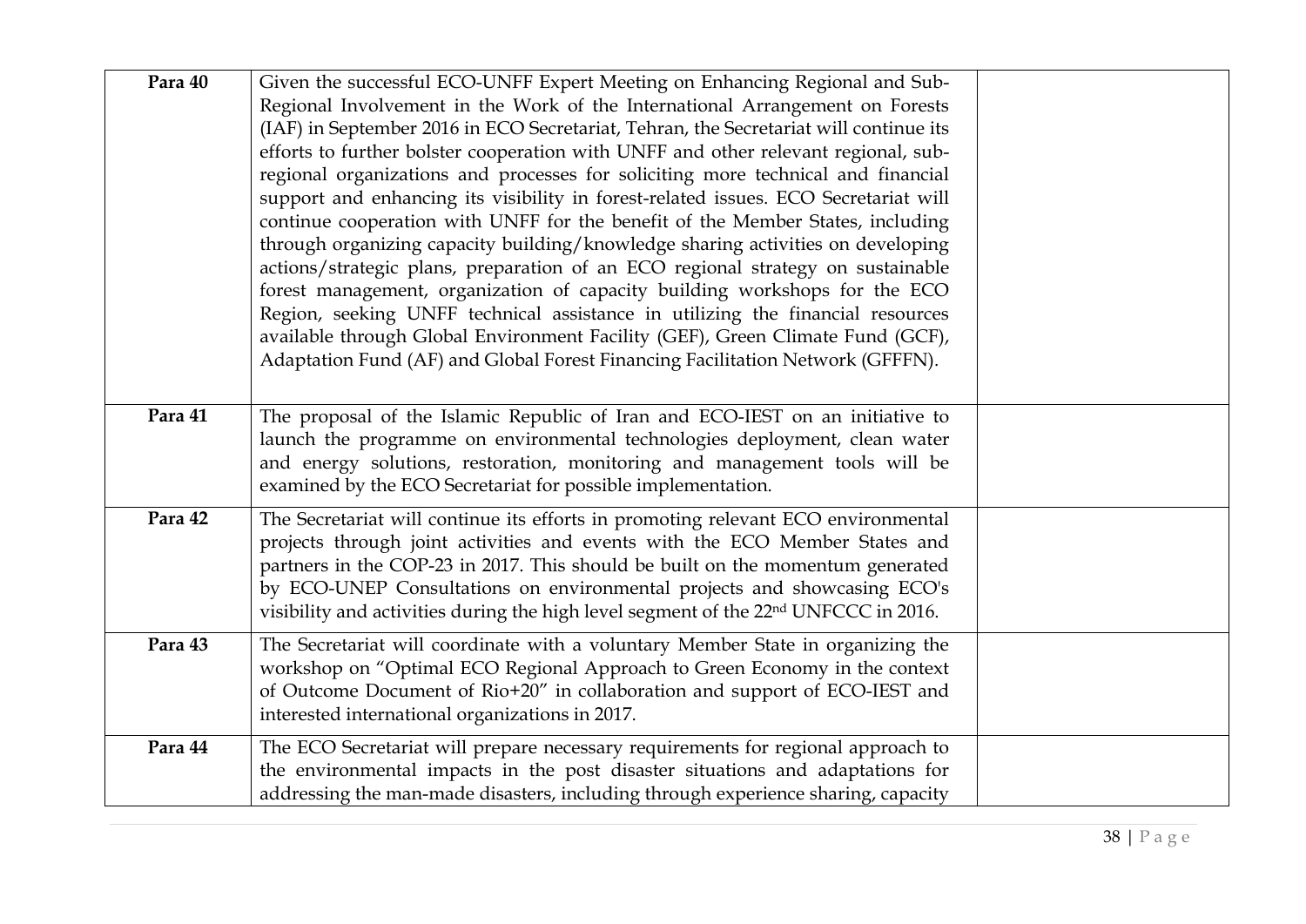| | | |
|---|---|---|
| **Para 40** | Given the successful ECO-UNFF Expert Meeting on Enhancing Regional and Sub-Regional Involvement in the Work of the International Arrangement on Forests (IAF) in September 2016 in ECO Secretariat, Tehran, the Secretariat will continue its efforts to further bolster cooperation with UNFF and other relevant regional, sub-regional organizations and processes for soliciting more technical and financial support and enhancing its visibility in forest-related issues. ECO Secretariat will continue cooperation with UNFF for the benefit of the Member States, including through organizing capacity building/knowledge sharing activities on developing actions/strategic plans, preparation of an ECO regional strategy on sustainable forest management, organization of capacity building workshops for the ECO Region, seeking UNFF technical assistance in utilizing the financial resources available through Global Environment Facility (GEF), Green Climate Fund (GCF), Adaptation Fund (AF) and Global Forest Financing Facilitation Network (GFFFN). | |
| **Para 41** | The proposal of the Islamic Republic of Iran and ECO-IEST on an initiative to launch the programme on environmental technologies deployment, clean water and energy solutions, restoration, monitoring and management tools will be examined by the ECO Secretariat for possible implementation. | |
| **Para 42** | The Secretariat will continue its efforts in promoting relevant ECO environmental projects through joint activities and events with the ECO Member States and partners in the COP-23 in 2017. This should be built on the momentum generated by ECO-UNEP Consultations on environmental projects and showcasing ECO's visibility and activities during the high level segment of the 22nd UNFCCC in 2016. | |
| **Para 43** | The Secretariat will coordinate with a voluntary Member State in organizing the workshop on "Optimal ECO Regional Approach to Green Economy in the context of Outcome Document of Rio+20" in collaboration and support of ECO-IEST and interested international organizations in 2017. | |
| **Para 44** | The ECO Secretariat will prepare necessary requirements for regional approach to the environmental impacts in the post disaster situations and adaptations for addressing the man-made disasters, including through experience sharing, capacity | |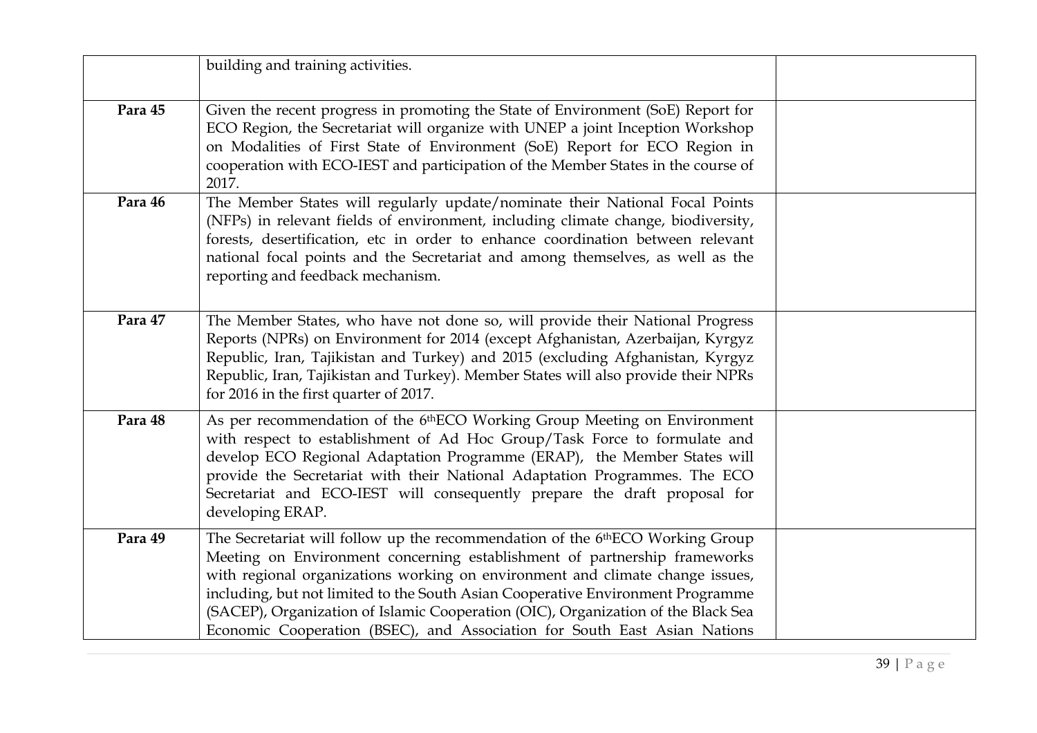| | | |
|---|---|---|
| | building and training activities. | |
| **Para 45** | Given the recent progress in promoting the State of Environment (SoE) Report for ECO Region, the Secretariat will organize with UNEP a joint Inception Workshop on Modalities of First State of Environment (SoE) Report for ECO Region in cooperation with ECO-IEST and participation of the Member States in the course of 2017. | |
| **Para 46** | The Member States will regularly update/nominate their National Focal Points (NFPs) in relevant fields of environment, including climate change, biodiversity, forests, desertification, etc in order to enhance coordination between relevant national focal points and the Secretariat and among themselves, as well as the reporting and feedback mechanism. | |
| **Para 47** | The Member States, who have not done so, will provide their National Progress Reports (NPRs) on Environment for 2014 (except Afghanistan, Azerbaijan, Kyrgyz Republic, Iran, Tajikistan and Turkey) and 2015 (excluding Afghanistan, Kyrgyz Republic, Iran, Tajikistan and Turkey). Member States will also provide their NPRs for 2016 in the first quarter of 2017. | |
| **Para 48** | As per recommendation of the 6th ECO Working Group Meeting on Environment with respect to establishment of Ad Hoc Group/Task Force to formulate and develop ECO Regional Adaptation Programme (ERAP), the Member States will provide the Secretariat with their National Adaptation Programmes. The ECO Secretariat and ECO-IEST will consequently prepare the draft proposal for developing ERAP. | |
| **Para 49** | The Secretariat will follow up the recommendation of the 6th ECO Working Group Meeting on Environment concerning establishment of partnership frameworks with regional organizations working on environment and climate change issues, including, but not limited to the South Asian Cooperative Environment Programme (SACEP), Organization of Islamic Cooperation (OIC), Organization of the Black Sea Economic Cooperation (BSEC), and Association for South East Asian Nations | |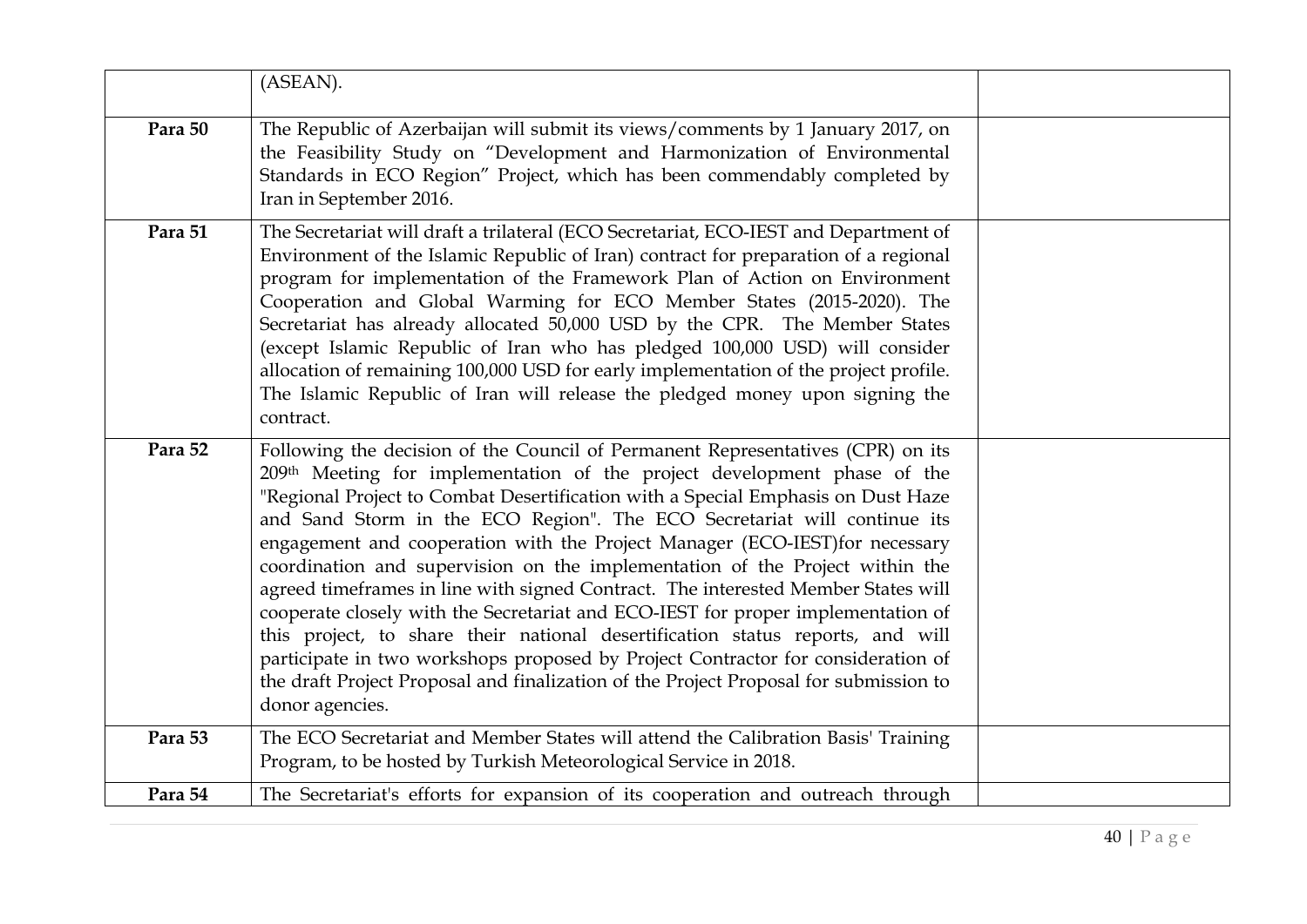| | | |
|---|---|---|
| | (ASEAN). | |
| **Para 50** | The Republic of Azerbaijan will submit its views/comments by 1 January 2017, on the Feasibility Study on "Development and Harmonization of Environmental Standards in ECO Region" Project, which has been commendably completed by Iran in September 2016. | |
| **Para 51** | The Secretariat will draft a trilateral (ECO Secretariat, ECO-IEST and Department of Environment of the Islamic Republic of Iran) contract for preparation of a regional program for implementation of the Framework Plan of Action on Environment Cooperation and Global Warming for ECO Member States (2015-2020). The Secretariat has already allocated 50,000 USD by the CPR. The Member States (except Islamic Republic of Iran who has pledged 100,000 USD) will consider allocation of remaining 100,000 USD for early implementation of the project profile. The Islamic Republic of Iran will release the pledged money upon signing the contract. | |
| **Para 52** | Following the decision of the Council of Permanent Representatives (CPR) on its 209th Meeting for implementation of the project development phase of the "Regional Project to Combat Desertification with a Special Emphasis on Dust Haze and Sand Storm in the ECO Region". The ECO Secretariat will continue its engagement and cooperation with the Project Manager (ECO-IEST)for necessary coordination and supervision on the implementation of the Project within the agreed timeframes in line with signed Contract. The interested Member States will cooperate closely with the Secretariat and ECO-IEST for proper implementation of this project, to share their national desertification status reports, and will participate in two workshops proposed by Project Contractor for consideration of the draft Project Proposal and finalization of the Project Proposal for submission to donor agencies. | |
| **Para 53** | The ECO Secretariat and Member States will attend the Calibration Basis' Training Program, to be hosted by Turkish Meteorological Service in 2018. | |
| **Para 54** | The Secretariat's efforts for expansion of its cooperation and outreach through | |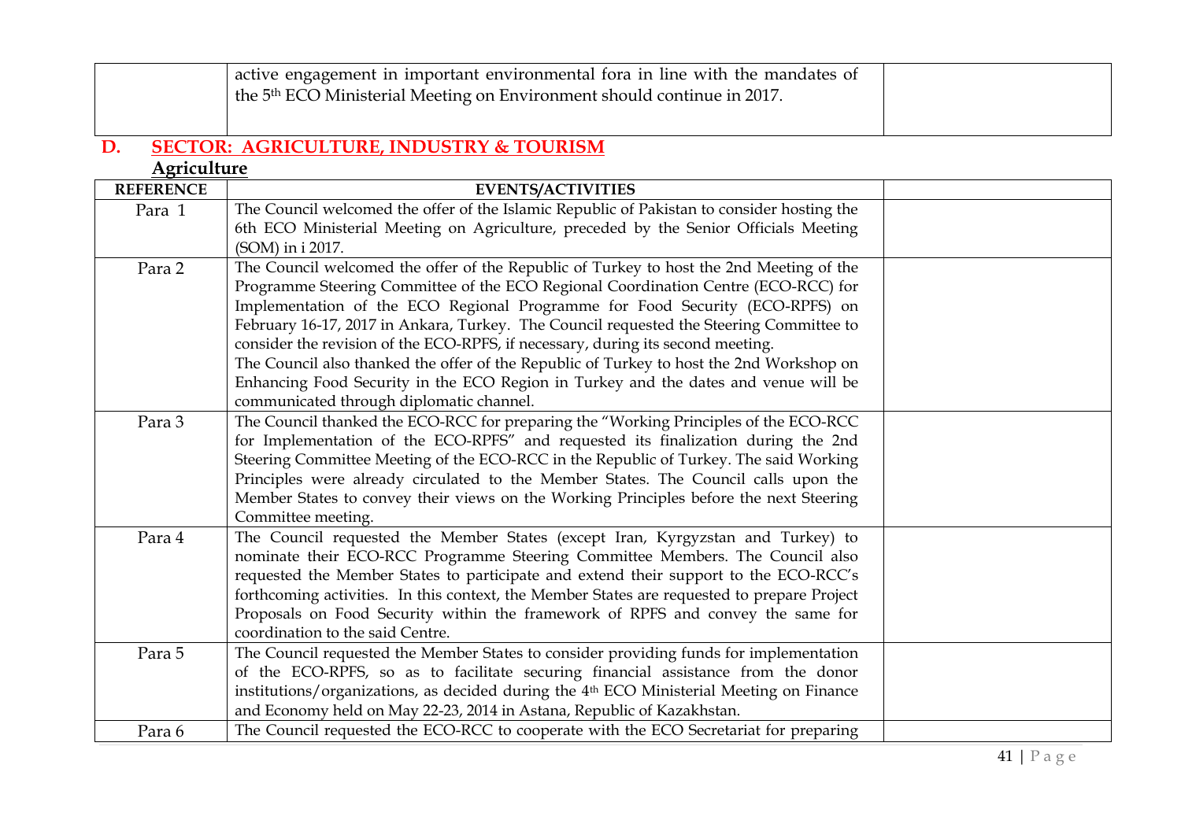| | | |
|---|---|---|
| | active engagement in important environmental fora in line with the mandates of the 5th ECO Ministerial Meeting on Environment should continue in 2017. | |

## D. SECTOR: AGRICULTURE, INDUSTRY & TOURISM

### Agriculture

| REFERENCE | EVENTS/ACTIVITIES | |
|---|---|---|
| Para 1 | The Council welcomed the offer of the Islamic Republic of Pakistan to consider hosting the 6th ECO Ministerial Meeting on Agriculture, preceded by the Senior Officials Meeting (SOM) in i 2017. | |
| Para 2 | The Council welcomed the offer of the Republic of Turkey to host the 2nd Meeting of the Programme Steering Committee of the ECO Regional Coordination Centre (ECO-RCC) for Implementation of the ECO Regional Programme for Food Security (ECO-RPFS) on February 16-17, 2017 in Ankara, Turkey. The Council requested the Steering Committee to consider the revision of the ECO-RPFS, if necessary, during its second meeting.<br>The Council also thanked the offer of the Republic of Turkey to host the 2nd Workshop on Enhancing Food Security in the ECO Region in Turkey and the dates and venue will be communicated through diplomatic channel. | |
| Para 3 | The Council thanked the ECO-RCC for preparing the "Working Principles of the ECO-RCC for Implementation of the ECO-RPFS" and requested its finalization during the 2nd Steering Committee Meeting of the ECO-RCC in the Republic of Turkey. The said Working Principles were already circulated to the Member States. The Council calls upon the Member States to convey their views on the Working Principles before the next Steering Committee meeting. | |
| Para 4 | The Council requested the Member States (except Iran, Kyrgyzstan and Turkey) to nominate their ECO-RCC Programme Steering Committee Members. The Council also requested the Member States to participate and extend their support to the ECO-RCC's forthcoming activities. In this context, the Member States are requested to prepare Project Proposals on Food Security within the framework of RPFS and convey the same for coordination to the said Centre. | |
| Para 5 | The Council requested the Member States to consider providing funds for implementation of the ECO-RPFS, so as to facilitate securing financial assistance from the donor institutions/organizations, as decided during the 4th ECO Ministerial Meeting on Finance and Economy held on May 22-23, 2014 in Astana, Republic of Kazakhstan. | |
| Para 6 | The Council requested the ECO-RCC to cooperate with the ECO Secretariat for preparing | |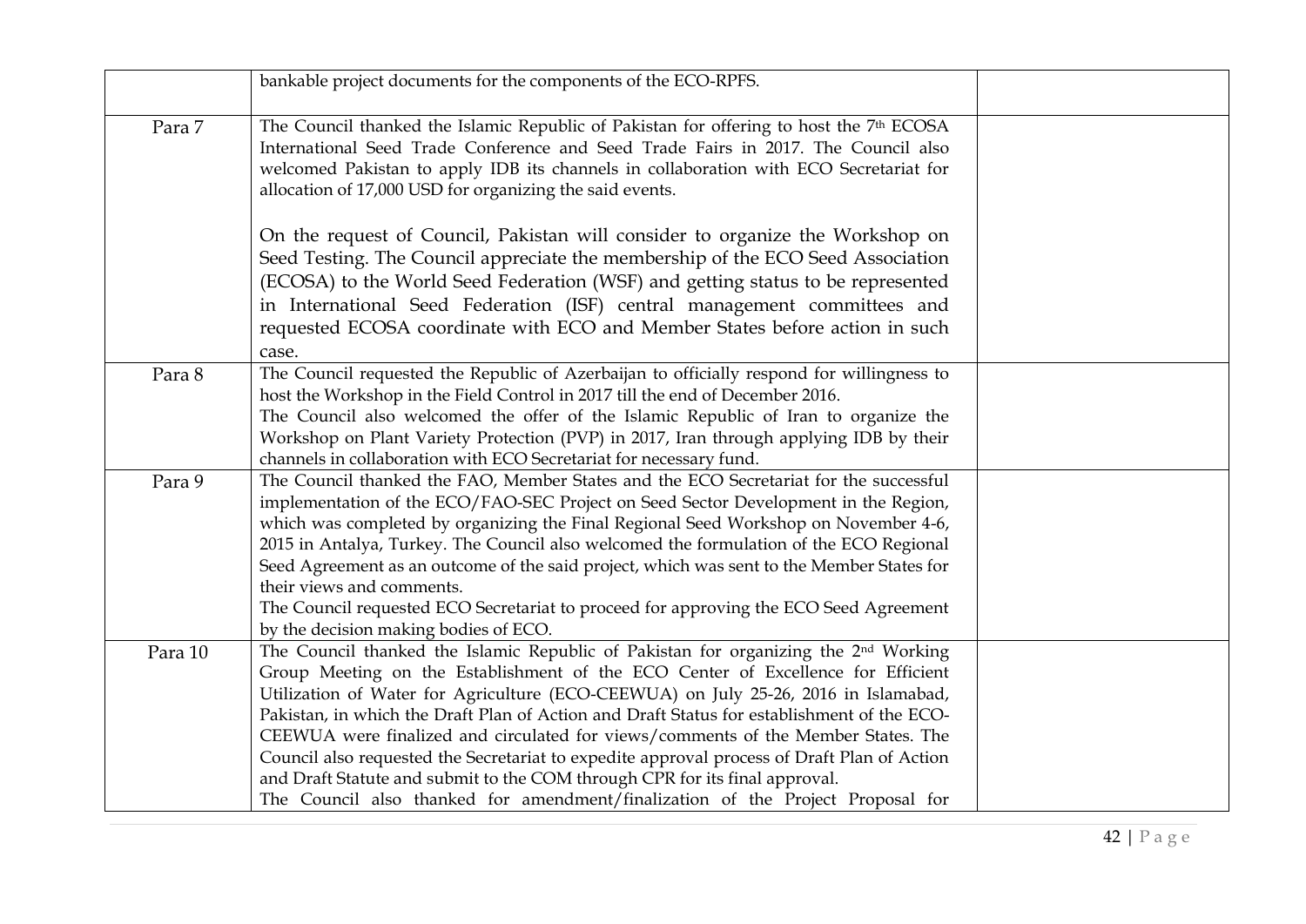| | | |
|---|---|---|
| | bankable project documents for the components of the ECO-RPFS. | |
| Para 7 | The Council thanked the Islamic Republic of Pakistan for offering to host the 7th ECOSA International Seed Trade Conference and Seed Trade Fairs in 2017. The Council also welcomed Pakistan to apply IDB its channels in collaboration with ECO Secretariat for allocation of 17,000 USD for organizing the said events.<br><br>On the request of Council, Pakistan will consider to organize the Workshop on Seed Testing. The Council appreciate the membership of the ECO Seed Association (ECOSA) to the World Seed Federation (WSF) and getting status to be represented in International Seed Federation (ISF) central management committees and requested ECOSA coordinate with ECO and Member States before action in such case. | |
| Para 8 | The Council requested the Republic of Azerbaijan to officially respond for willingness to host the Workshop in the Field Control in 2017 till the end of December 2016.<br>The Council also welcomed the offer of the Islamic Republic of Iran to organize the Workshop on Plant Variety Protection (PVP) in 2017, Iran through applying IDB by their channels in collaboration with ECO Secretariat for necessary fund. | |
| Para 9 | The Council thanked the FAO, Member States and the ECO Secretariat for the successful implementation of the ECO/FAO-SEC Project on Seed Sector Development in the Region, which was completed by organizing the Final Regional Seed Workshop on November 4-6, 2015 in Antalya, Turkey. The Council also welcomed the formulation of the ECO Regional Seed Agreement as an outcome of the said project, which was sent to the Member States for their views and comments.<br>The Council requested ECO Secretariat to proceed for approving the ECO Seed Agreement by the decision making bodies of ECO. | |
| Para 10 | The Council thanked the Islamic Republic of Pakistan for organizing the 2nd Working Group Meeting on the Establishment of the ECO Center of Excellence for Efficient Utilization of Water for Agriculture (ECO-CEEWUA) on July 25-26, 2016 in Islamabad, Pakistan, in which the Draft Plan of Action and Draft Status for establishment of the ECO-CEEWUA were finalized and circulated for views/comments of the Member States. The Council also requested the Secretariat to expedite approval process of Draft Plan of Action and Draft Statute and submit to the COM through CPR for its final approval.<br>The Council also thanked for amendment/finalization of the Project Proposal for | |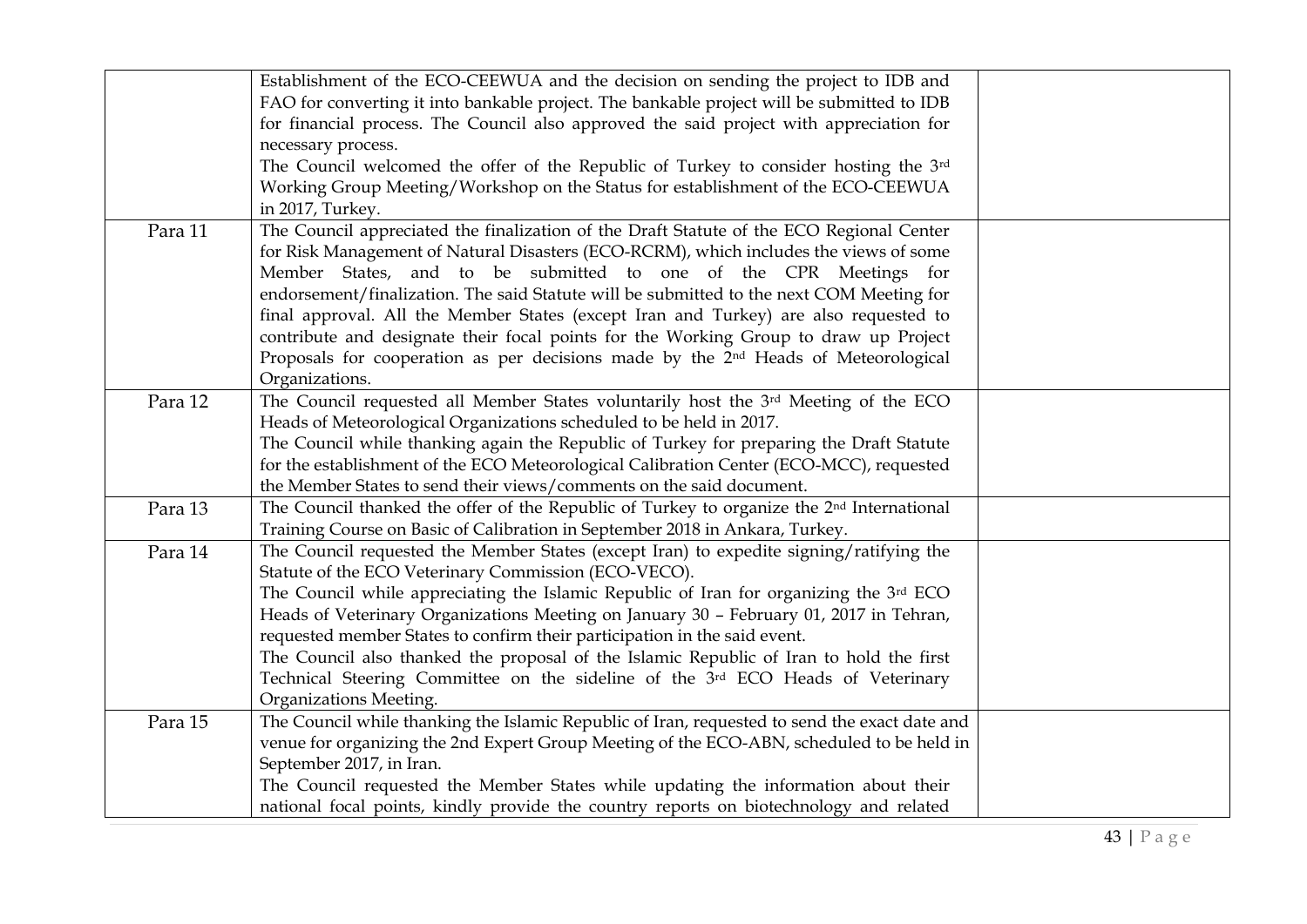| | | |
|---|---|---|
| | Establishment of the ECO-CEEWUA and the decision on sending the project to IDB and FAO for converting it into bankable project. The bankable project will be submitted to IDB for financial process. The Council also approved the said project with appreciation for necessary process.<br>The Council welcomed the offer of the Republic of Turkey to consider hosting the 3rd Working Group Meeting/Workshop on the Status for establishment of the ECO-CEEWUA in 2017, Turkey. | |
| Para 11 | The Council appreciated the finalization of the Draft Statute of the ECO Regional Center for Risk Management of Natural Disasters (ECO-RCRM), which includes the views of some Member States, and to be submitted to one of the CPR Meetings for endorsement/finalization. The said Statute will be submitted to the next COM Meeting for final approval. All the Member States (except Iran and Turkey) are also requested to contribute and designate their focal points for the Working Group to draw up Project Proposals for cooperation as per decisions made by the 2nd Heads of Meteorological Organizations. | |
| Para 12 | The Council requested all Member States voluntarily host the 3rd Meeting of the ECO Heads of Meteorological Organizations scheduled to be held in 2017.<br>The Council while thanking again the Republic of Turkey for preparing the Draft Statute for the establishment of the ECO Meteorological Calibration Center (ECO-MCC), requested the Member States to send their views/comments on the said document. | |
| Para 13 | The Council thanked the offer of the Republic of Turkey to organize the 2nd International Training Course on Basic of Calibration in September 2018 in Ankara, Turkey. | |
| Para 14 | The Council requested the Member States (except Iran) to expedite signing/ratifying the Statute of the ECO Veterinary Commission (ECO-VECO).<br>The Council while appreciating the Islamic Republic of Iran for organizing the 3rd ECO Heads of Veterinary Organizations Meeting on January 30 – February 01, 2017 in Tehran, requested member States to confirm their participation in the said event.<br>The Council also thanked the proposal of the Islamic Republic of Iran to hold the first Technical Steering Committee on the sideline of the 3rd ECO Heads of Veterinary Organizations Meeting. | |
| Para 15 | The Council while thanking the Islamic Republic of Iran, requested to send the exact date and venue for organizing the 2nd Expert Group Meeting of the ECO-ABN, scheduled to be held in September 2017, in Iran.<br>The Council requested the Member States while updating the information about their national focal points, kindly provide the country reports on biotechnology and related | |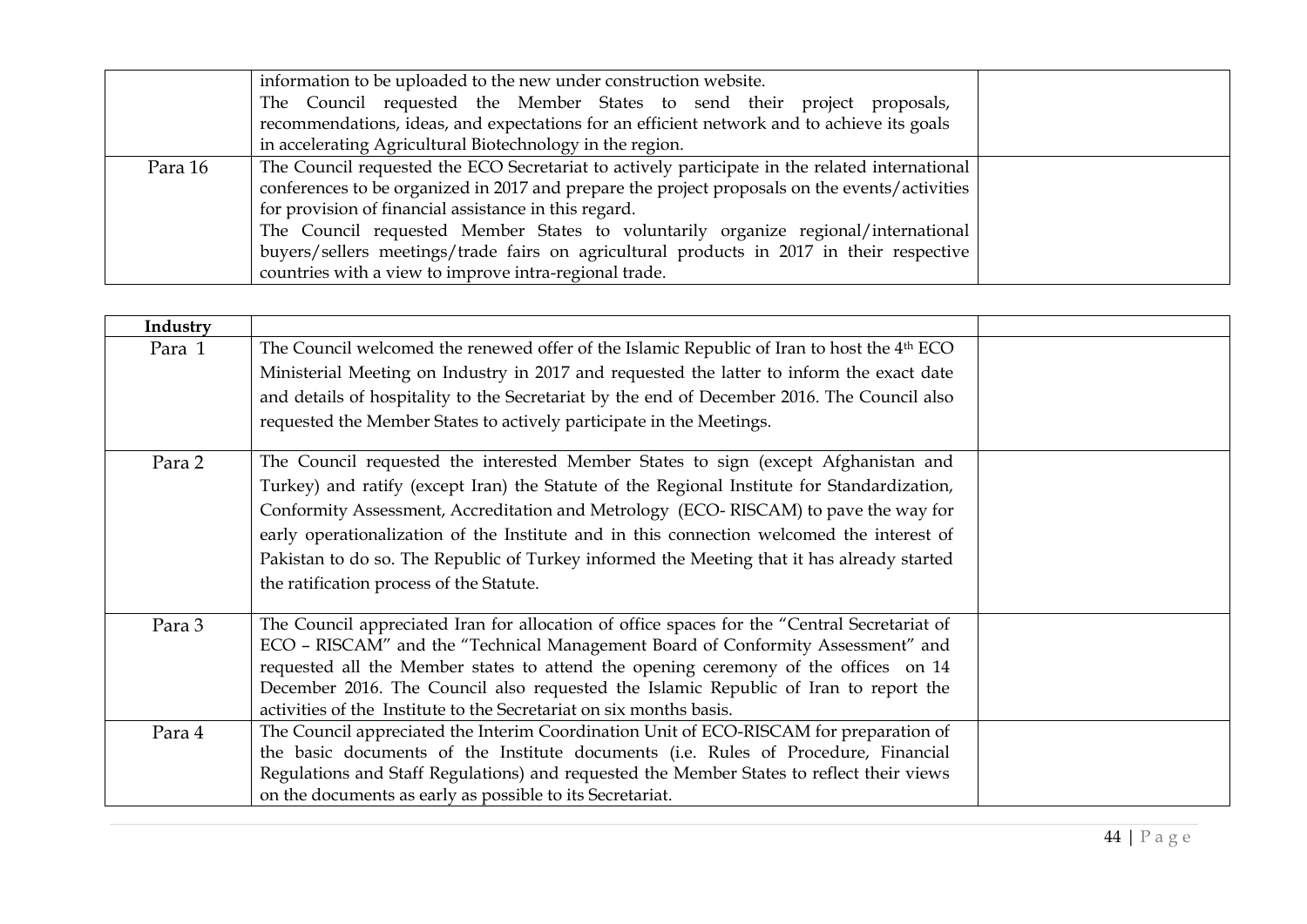|  |  |  |
|---|---|---|
|  | information to be uploaded to the new under construction website.<br>The Council requested the Member States to send their project proposals, recommendations, ideas, and expectations for an efficient network and to achieve its goals in accelerating Agricultural Biotechnology in the region. |  |
| Para 16 | The Council requested the ECO Secretariat to actively participate in the related international conferences to be organized in 2017 and prepare the project proposals on the events/activities for provision of financial assistance in this regard.<br>The Council requested Member States to voluntarily organize regional/international buyers/sellers meetings/trade fairs on agricultural products in 2017 in their respective countries with a view to improve intra-regional trade. |  |

| **Industry** |  |  |
|---|---|---|
| Para 1 | The Council welcomed the renewed offer of the Islamic Republic of Iran to host the 4th ECO Ministerial Meeting on Industry in 2017 and requested the latter to inform the exact date and details of hospitality to the Secretariat by the end of December 2016. The Council also requested the Member States to actively participate in the Meetings. |  |
| Para 2 | The Council requested the interested Member States to sign (except Afghanistan and Turkey) and ratify (except Iran) the Statute of the Regional Institute for Standardization, Conformity Assessment, Accreditation and Metrology (ECO- RISCAM) to pave the way for early operationalization of the Institute and in this connection welcomed the interest of Pakistan to do so. The Republic of Turkey informed the Meeting that it has already started the ratification process of the Statute. |  |
| Para 3 | The Council appreciated Iran for allocation of office spaces for the "Central Secretariat of ECO – RISCAM" and the "Technical Management Board of Conformity Assessment" and requested all the Member states to attend the opening ceremony of the offices on 14 December 2016. The Council also requested the Islamic Republic of Iran to report the activities of the Institute to the Secretariat on six months basis. |  |
| Para 4 | The Council appreciated the Interim Coordination Unit of ECO-RISCAM for preparation of the basic documents of the Institute documents (i.e. Rules of Procedure, Financial Regulations and Staff Regulations) and requested the Member States to reflect their views on the documents as early as possible to its Secretariat. |  |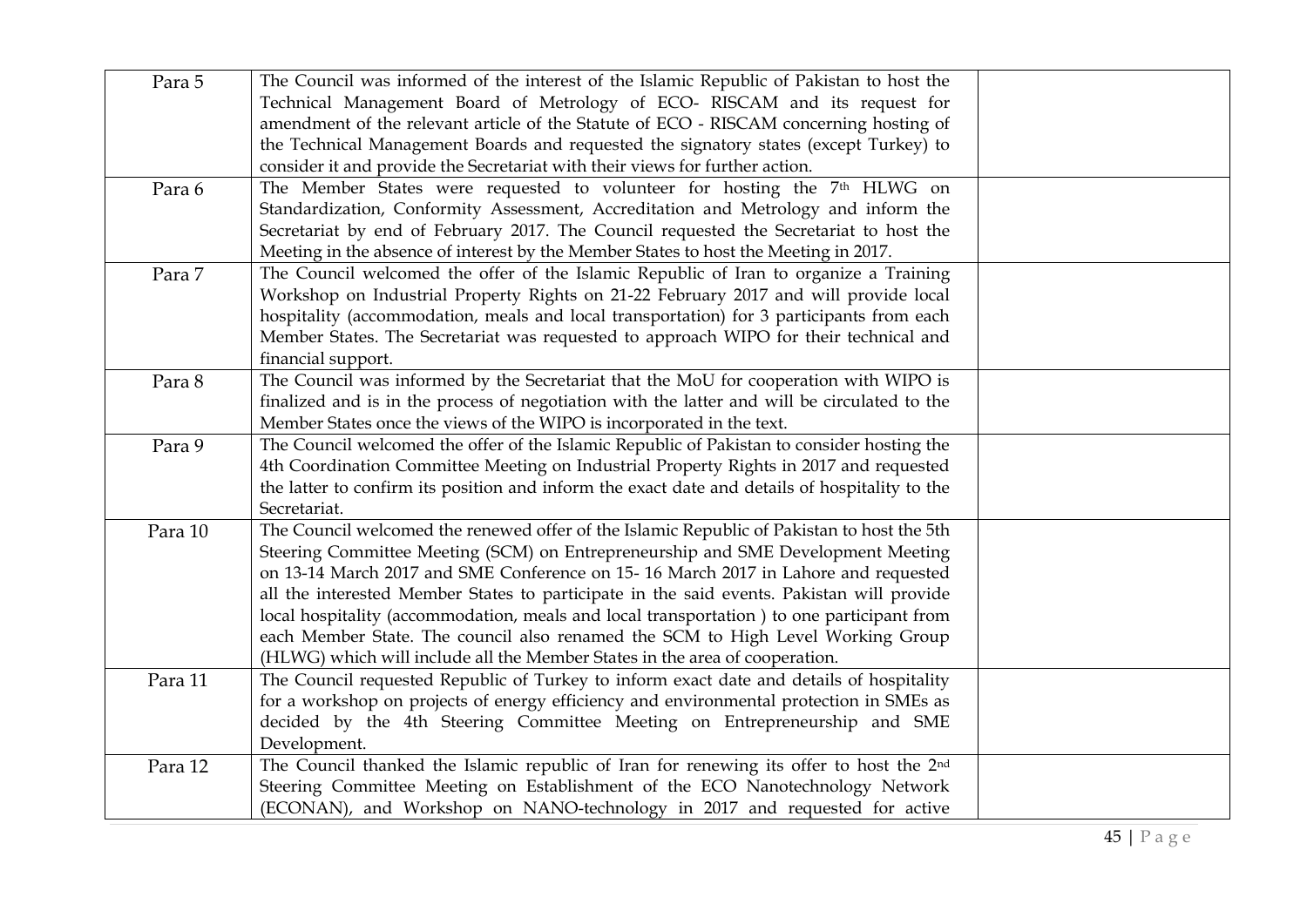| | | |
|---|---|---|
| Para 5 | The Council was informed of the interest of the Islamic Republic of Pakistan to host the Technical Management Board of Metrology of ECO- RISCAM and its request for amendment of the relevant article of the Statute of ECO - RISCAM concerning hosting of the Technical Management Boards and requested the signatory states (except Turkey) to consider it and provide the Secretariat with their views for further action. | |
| Para 6 | The Member States were requested to volunteer for hosting the 7th HLWG on Standardization, Conformity Assessment, Accreditation and Metrology and inform the Secretariat by end of February 2017. The Council requested the Secretariat to host the Meeting in the absence of interest by the Member States to host the Meeting in 2017. | |
| Para 7 | The Council welcomed the offer of the Islamic Republic of Iran to organize a Training Workshop on Industrial Property Rights on 21-22 February 2017 and will provide local hospitality (accommodation, meals and local transportation) for 3 participants from each Member States. The Secretariat was requested to approach WIPO for their technical and financial support. | |
| Para 8 | The Council was informed by the Secretariat that the MoU for cooperation with WIPO is finalized and is in the process of negotiation with the latter and will be circulated to the Member States once the views of the WIPO is incorporated in the text. | |
| Para 9 | The Council welcomed the offer of the Islamic Republic of Pakistan to consider hosting the 4th Coordination Committee Meeting on Industrial Property Rights in 2017 and requested the latter to confirm its position and inform the exact date and details of hospitality to the Secretariat. | |
| Para 10 | The Council welcomed the renewed offer of the Islamic Republic of Pakistan to host the 5th Steering Committee Meeting (SCM) on Entrepreneurship and SME Development Meeting on 13-14 March 2017 and SME Conference on 15- 16 March 2017 in Lahore and requested all the interested Member States to participate in the said events. Pakistan will provide local hospitality (accommodation, meals and local transportation ) to one participant from each Member State. The council also renamed the SCM to High Level Working Group (HLWG) which will include all the Member States in the area of cooperation. | |
| Para 11 | The Council requested Republic of Turkey to inform exact date and details of hospitality for a workshop on projects of energy efficiency and environmental protection in SMEs as decided by the 4th Steering Committee Meeting on Entrepreneurship and SME Development. | |
| Para 12 | The Council thanked the Islamic republic of Iran for renewing its offer to host the 2nd Steering Committee Meeting on Establishment of the ECO Nanotechnology Network (ECONAN), and Workshop on NANO-technology in 2017 and requested for active | |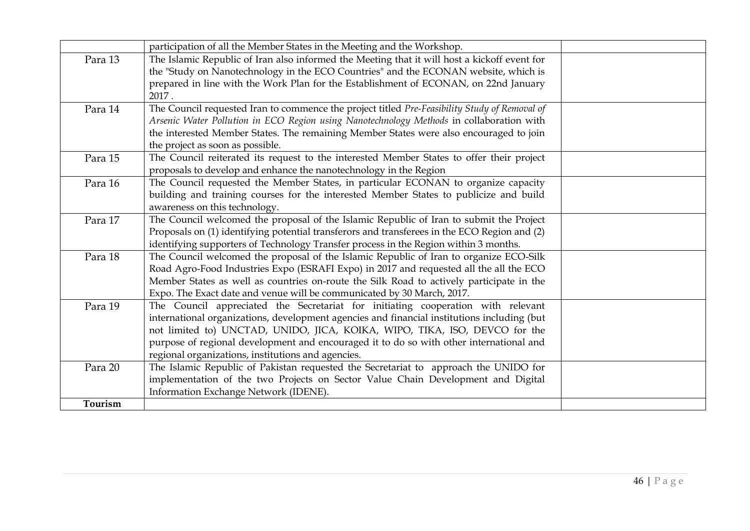|  |  |  |
|---|---|---|
|  | participation of all the Member States in the Meeting and the Workshop. |  |
| Para 13 | The Islamic Republic of Iran also informed the Meeting that it will host a kickoff event for the "Study on Nanotechnology in the ECO Countries" and the ECONAN website, which is prepared in line with the Work Plan for the Establishment of ECONAN, on 22nd January 2017 . |  |
| Para 14 | The Council requested Iran to commence the project titled *Pre-Feasibility Study of Removal of Arsenic Water Pollution in ECO Region using Nanotechnology Methods* in collaboration with the interested Member States. The remaining Member States were also encouraged to join the project as soon as possible. |  |
| Para 15 | The Council reiterated its request to the interested Member States to offer their project proposals to develop and enhance the nanotechnology in the Region |  |
| Para 16 | The Council requested the Member States, in particular ECONAN to organize capacity building and training courses for the interested Member States to publicize and build awareness on this technology. |  |
| Para 17 | The Council welcomed the proposal of the Islamic Republic of Iran to submit the Project Proposals on (1) identifying potential transferors and transferees in the ECO Region and (2) identifying supporters of Technology Transfer process in the Region within 3 months. |  |
| Para 18 | The Council welcomed the proposal of the Islamic Republic of Iran to organize ECO-Silk Road Agro-Food Industries Expo (ESRAFI Expo) in 2017 and requested all the all the ECO Member States as well as countries on-route the Silk Road to actively participate in the Expo. The Exact date and venue will be communicated by 30 March, 2017. |  |
| Para 19 | The Council appreciated the Secretariat for initiating cooperation with relevant international organizations, development agencies and financial institutions including (but not limited to) UNCTAD, UNIDO, JICA, KOIKA, WIPO, TIKA, ISO, DEVCO for the purpose of regional development and encouraged it to do so with other international and regional organizations, institutions and agencies. |  |
| Para 20 | The Islamic Republic of Pakistan requested the Secretariat to approach the UNIDO for implementation of the two Projects on Sector Value Chain Development and Digital Information Exchange Network (IDENE). |  |
| **Tourism** |  |  |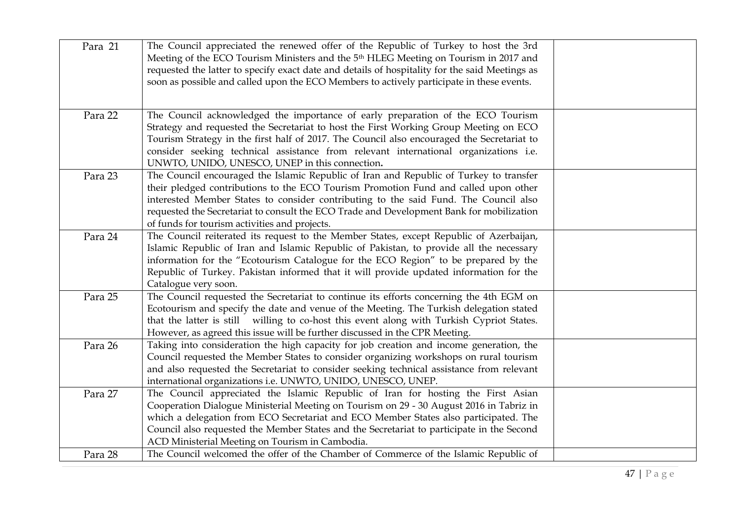| | | |
|---|---|---|
| Para 21 | The Council appreciated the renewed offer of the Republic of Turkey to host the 3rd Meeting of the ECO Tourism Ministers and the 5th HLEG Meeting on Tourism in 2017 and requested the latter to specify exact date and details of hospitality for the said Meetings as soon as possible and called upon the ECO Members to actively participate in these events. | |
| Para 22 | The Council acknowledged the importance of early preparation of the ECO Tourism Strategy and requested the Secretariat to host the First Working Group Meeting on ECO Tourism Strategy in the first half of 2017. The Council also encouraged the Secretariat to consider seeking technical assistance from relevant international organizations i.e. UNWTO, UNIDO, UNESCO, UNEP in this connection**.** | |
| Para 23 | The Council encouraged the Islamic Republic of Iran and Republic of Turkey to transfer their pledged contributions to the ECO Tourism Promotion Fund and called upon other interested Member States to consider contributing to the said Fund. The Council also requested the Secretariat to consult the ECO Trade and Development Bank for mobilization of funds for tourism activities and projects. | |
| Para 24 | The Council reiterated its request to the Member States, except Republic of Azerbaijan, Islamic Republic of Iran and Islamic Republic of Pakistan, to provide all the necessary information for the "Ecotourism Catalogue for the ECO Region" to be prepared by the Republic of Turkey. Pakistan informed that it will provide updated information for the Catalogue very soon. | |
| Para 25 | The Council requested the Secretariat to continue its efforts concerning the 4th EGM on Ecotourism and specify the date and venue of the Meeting. The Turkish delegation stated that the latter is still willing to co-host this event along with Turkish Cypriot States. However, as agreed this issue will be further discussed in the CPR Meeting. | |
| Para 26 | Taking into consideration the high capacity for job creation and income generation, the Council requested the Member States to consider organizing workshops on rural tourism and also requested the Secretariat to consider seeking technical assistance from relevant international organizations i.e. UNWTO, UNIDO, UNESCO, UNEP. | |
| Para 27 | The Council appreciated the Islamic Republic of Iran for hosting the First Asian Cooperation Dialogue Ministerial Meeting on Tourism on 29 - 30 August 2016 in Tabriz in which a delegation from ECO Secretariat and ECO Member States also participated. The Council also requested the Member States and the Secretariat to participate in the Second ACD Ministerial Meeting on Tourism in Cambodia. | |
| Para 28 | The Council welcomed the offer of the Chamber of Commerce of the Islamic Republic of | |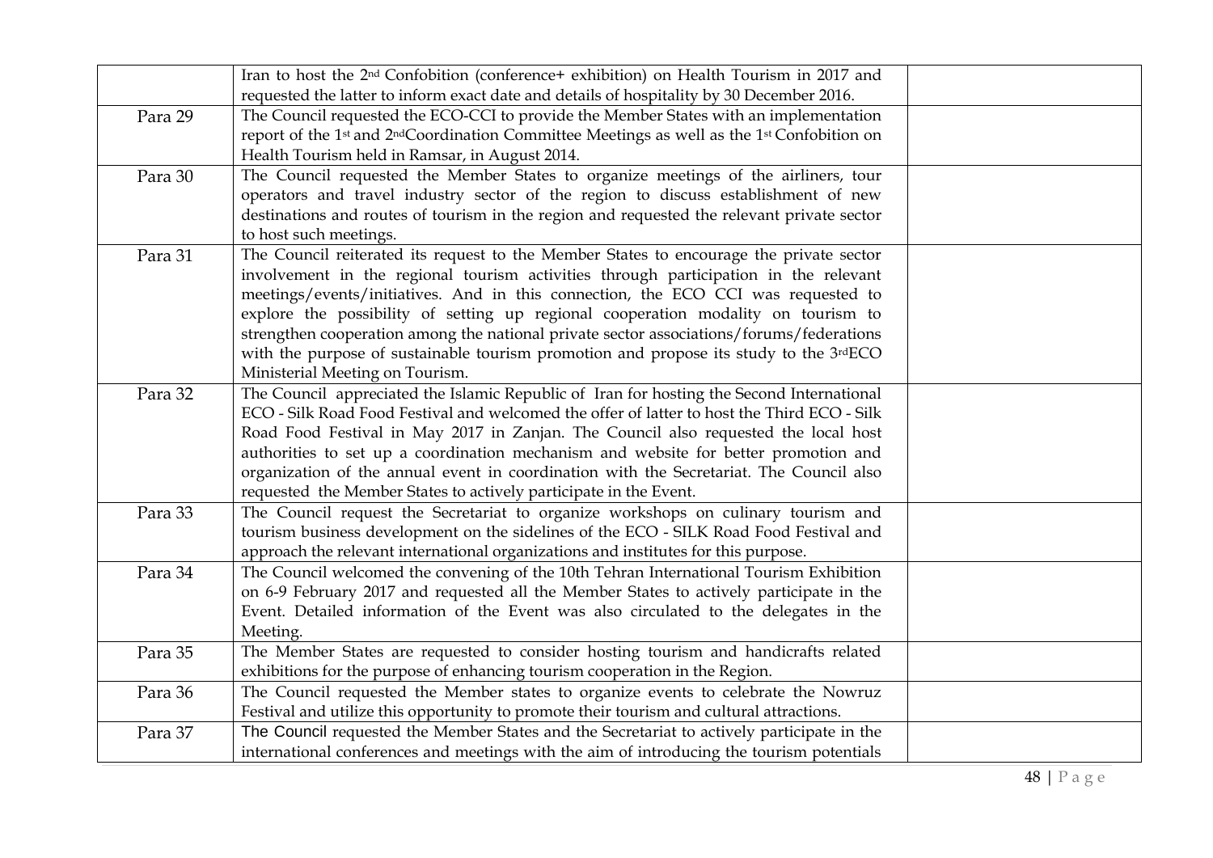| | | |
|---|---|---|
| | Iran to host the 2nd Confobition (conference+ exhibition) on Health Tourism in 2017 and requested the latter to inform exact date and details of hospitality by 30 December 2016. | |
| Para 29 | The Council requested the ECO-CCI to provide the Member States with an implementation report of the 1st and 2ndCoordination Committee Meetings as well as the 1st Confobition on Health Tourism held in Ramsar, in August 2014. | |
| Para 30 | The Council requested the Member States to organize meetings of the airliners, tour operators and travel industry sector of the region to discuss establishment of new destinations and routes of tourism in the region and requested the relevant private sector to host such meetings. | |
| Para 31 | The Council reiterated its request to the Member States to encourage the private sector involvement in the regional tourism activities through participation in the relevant meetings/events/initiatives. And in this connection, the ECO CCI was requested to explore the possibility of setting up regional cooperation modality on tourism to strengthen cooperation among the national private sector associations/forums/federations with the purpose of sustainable tourism promotion and propose its study to the 3rdECO Ministerial Meeting on Tourism. | |
| Para 32 | The Council appreciated the Islamic Republic of Iran for hosting the Second International ECO - Silk Road Food Festival and welcomed the offer of latter to host the Third ECO - Silk Road Food Festival in May 2017 in Zanjan. The Council also requested the local host authorities to set up a coordination mechanism and website for better promotion and organization of the annual event in coordination with the Secretariat. The Council also requested the Member States to actively participate in the Event. | |
| Para 33 | The Council request the Secretariat to organize workshops on culinary tourism and tourism business development on the sidelines of the ECO - SILK Road Food Festival and approach the relevant international organizations and institutes for this purpose. | |
| Para 34 | The Council welcomed the convening of the 10th Tehran International Tourism Exhibition on 6-9 February 2017 and requested all the Member States to actively participate in the Event. Detailed information of the Event was also circulated to the delegates in the Meeting. | |
| Para 35 | The Member States are requested to consider hosting tourism and handicrafts related exhibitions for the purpose of enhancing tourism cooperation in the Region. | |
| Para 36 | The Council requested the Member states to organize events to celebrate the Nowruz Festival and utilize this opportunity to promote their tourism and cultural attractions. | |
| Para 37 | The Council requested the Member States and the Secretariat to actively participate in the international conferences and meetings with the aim of introducing the tourism potentials | |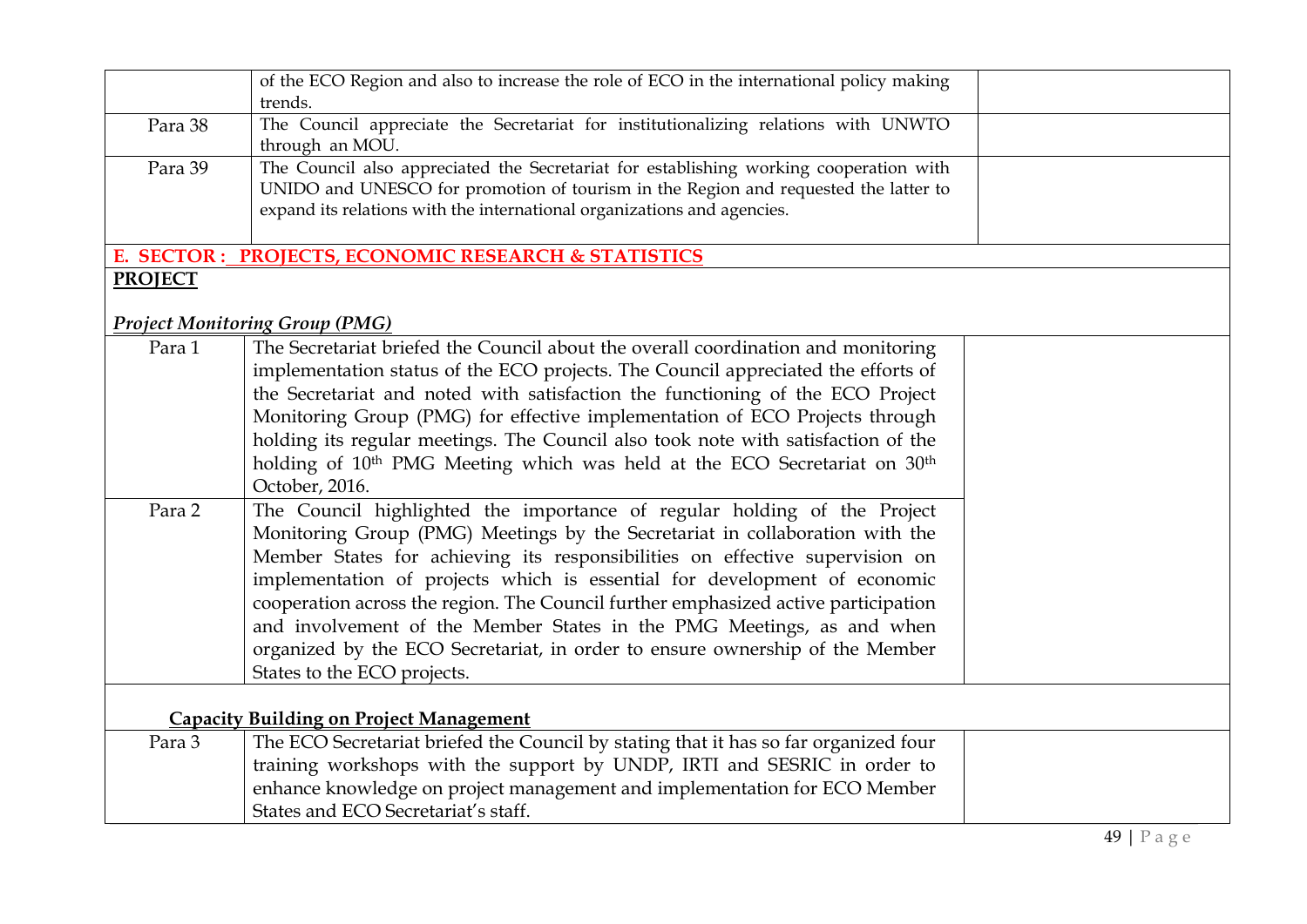|  |  |  |
|---|---|---|
|  | of the ECO Region and also to increase the role of ECO in the international policy making trends. |  |
| Para 38 | The Council appreciate the Secretariat for institutionalizing relations with UNWTO through an MOU. |  |
| Para 39 | The Council also appreciated the Secretariat for establishing working cooperation with UNIDO and UNESCO for promotion of tourism in the Region and requested the latter to expand its relations with the international organizations and agencies. |  |

**E. SECTOR : PROJECTS, ECONOMIC RESEARCH & STATISTICS**

**PROJECT**

***Project Monitoring Group (PMG)***

|  |  |  |
|---|---|---|
| Para 1 | The Secretariat briefed the Council about the overall coordination and monitoring implementation status of the ECO projects. The Council appreciated the efforts of the Secretariat and noted with satisfaction the functioning of the ECO Project Monitoring Group (PMG) for effective implementation of ECO Projects through holding its regular meetings. The Council also took note with satisfaction of the holding of 10th PMG Meeting which was held at the ECO Secretariat on 30th October, 2016. |  |
| Para 2 | The Council highlighted the importance of regular holding of the Project Monitoring Group (PMG) Meetings by the Secretariat in collaboration with the Member States for achieving its responsibilities on effective supervision on implementation of projects which is essential for development of economic cooperation across the region. The Council further emphasized active participation and involvement of the Member States in the PMG Meetings, as and when organized by the ECO Secretariat, in order to ensure ownership of the Member States to the ECO projects. |  |

**Capacity Building on Project Management**

|  |  |  |
|---|---|---|
| Para 3 | The ECO Secretariat briefed the Council by stating that it has so far organized four training workshops with the support by UNDP, IRTI and SESRIC in order to enhance knowledge on project management and implementation for ECO Member States and ECO Secretariat's staff. |  |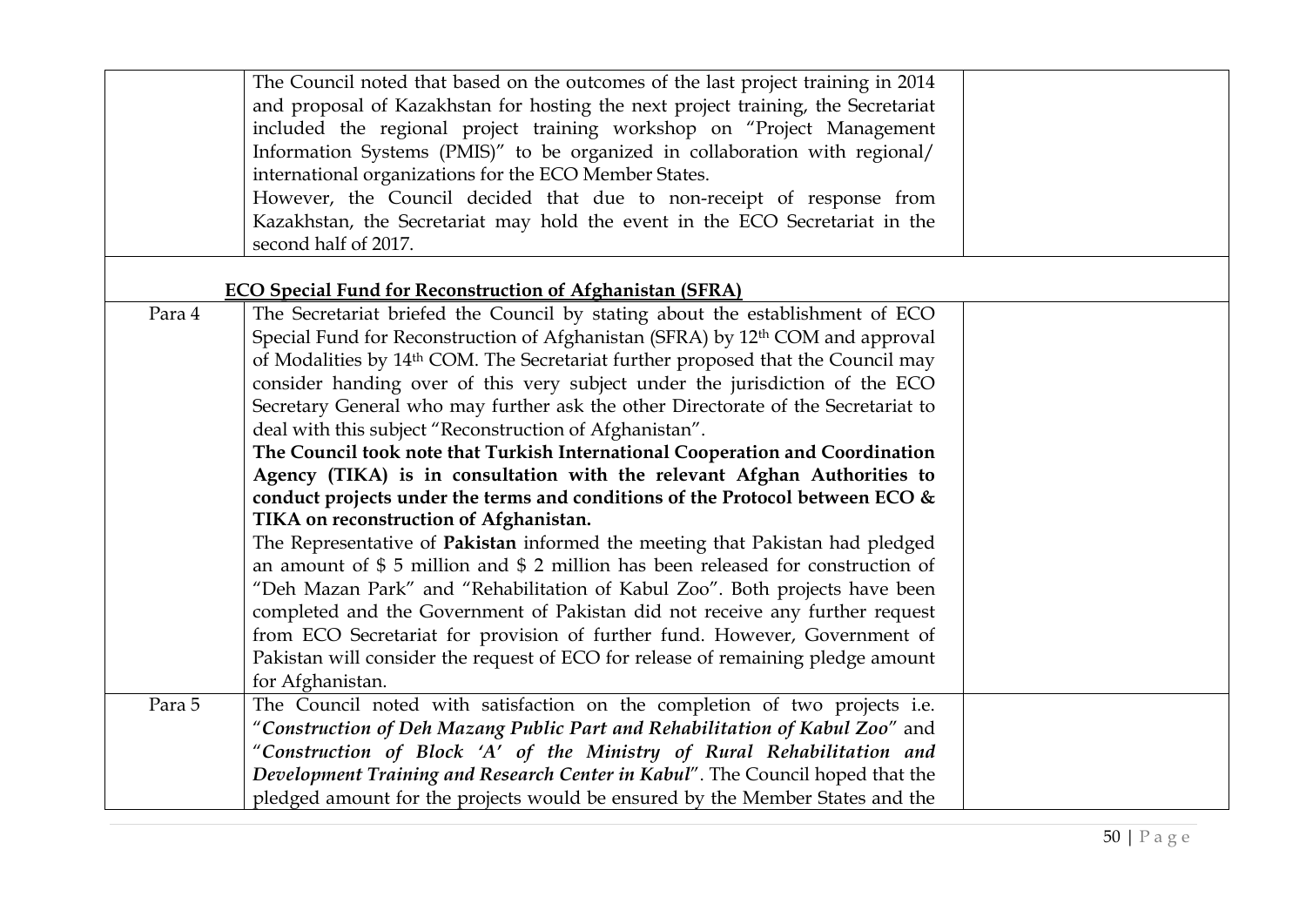| | | |
|---|---|---|
| | The Council noted that based on the outcomes of the last project training in 2014 and proposal of Kazakhstan for hosting the next project training, the Secretariat included the regional project training workshop on "Project Management Information Systems (PMIS)" to be organized in collaboration with regional/ international organizations for the ECO Member States.<br>However, the Council decided that due to non-receipt of response from Kazakhstan, the Secretariat may hold the event in the ECO Secretariat in the second half of 2017. | |
| | **<u>ECO Special Fund for Reconstruction of Afghanistan (SFRA)</u>** | |
| Para 4 | The Secretariat briefed the Council by stating about the establishment of ECO Special Fund for Reconstruction of Afghanistan (SFRA) by 12th COM and approval of Modalities by 14th COM. The Secretariat further proposed that the Council may consider handing over of this very subject under the jurisdiction of the ECO Secretary General who may further ask the other Directorate of the Secretariat to deal with this subject "Reconstruction of Afghanistan".<br>**The Council took note that Turkish International Cooperation and Coordination Agency (TIKA) is in consultation with the relevant Afghan Authorities to conduct projects under the terms and conditions of the Protocol between ECO & TIKA on reconstruction of Afghanistan.**<br>The Representative of **Pakistan** informed the meeting that Pakistan had pledged an amount of $ 5 million and $ 2 million has been released for construction of "Deh Mazan Park" and "Rehabilitation of Kabul Zoo". Both projects have been completed and the Government of Pakistan did not receive any further request from ECO Secretariat for provision of further fund. However, Government of Pakistan will consider the request of ECO for release of remaining pledge amount for Afghanistan. | |
| Para 5 | The Council noted with satisfaction on the completion of two projects i.e. "***Construction of Deh Mazang Public Part and Rehabilitation of Kabul Zoo***" and "***Construction of Block 'A' of the Ministry of Rural Rehabilitation and Development Training and Research Center in Kabul***". The Council hoped that the pledged amount for the projects would be ensured by the Member States and the | |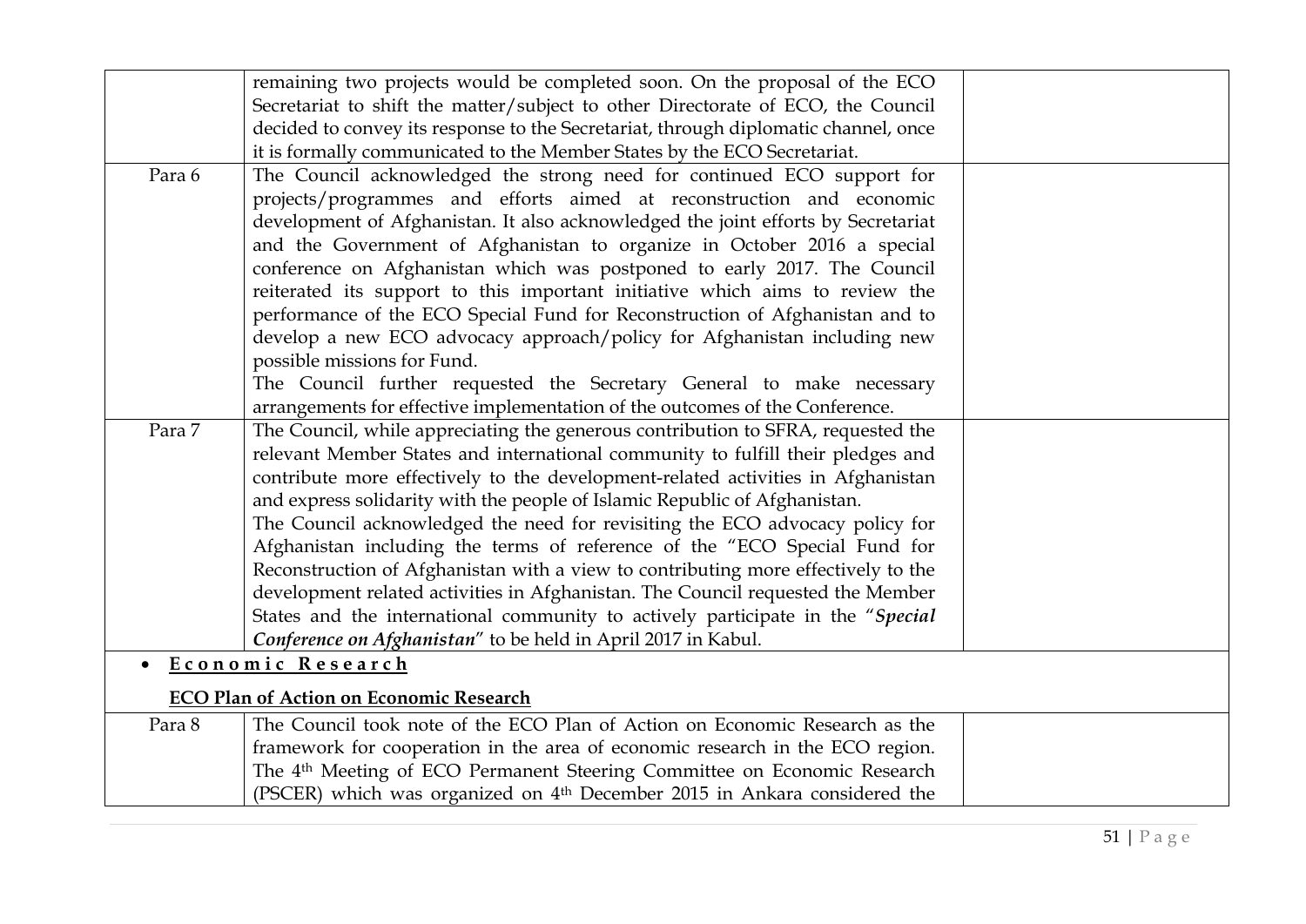| | | |
|---|---|---|
| | remaining two projects would be completed soon. On the proposal of the ECO Secretariat to shift the matter/subject to other Directorate of ECO, the Council decided to convey its response to the Secretariat, through diplomatic channel, once it is formally communicated to the Member States by the ECO Secretariat. | |
| Para 6 | The Council acknowledged the strong need for continued ECO support for projects/programmes and efforts aimed at reconstruction and economic development of Afghanistan. It also acknowledged the joint efforts by Secretariat and the Government of Afghanistan to organize in October 2016 a special conference on Afghanistan which was postponed to early 2017. The Council reiterated its support to this important initiative which aims to review the performance of the ECO Special Fund for Reconstruction of Afghanistan and to develop a new ECO advocacy approach/policy for Afghanistan including new possible missions for Fund.<br>The Council further requested the Secretary General to make necessary arrangements for effective implementation of the outcomes of the Conference. | |
| Para 7 | The Council, while appreciating the generous contribution to SFRA, requested the relevant Member States and international community to fulfill their pledges and contribute more effectively to the development-related activities in Afghanistan and express solidarity with the people of Islamic Republic of Afghanistan.<br>The Council acknowledged the need for revisiting the ECO advocacy policy for Afghanistan including the terms of reference of the "ECO Special Fund for Reconstruction of Afghanistan with a view to contributing more effectively to the development related activities in Afghanistan. The Council requested the Member States and the international community to actively participate in the "***Special Conference on Afghanistan***" to be held in April 2017 in Kabul. | |
| • **Economic Research**<br><br>**ECO Plan of Action on Economic Research** | | |
| Para 8 | The Council took note of the ECO Plan of Action on Economic Research as the framework for cooperation in the area of economic research in the ECO region. The 4th Meeting of ECO Permanent Steering Committee on Economic Research (PSCER) which was organized on 4th December 2015 in Ankara considered the | |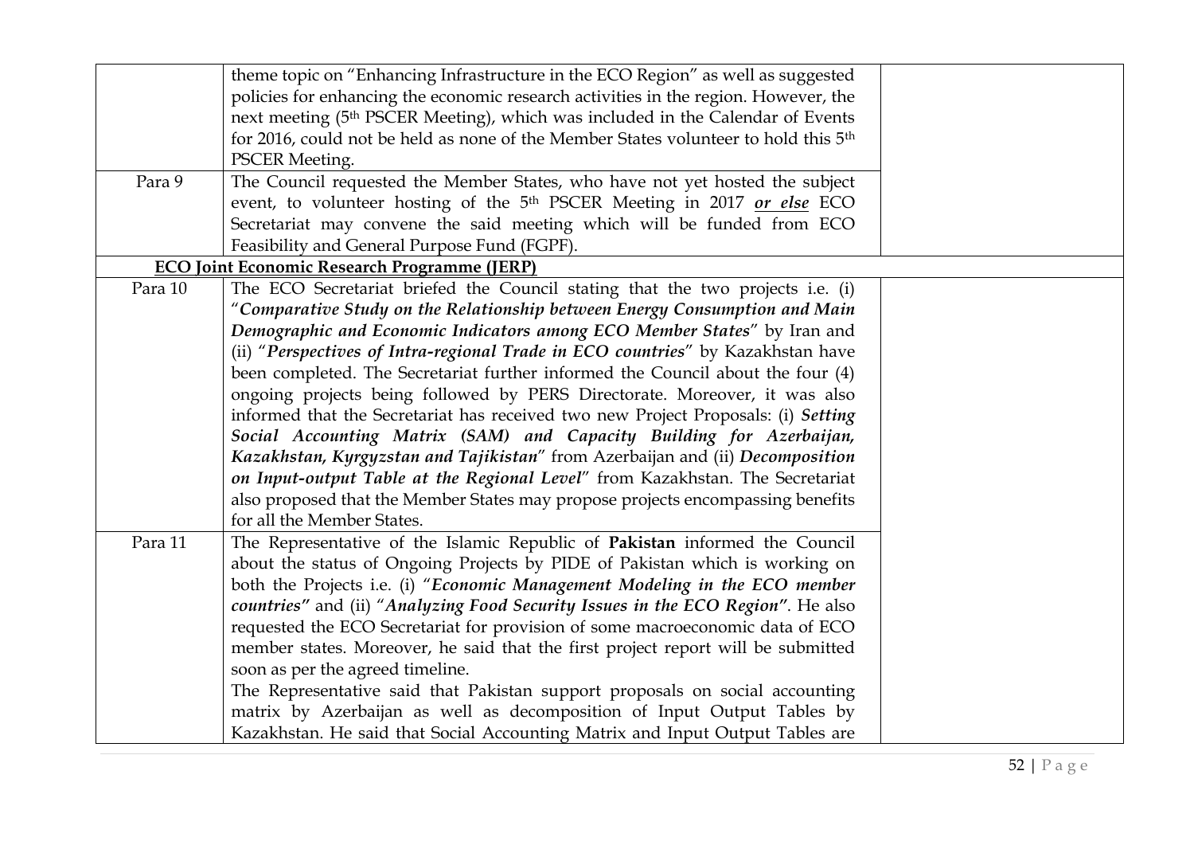| | | |
|---|---|---|
| | theme topic on "Enhancing Infrastructure in the ECO Region" as well as suggested policies for enhancing the economic research activities in the region. However, the next meeting (5th PSCER Meeting), which was included in the Calendar of Events for 2016, could not be held as none of the Member States volunteer to hold this 5th PSCER Meeting. | |
| Para 9 | The Council requested the Member States, who have not yet hosted the subject event, to volunteer hosting of the 5th PSCER Meeting in 2017 ***or else*** ECO Secretariat may convene the said meeting which will be funded from ECO Feasibility and General Purpose Fund (FGPF). | |
| | **ECO Joint Economic Research Programme (JERP)** | |
| Para 10 | The ECO Secretariat briefed the Council stating that the two projects i.e. (i) "***Comparative Study on the Relationship between Energy Consumption and Main Demographic and Economic Indicators among ECO Member States***" by Iran and (ii) "***Perspectives of Intra-regional Trade in ECO countries***" by Kazakhstan have been completed. The Secretariat further informed the Council about the four (4) ongoing projects being followed by PERS Directorate. Moreover, it was also informed that the Secretariat has received two new Project Proposals: (i) ***Setting Social Accounting Matrix (SAM) and Capacity Building for Azerbaijan, Kazakhstan, Kyrgyzstan and Tajikistan***" from Azerbaijan and (ii) ***Decomposition on Input-output Table at the Regional Level***" from Kazakhstan. The Secretariat also proposed that the Member States may propose projects encompassing benefits for all the Member States. | |
| Para 11 | The Representative of the Islamic Republic of **Pakistan** informed the Council about the status of Ongoing Projects by PIDE of Pakistan which is working on both the Projects i.e. (i) "***Economic Management Modeling in the ECO member countries***" and (ii) "***Analyzing Food Security Issues in the ECO Region***". He also requested the ECO Secretariat for provision of some macroeconomic data of ECO member states. Moreover, he said that the first project report will be submitted soon as per the agreed timeline.<br>The Representative said that Pakistan support proposals on social accounting matrix by Azerbaijan as well as decomposition of Input Output Tables by Kazakhstan. He said that Social Accounting Matrix and Input Output Tables are | |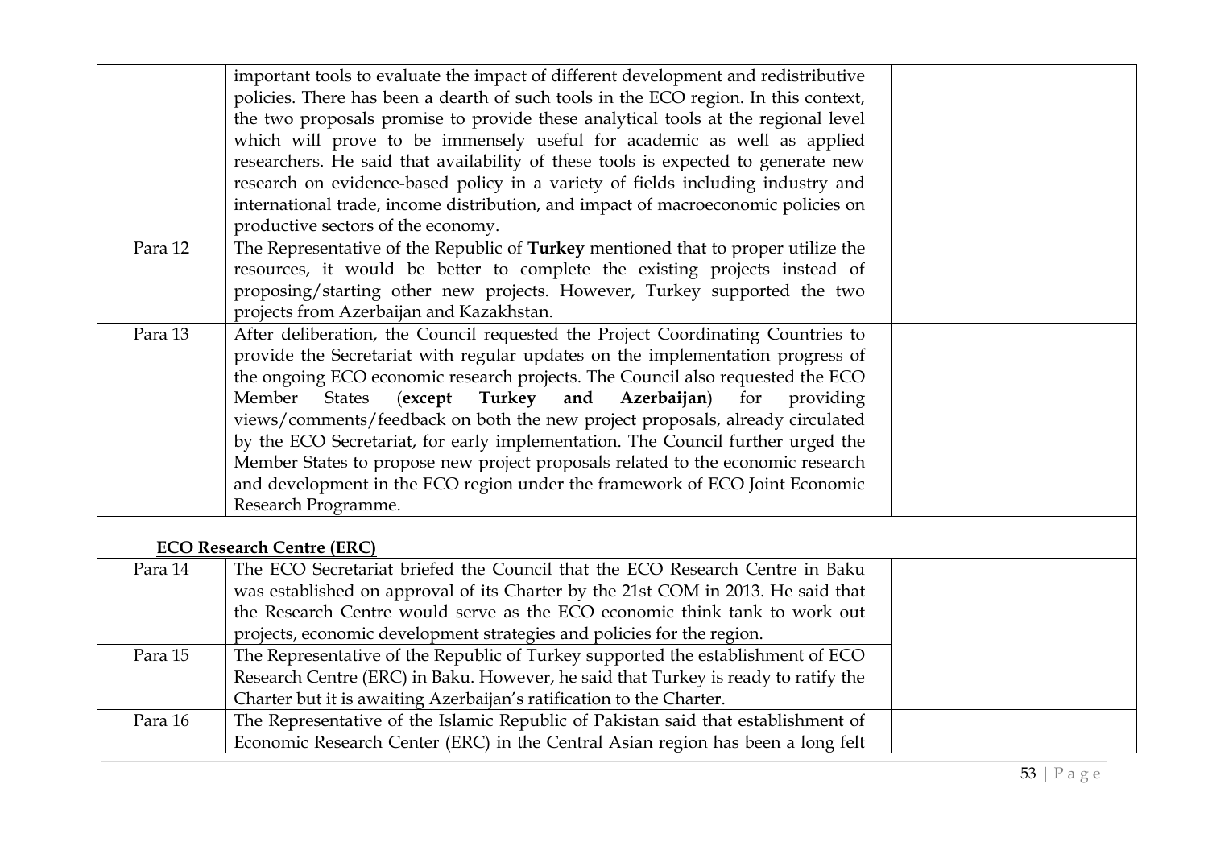| | | |
|---|---|---|
| | important tools to evaluate the impact of different development and redistributive policies. There has been a dearth of such tools in the ECO region. In this context, the two proposals promise to provide these analytical tools at the regional level which will prove to be immensely useful for academic as well as applied researchers. He said that availability of these tools is expected to generate new research on evidence-based policy in a variety of fields including industry and international trade, income distribution, and impact of macroeconomic policies on productive sectors of the economy. | |
| Para 12 | The Representative of the Republic of **Turkey** mentioned that to proper utilize the resources, it would be better to complete the existing projects instead of proposing/starting other new projects. However, Turkey supported the two projects from Azerbaijan and Kazakhstan. | |
| Para 13 | After deliberation, the Council requested the Project Coordinating Countries to provide the Secretariat with regular updates on the implementation progress of the ongoing ECO economic research projects. The Council also requested the ECO Member States (**except Turkey and Azerbaijan**) for providing views/comments/feedback on both the new project proposals, already circulated by the ECO Secretariat, for early implementation. The Council further urged the Member States to propose new project proposals related to the economic research and development in the ECO region under the framework of ECO Joint Economic Research Programme. | |
| **<u>ECO Research Centre (ERC)</u>** | | |
| Para 14 | The ECO Secretariat briefed the Council that the ECO Research Centre in Baku was established on approval of its Charter by the 21st COM in 2013. He said that the Research Centre would serve as the ECO economic think tank to work out projects, economic development strategies and policies for the region. | |
| Para 15 | The Representative of the Republic of Turkey supported the establishment of ECO Research Centre (ERC) in Baku. However, he said that Turkey is ready to ratify the Charter but it is awaiting Azerbaijan's ratification to the Charter. | |
| Para 16 | The Representative of the Islamic Republic of Pakistan said that establishment of Economic Research Center (ERC) in the Central Asian region has been a long felt | |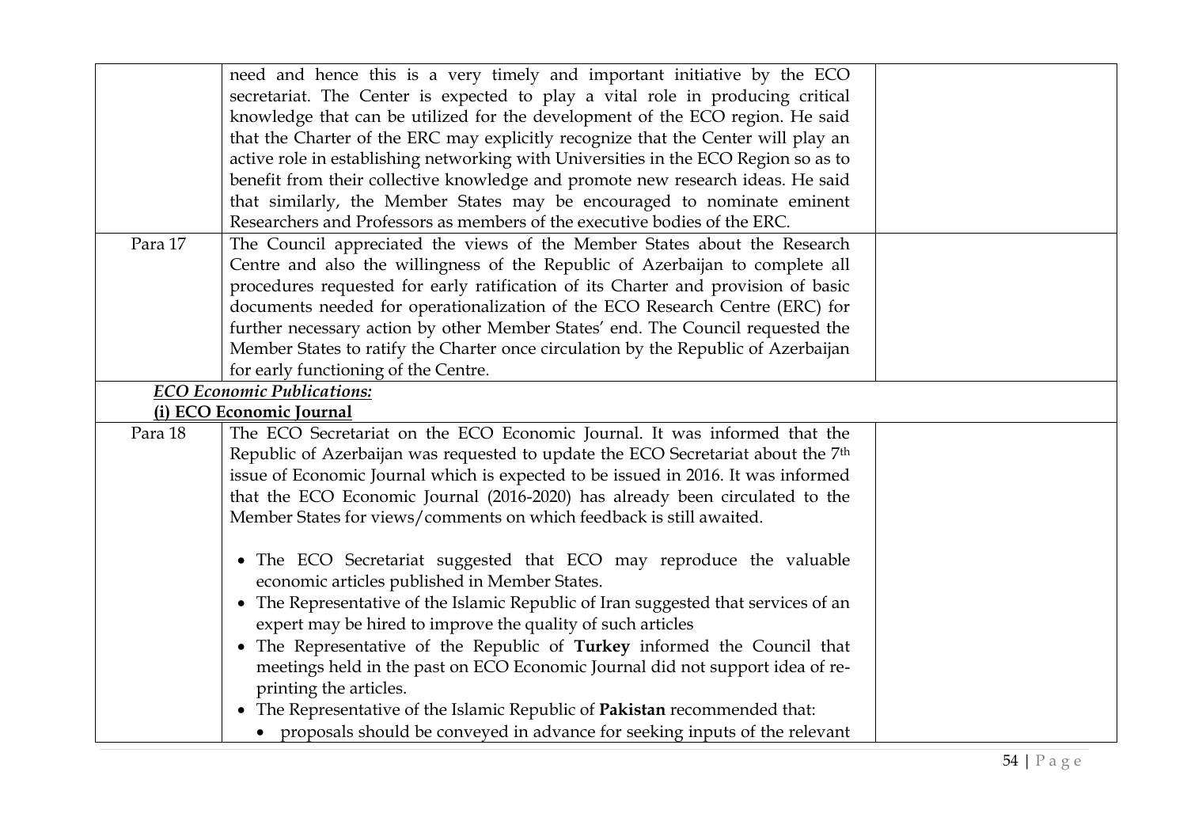| | | |
|---|---|---|
| | need and hence this is a very timely and important initiative by the ECO secretariat. The Center is expected to play a vital role in producing critical knowledge that can be utilized for the development of the ECO region. He said that the Charter of the ERC may explicitly recognize that the Center will play an active role in establishing networking with Universities in the ECO Region so as to benefit from their collective knowledge and promote new research ideas. He said that similarly, the Member States may be encouraged to nominate eminent Researchers and Professors as members of the executive bodies of the ERC. | |
| Para 17 | The Council appreciated the views of the Member States about the Research Centre and also the willingness of the Republic of Azerbaijan to complete all procedures requested for early ratification of its Charter and provision of basic documents needed for operationalization of the ECO Research Centre (ERC) for further necessary action by other Member States' end. The Council requested the Member States to ratify the Charter once circulation by the Republic of Azerbaijan for early functioning of the Centre. | |
| | ***ECO Economic Publications:*** <br> **(i) ECO Economic Journal** | |
| Para 18 | The ECO Secretariat on the ECO Economic Journal. It was informed that the Republic of Azerbaijan was requested to update the ECO Secretariat about the 7th issue of Economic Journal which is expected to be issued in 2016. It was informed that the ECO Economic Journal (2016-2020) has already been circulated to the Member States for views/comments on which feedback is still awaited. <br><br> • The ECO Secretariat suggested that ECO may reproduce the valuable economic articles published in Member States. <br> • The Representative of the Islamic Republic of Iran suggested that services of an expert may be hired to improve the quality of such articles <br> • The Representative of the Republic of **Turkey** informed the Council that meetings held in the past on ECO Economic Journal did not support idea of re-printing the articles. <br> • The Representative of the Islamic Republic of **Pakistan** recommended that: <br> &nbsp;&nbsp;&nbsp;• proposals should be conveyed in advance for seeking inputs of the relevant | |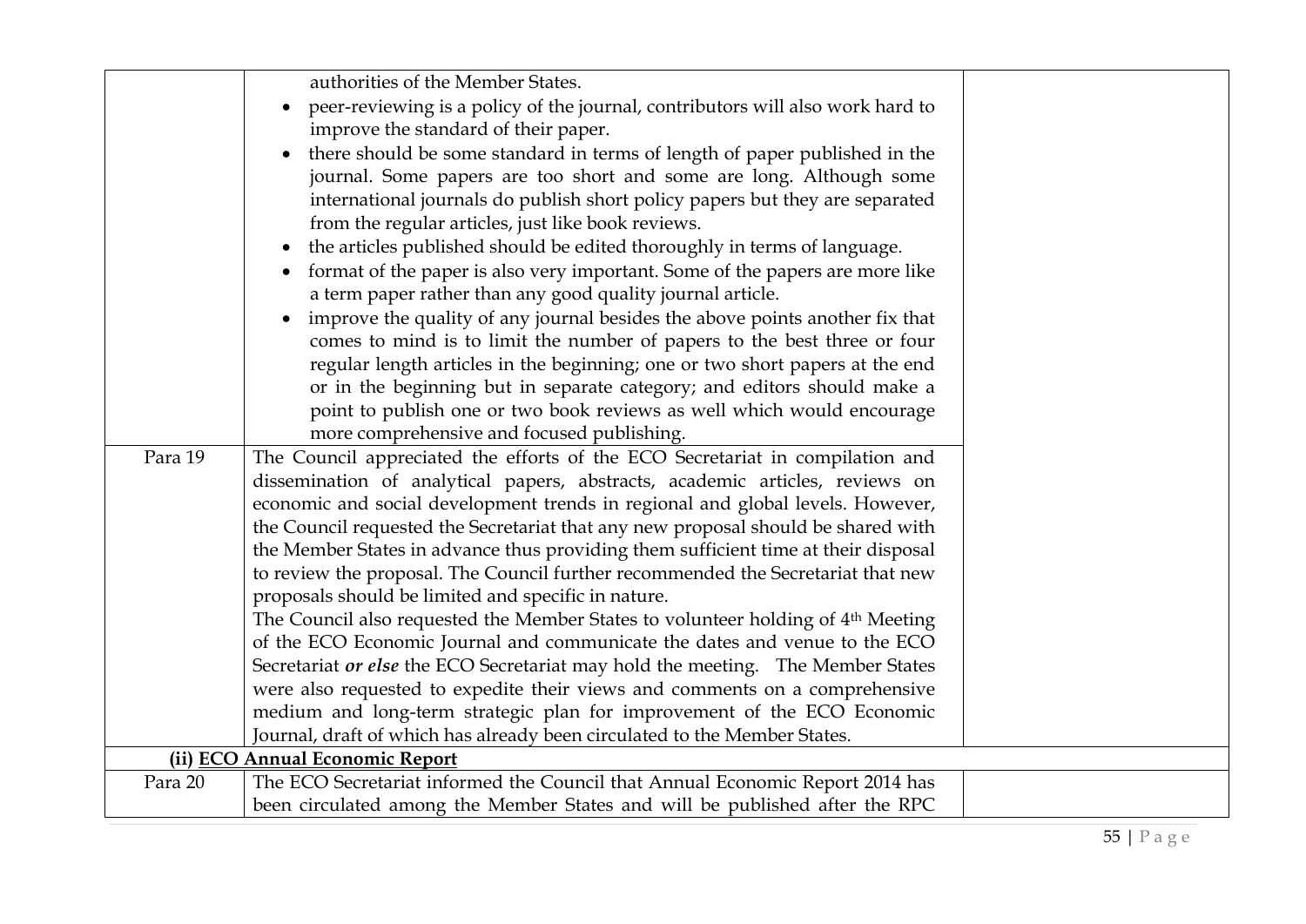| | | |
|---|---|---|
| | authorities of the Member States.<br>• peer-reviewing is a policy of the journal, contributors will also work hard to improve the standard of their paper.<br>• there should be some standard in terms of length of paper published in the journal. Some papers are too short and some are long. Although some international journals do publish short policy papers but they are separated from the regular articles, just like book reviews.<br>• the articles published should be edited thoroughly in terms of language.<br>• format of the paper is also very important. Some of the papers are more like a term paper rather than any good quality journal article.<br>• improve the quality of any journal besides the above points another fix that comes to mind is to limit the number of papers to the best three or four regular length articles in the beginning; one or two short papers at the end or in the beginning but in separate category; and editors should make a point to publish one or two book reviews as well which would encourage more comprehensive and focused publishing. | |
| Para 19 | The Council appreciated the efforts of the ECO Secretariat in compilation and dissemination of analytical papers, abstracts, academic articles, reviews on economic and social development trends in regional and global levels. However, the Council requested the Secretariat that any new proposal should be shared with the Member States in advance thus providing them sufficient time at their disposal to review the proposal. The Council further recommended the Secretariat that new proposals should be limited and specific in nature.<br>The Council also requested the Member States to volunteer holding of 4th Meeting of the ECO Economic Journal and communicate the dates and venue to the ECO Secretariat ***or else*** the ECO Secretariat may hold the meeting. The Member States were also requested to expedite their views and comments on a comprehensive medium and long-term strategic plan for improvement of the ECO Economic Journal, draft of which has already been circulated to the Member States. | |
| | **(ii) <u>ECO Annual Economic Report</u>** | |
| Para 20 | The ECO Secretariat informed the Council that Annual Economic Report 2014 has been circulated among the Member States and will be published after the RPC | |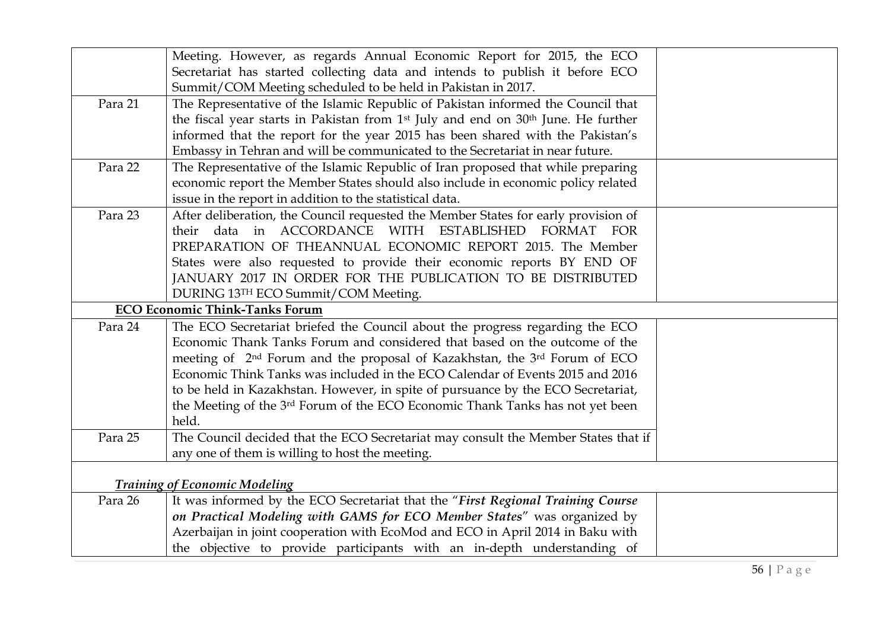| | | |
|---|---|---|
| | Meeting. However, as regards Annual Economic Report for 2015, the ECO Secretariat has started collecting data and intends to publish it before ECO Summit/COM Meeting scheduled to be held in Pakistan in 2017. | |
| Para 21 | The Representative of the Islamic Republic of Pakistan informed the Council that the fiscal year starts in Pakistan from 1st July and end on 30th June. He further informed that the report for the year 2015 has been shared with the Pakistan's Embassy in Tehran and will be communicated to the Secretariat in near future. | |
| Para 22 | The Representative of the Islamic Republic of Iran proposed that while preparing economic report the Member States should also include in economic policy related issue in the report in addition to the statistical data. | |
| Para 23 | After deliberation, the Council requested the Member States for early provision of their data in ACCORDANCE WITH ESTABLISHED FORMAT FOR PREPARATION OF THEANNUAL ECONOMIC REPORT 2015. The Member States were also requested to provide their economic reports BY END OF JANUARY 2017 IN ORDER FOR THE PUBLICATION TO BE DISTRIBUTED DURING 13TH ECO Summit/COM Meeting. | |
| **ECO Economic Think-Tanks Forum** | | |
| Para 24 | The ECO Secretariat briefed the Council about the progress regarding the ECO Economic Thank Tanks Forum and considered that based on the outcome of the meeting of 2nd Forum and the proposal of Kazakhstan, the 3rd Forum of ECO Economic Think Tanks was included in the ECO Calendar of Events 2015 and 2016 to be held in Kazakhstan. However, in spite of pursuance by the ECO Secretariat, the Meeting of the 3rd Forum of the ECO Economic Thank Tanks has not yet been held. | |
| Para 25 | The Council decided that the ECO Secretariat may consult the Member States that if any one of them is willing to host the meeting. | |
| ***Training of Economic Modeling*** | | |
| Para 26 | It was informed by the ECO Secretariat that the "***First Regional Training Course on Practical Modeling with GAMS for ECO Member States***" was organized by Azerbaijan in joint cooperation with EcoMod and ECO in April 2014 in Baku with the objective to provide participants with an in-depth understanding of | |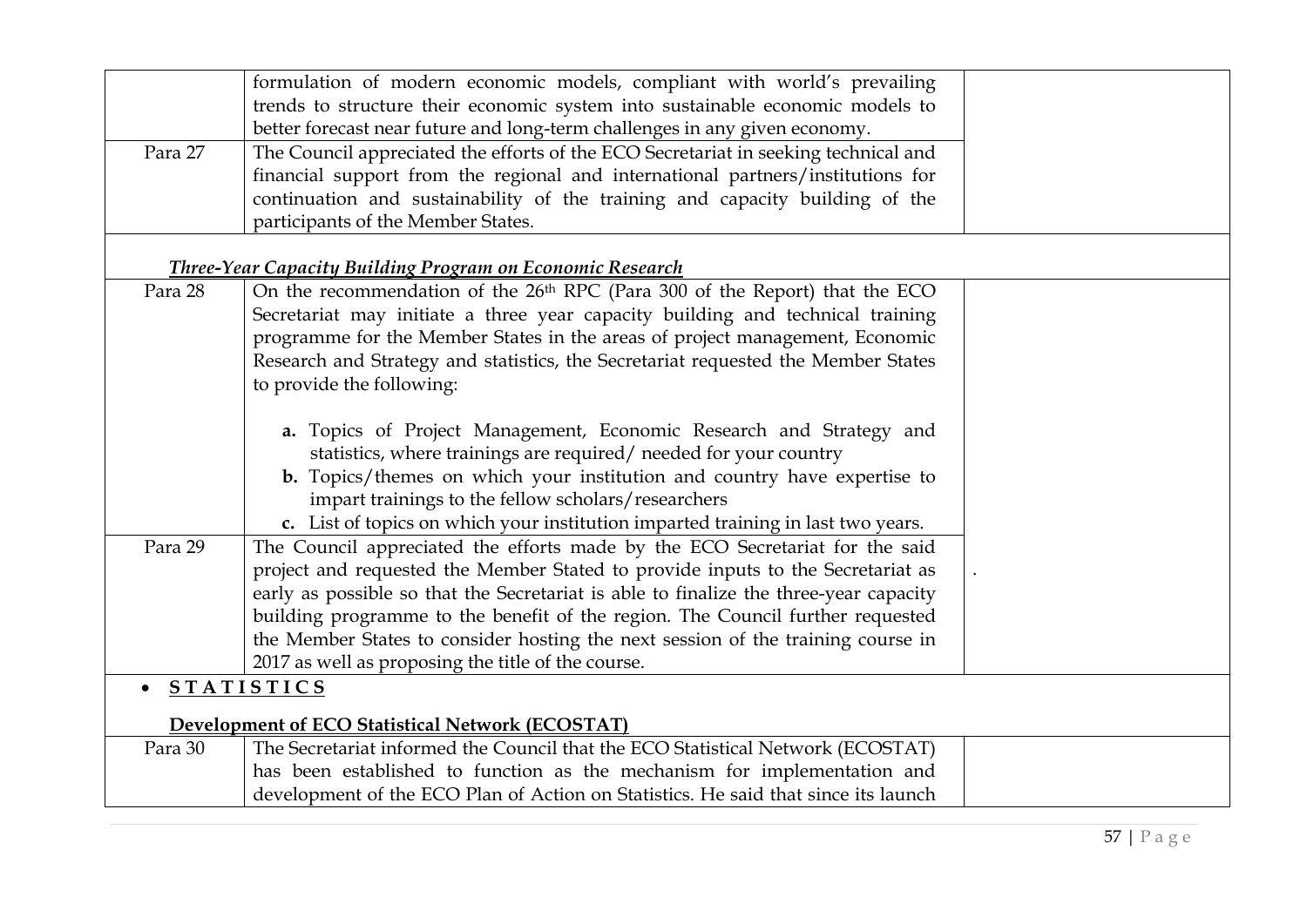| | | |
|---|---|---|
| | formulation of modern economic models, compliant with world's prevailing trends to structure their economic system into sustainable economic models to better forecast near future and long-term challenges in any given economy. | |
| Para 27 | The Council appreciated the efforts of the ECO Secretariat in seeking technical and financial support from the regional and international partners/institutions for continuation and sustainability of the training and capacity building of the participants of the Member States. | |

***Three-Year Capacity Building Program on Economic Research***

| | | |
|---|---|---|
| Para 28 | On the recommendation of the 26th RPC (Para 300 of the Report) that the ECO Secretariat may initiate a three year capacity building and technical training programme for the Member States in the areas of project management, Economic Research and Strategy and statistics, the Secretariat requested the Member States to provide the following:<br><br>**a.** Topics of Project Management, Economic Research and Strategy and statistics, where trainings are required/ needed for your country<br>**b.** Topics/themes on which your institution and country have expertise to impart trainings to the fellow scholars/researchers<br>**c.** List of topics on which your institution imparted training in last two years. | |
| Para 29 | The Council appreciated the efforts made by the ECO Secretariat for the said project and requested the Member Stated to provide inputs to the Secretariat as early as possible so that the Secretariat is able to finalize the three-year capacity building programme to the benefit of the region. The Council further requested the Member States to consider hosting the next session of the training course in 2017 as well as proposing the title of the course. | . |

- **STATISTICS**

**Development of ECO Statistical Network (ECOSTAT)**

| | | |
|---|---|---|
| Para 30 | The Secretariat informed the Council that the ECO Statistical Network (ECOSTAT) has been established to function as the mechanism for implementation and development of the ECO Plan of Action on Statistics. He said that since its launch | |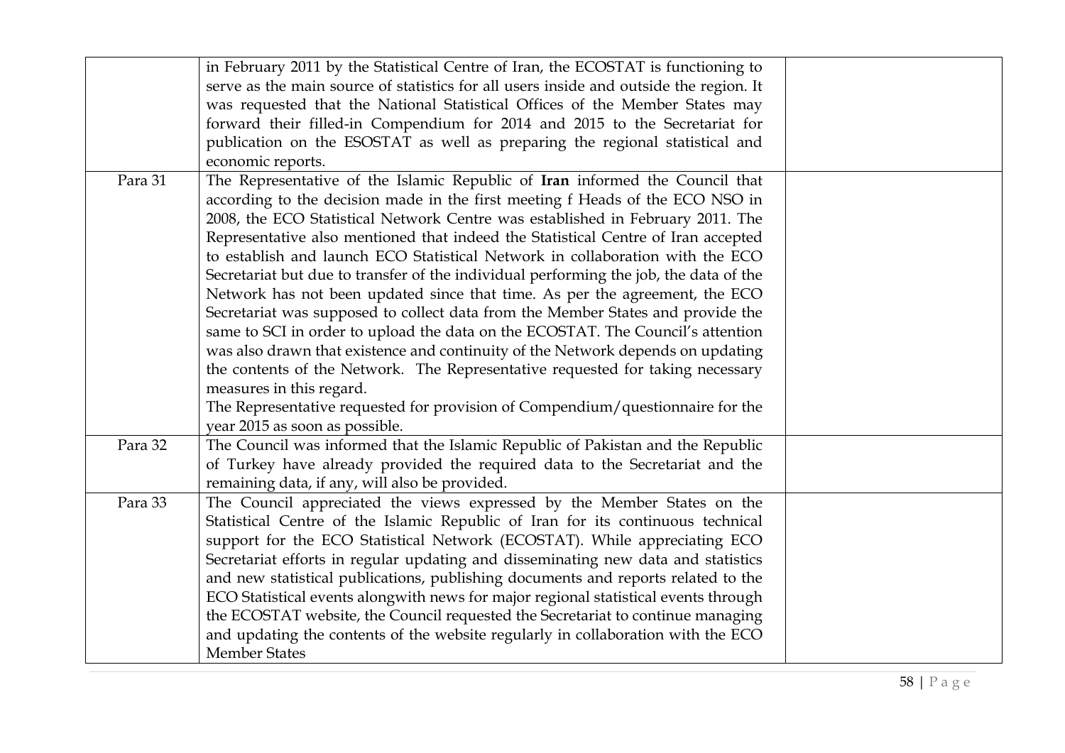| | | |
|---|---|---|
| | in February 2011 by the Statistical Centre of Iran, the ECOSTAT is functioning to serve as the main source of statistics for all users inside and outside the region. It was requested that the National Statistical Offices of the Member States may forward their filled-in Compendium for 2014 and 2015 to the Secretariat for publication on the ESOSTAT as well as preparing the regional statistical and economic reports. | |
| Para 31 | The Representative of the Islamic Republic of **Iran** informed the Council that according to the decision made in the first meeting f Heads of the ECO NSO in 2008, the ECO Statistical Network Centre was established in February 2011. The Representative also mentioned that indeed the Statistical Centre of Iran accepted to establish and launch ECO Statistical Network in collaboration with the ECO Secretariat but due to transfer of the individual performing the job, the data of the Network has not been updated since that time. As per the agreement, the ECO Secretariat was supposed to collect data from the Member States and provide the same to SCI in order to upload the data on the ECOSTAT. The Council's attention was also drawn that existence and continuity of the Network depends on updating the contents of the Network. The Representative requested for taking necessary measures in this regard.<br>The Representative requested for provision of Compendium/questionnaire for the year 2015 as soon as possible. | |
| Para 32 | The Council was informed that the Islamic Republic of Pakistan and the Republic of Turkey have already provided the required data to the Secretariat and the remaining data, if any, will also be provided. | |
| Para 33 | The Council appreciated the views expressed by the Member States on the Statistical Centre of the Islamic Republic of Iran for its continuous technical support for the ECO Statistical Network (ECOSTAT). While appreciating ECO Secretariat efforts in regular updating and disseminating new data and statistics and new statistical publications, publishing documents and reports related to the ECO Statistical events alongwith news for major regional statistical events through the ECOSTAT website, the Council requested the Secretariat to continue managing and updating the contents of the website regularly in collaboration with the ECO Member States | |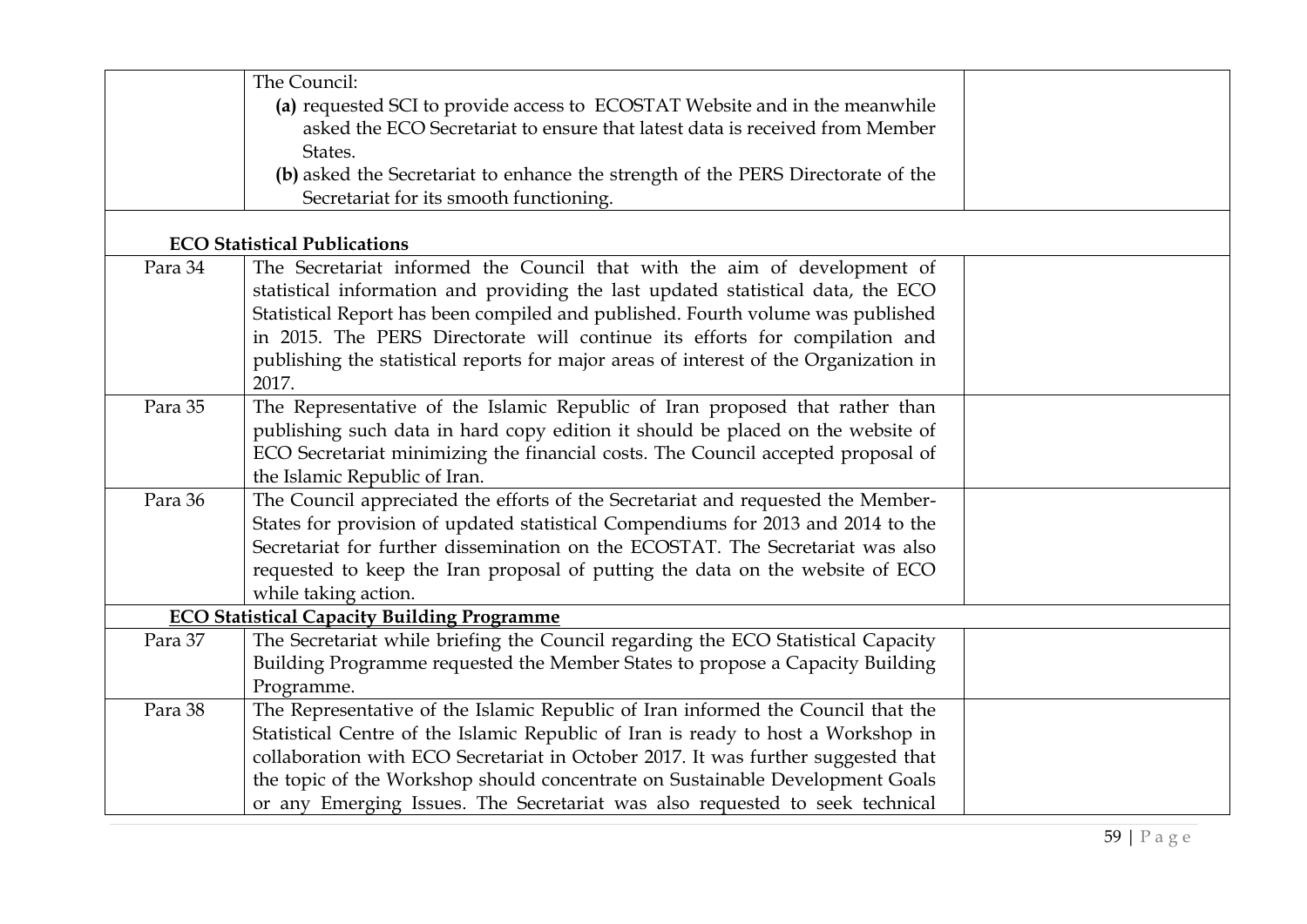| | | |
|---|---|---|
| | The Council:<br>**(a)** requested SCI to provide access to ECOSTAT Website and in the meanwhile asked the ECO Secretariat to ensure that latest data is received from Member States.<br>**(b)** asked the Secretariat to enhance the strength of the PERS Directorate of the Secretariat for its smooth functioning. | |
| **ECO Statistical Publications** | | |
| Para 34 | The Secretariat informed the Council that with the aim of development of statistical information and providing the last updated statistical data, the ECO Statistical Report has been compiled and published. Fourth volume was published in 2015. The PERS Directorate will continue its efforts for compilation and publishing the statistical reports for major areas of interest of the Organization in 2017. | |
| Para 35 | The Representative of the Islamic Republic of Iran proposed that rather than publishing such data in hard copy edition it should be placed on the website of ECO Secretariat minimizing the financial costs. The Council accepted proposal of the Islamic Republic of Iran. | |
| Para 36 | The Council appreciated the efforts of the Secretariat and requested the Member-States for provision of updated statistical Compendiums for 2013 and 2014 to the Secretariat for further dissemination on the ECOSTAT. The Secretariat was also requested to keep the Iran proposal of putting the data on the website of ECO while taking action. | |
| **ECO Statistical Capacity Building Programme** | | |
| Para 37 | The Secretariat while briefing the Council regarding the ECO Statistical Capacity Building Programme requested the Member States to propose a Capacity Building Programme. | |
| Para 38 | The Representative of the Islamic Republic of Iran informed the Council that the Statistical Centre of the Islamic Republic of Iran is ready to host a Workshop in collaboration with ECO Secretariat in October 2017. It was further suggested that the topic of the Workshop should concentrate on Sustainable Development Goals or any Emerging Issues. The Secretariat was also requested to seek technical | |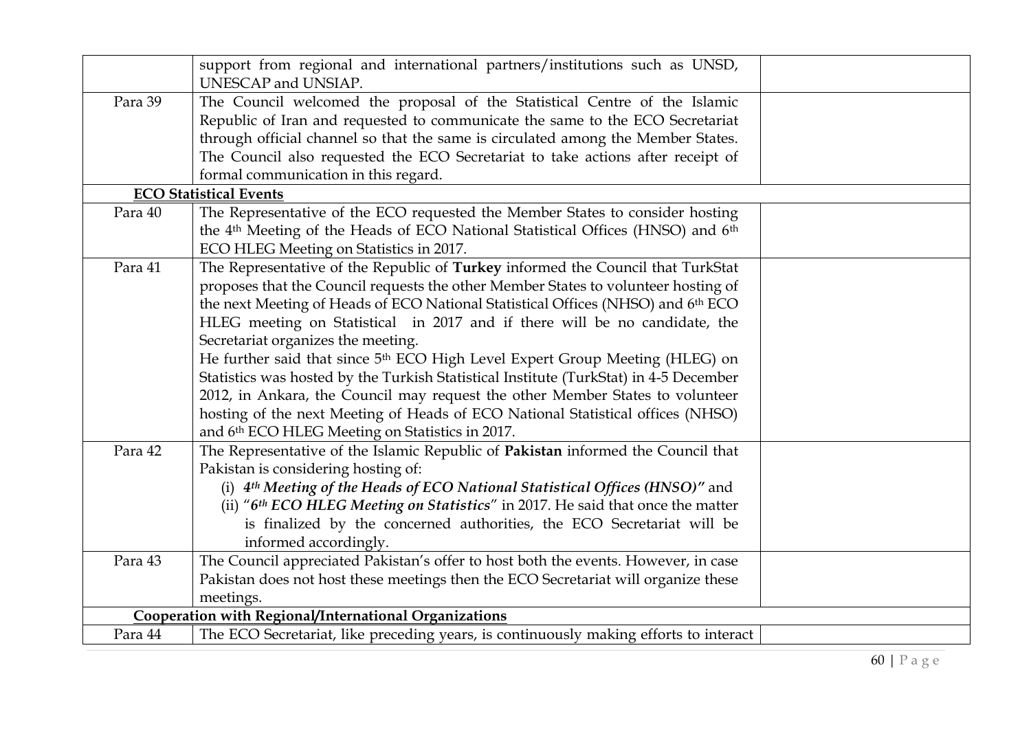| | | |
|---|---|---|
| | support from regional and international partners/institutions such as UNSD, UNESCAP and UNSIAP. | |
| Para 39 | The Council welcomed the proposal of the Statistical Centre of the Islamic Republic of Iran and requested to communicate the same to the ECO Secretariat through official channel so that the same is circulated among the Member States. The Council also requested the ECO Secretariat to take actions after receipt of formal communication in this regard. | |
| **ECO Statistical Events** | | |
| Para 40 | The Representative of the ECO requested the Member States to consider hosting the 4th Meeting of the Heads of ECO National Statistical Offices (HNSO) and 6th ECO HLEG Meeting on Statistics in 2017. | |
| Para 41 | The Representative of the Republic of **Turkey** informed the Council that TurkStat proposes that the Council requests the other Member States to volunteer hosting of the next Meeting of Heads of ECO National Statistical Offices (NHSO) and 6th ECO HLEG meeting on Statistical in 2017 and if there will be no candidate, the Secretariat organizes the meeting.<br>He further said that since 5th ECO High Level Expert Group Meeting (HLEG) on Statistics was hosted by the Turkish Statistical Institute (TurkStat) in 4-5 December 2012, in Ankara, the Council may request the other Member States to volunteer hosting of the next Meeting of Heads of ECO National Statistical offices (NHSO) and 6th ECO HLEG Meeting on Statistics in 2017. | |
| Para 42 | The Representative of the Islamic Republic of **Pakistan** informed the Council that Pakistan is considering hosting of:<br>(i) ***4th Meeting of the Heads of ECO National Statistical Offices (HNSO)"*** and<br>(ii) "***6th ECO HLEG Meeting on Statistics***" in 2017. He said that once the matter is finalized by the concerned authorities, the ECO Secretariat will be informed accordingly. | |
| Para 43 | The Council appreciated Pakistan's offer to host both the events. However, in case Pakistan does not host these meetings then the ECO Secretariat will organize these meetings. | |
| **Cooperation with Regional/International Organizations** | | |
| Para 44 | The ECO Secretariat, like preceding years, is continuously making efforts to interact | |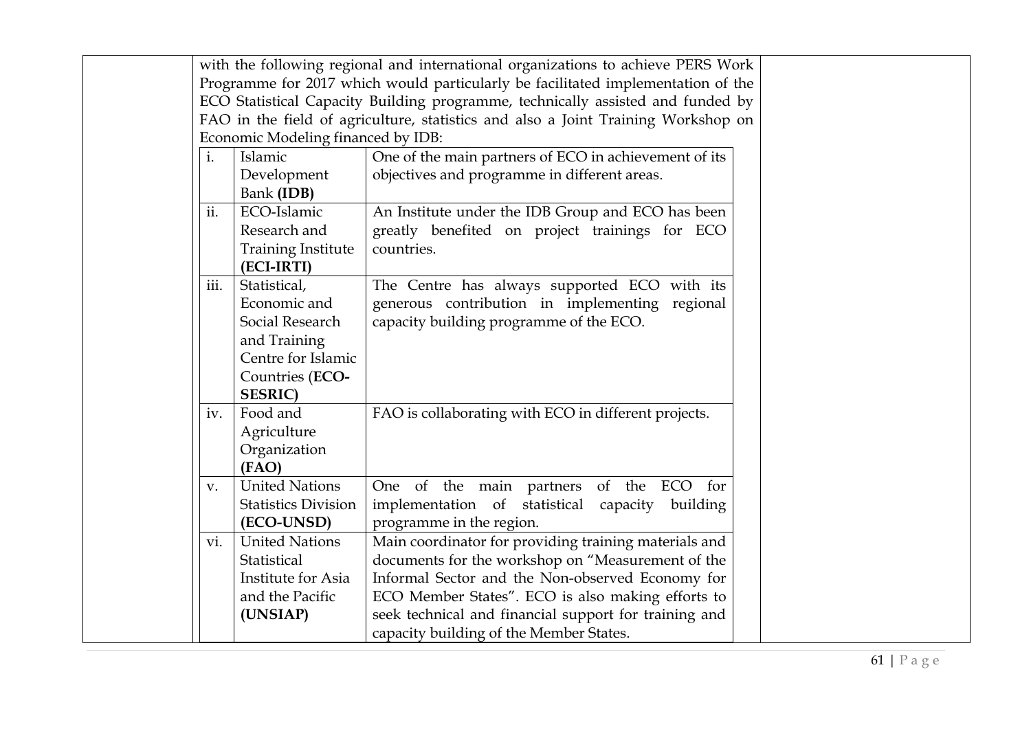with the following regional and international organizations to achieve PERS Work Programme for 2017 which would particularly be facilitated implementation of the ECO Statistical Capacity Building programme, technically assisted and funded by FAO in the field of agriculture, statistics and also a Joint Training Workshop on Economic Modeling financed by IDB:

| | | |
|---|---|---|
| i. | Islamic Development Bank **(IDB)** | One of the main partners of ECO in achievement of its objectives and programme in different areas. |
| ii. | ECO-Islamic Research and Training Institute **(ECI-IRTI)** | An Institute under the IDB Group and ECO has been greatly benefited on project trainings for ECO countries. |
| iii. | Statistical, Economic and Social Research and Training Centre for Islamic Countries (**ECO-SESRIC)** | The Centre has always supported ECO with its generous contribution in implementing regional capacity building programme of the ECO. |
| iv. | Food and Agriculture Organization **(FAO)** | FAO is collaborating with ECO in different projects. |
| v. | United Nations Statistics Division **(ECO-UNSD)** | One of the main partners of the ECO for implementation of statistical capacity building programme in the region. |
| vi. | United Nations Statistical Institute for Asia and the Pacific **(UNSIAP)** | Main coordinator for providing training materials and documents for the workshop on "Measurement of the Informal Sector and the Non-observed Economy for ECO Member States". ECO is also making efforts to seek technical and financial support for training and capacity building of the Member States. |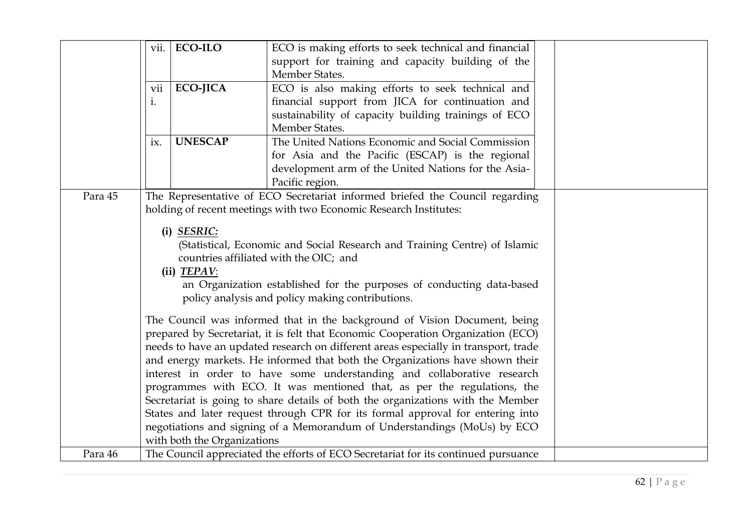| | | |
|---|---|---|
| | vii. **ECO-ILO** — ECO is making efforts to seek technical and financial support for training and capacity building of the Member States.<br>viii. **ECO-JICA** — ECO is also making efforts to seek technical and financial support from JICA for continuation and sustainability of capacity building trainings of ECO Member States.<br>ix. **UNESCAP** — The United Nations Economic and Social Commission for Asia and the Pacific (ESCAP) is the regional development arm of the United Nations for the Asia-Pacific region. | |
| Para 45 | The Representative of ECO Secretariat informed briefed the Council regarding holding of recent meetings with two Economic Research Institutes:<br><br>**(i)** ***SESRIC:*** (Statistical, Economic and Social Research and Training Centre) of Islamic countries affiliated with the OIC; and<br>**(ii)** ***TEPAV***: an Organization established for the purposes of conducting data-based policy analysis and policy making contributions.<br><br>The Council was informed that in the background of Vision Document, being prepared by Secretariat, it is felt that Economic Cooperation Organization (ECO) needs to have an updated research on different areas especially in transport, trade and energy markets. He informed that both the Organizations have shown their interest in order to have some understanding and collaborative research programmes with ECO. It was mentioned that, as per the regulations, the Secretariat is going to share details of both the organizations with the Member States and later request through CPR for its formal approval for entering into negotiations and signing of a Memorandum of Understandings (MoUs) by ECO with both the Organizations | |
| Para 46 | The Council appreciated the efforts of ECO Secretariat for its continued pursuance | |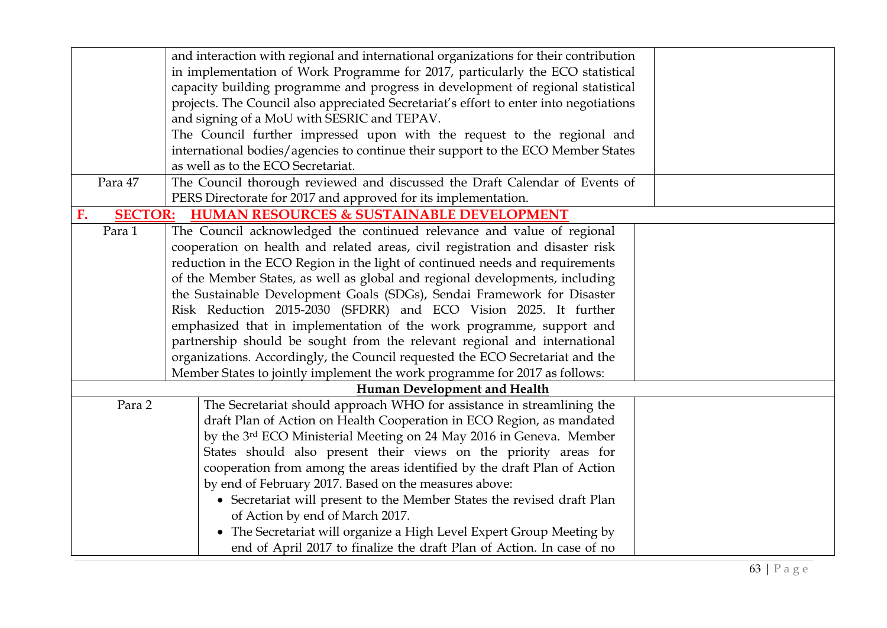| | | |
|---|---|---|
| | and interaction with regional and international organizations for their contribution in implementation of Work Programme for 2017, particularly the ECO statistical capacity building programme and progress in development of regional statistical projects. The Council also appreciated Secretariat's effort to enter into negotiations and signing of a MoU with SESRIC and TEPAV.<br>The Council further impressed upon with the request to the regional and international bodies/agencies to continue their support to the ECO Member States as well as to the ECO Secretariat. | |
| Para 47 | The Council thorough reviewed and discussed the Draft Calendar of Events of PERS Directorate for 2017 and approved for its implementation. | |
| **F. SECTOR: HUMAN RESOURCES & SUSTAINABLE DEVELOPMENT** | | |
| Para 1 | The Council acknowledged the continued relevance and value of regional cooperation on health and related areas, civil registration and disaster risk reduction in the ECO Region in the light of continued needs and requirements of the Member States, as well as global and regional developments, including the Sustainable Development Goals (SDGs), Sendai Framework for Disaster Risk Reduction 2015-2030 (SFDRR) and ECO Vision 2025. It further emphasized that in implementation of the work programme, support and partnership should be sought from the relevant regional and international organizations. Accordingly, the Council requested the ECO Secretariat and the Member States to jointly implement the work programme for 2017 as follows: | |
| **Human Development and Health** | | |
| Para 2 | The Secretariat should approach WHO for assistance in streamlining the draft Plan of Action on Health Cooperation in ECO Region, as mandated by the 3rd ECO Ministerial Meeting on 24 May 2016 in Geneva. Member States should also present their views on the priority areas for cooperation from among the areas identified by the draft Plan of Action by end of February 2017. Based on the measures above:<br>• Secretariat will present to the Member States the revised draft Plan of Action by end of March 2017.<br>• The Secretariat will organize a High Level Expert Group Meeting by end of April 2017 to finalize the draft Plan of Action. In case of no | |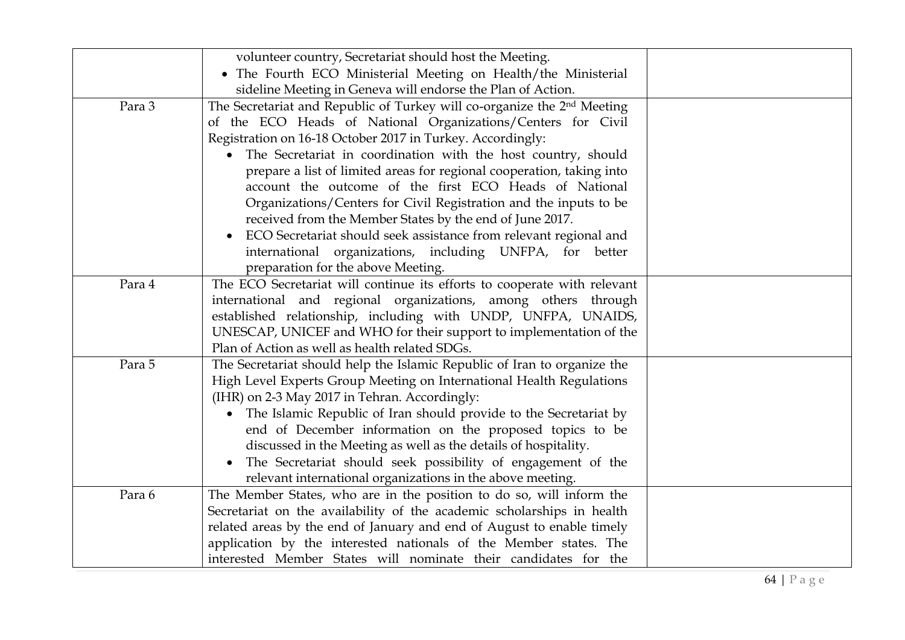| | | |
|---|---|---|
| | volunteer country, Secretariat should host the Meeting.<br>• The Fourth ECO Ministerial Meeting on Health/the Ministerial sideline Meeting in Geneva will endorse the Plan of Action. | |
| Para 3 | The Secretariat and Republic of Turkey will co-organize the 2nd Meeting of the ECO Heads of National Organizations/Centers for Civil Registration on 16-18 October 2017 in Turkey. Accordingly:<br>• The Secretariat in coordination with the host country, should prepare a list of limited areas for regional cooperation, taking into account the outcome of the first ECO Heads of National Organizations/Centers for Civil Registration and the inputs to be received from the Member States by the end of June 2017.<br>• ECO Secretariat should seek assistance from relevant regional and international organizations, including UNFPA, for better preparation for the above Meeting. | |
| Para 4 | The ECO Secretariat will continue its efforts to cooperate with relevant international and regional organizations, among others through established relationship, including with UNDP, UNFPA, UNAIDS, UNESCAP, UNICEF and WHO for their support to implementation of the Plan of Action as well as health related SDGs. | |
| Para 5 | The Secretariat should help the Islamic Republic of Iran to organize the High Level Experts Group Meeting on International Health Regulations (IHR) on 2-3 May 2017 in Tehran. Accordingly:<br>• The Islamic Republic of Iran should provide to the Secretariat by end of December information on the proposed topics to be discussed in the Meeting as well as the details of hospitality.<br>• The Secretariat should seek possibility of engagement of the relevant international organizations in the above meeting. | |
| Para 6 | The Member States, who are in the position to do so, will inform the Secretariat on the availability of the academic scholarships in health related areas by the end of January and end of August to enable timely application by the interested nationals of the Member states. The interested Member States will nominate their candidates for the | |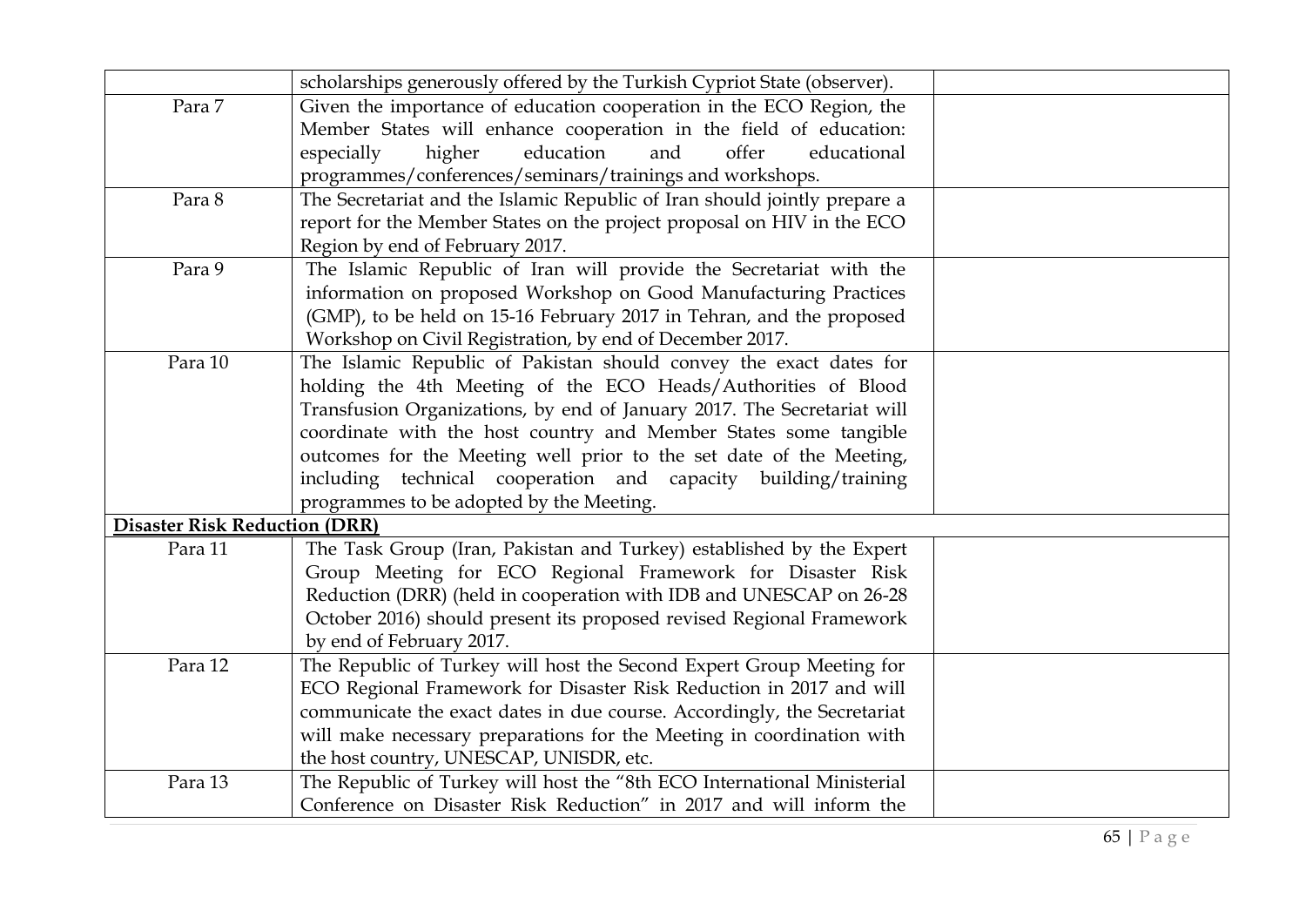| | | |
|---|---|---|
| | scholarships generously offered by the Turkish Cypriot State (observer). | |
| Para 7 | Given the importance of education cooperation in the ECO Region, the Member States will enhance cooperation in the field of education: especially higher education and offer educational programmes/conferences/seminars/trainings and workshops. | |
| Para 8 | The Secretariat and the Islamic Republic of Iran should jointly prepare a report for the Member States on the project proposal on HIV in the ECO Region by end of February 2017. | |
| Para 9 | The Islamic Republic of Iran will provide the Secretariat with the information on proposed Workshop on Good Manufacturing Practices (GMP), to be held on 15-16 February 2017 in Tehran, and the proposed Workshop on Civil Registration, by end of December 2017. | |
| Para 10 | The Islamic Republic of Pakistan should convey the exact dates for holding the 4th Meeting of the ECO Heads/Authorities of Blood Transfusion Organizations, by end of January 2017. The Secretariat will coordinate with the host country and Member States some tangible outcomes for the Meeting well prior to the set date of the Meeting, including technical cooperation and capacity building/training programmes to be adopted by the Meeting. | |
| **Disaster Risk Reduction (DRR)** | | |
| Para 11 | The Task Group (Iran, Pakistan and Turkey) established by the Expert Group Meeting for ECO Regional Framework for Disaster Risk Reduction (DRR) (held in cooperation with IDB and UNESCAP on 26-28 October 2016) should present its proposed revised Regional Framework by end of February 2017. | |
| Para 12 | The Republic of Turkey will host the Second Expert Group Meeting for ECO Regional Framework for Disaster Risk Reduction in 2017 and will communicate the exact dates in due course. Accordingly, the Secretariat will make necessary preparations for the Meeting in coordination with the host country, UNESCAP, UNISDR, etc. | |
| Para 13 | The Republic of Turkey will host the "8th ECO International Ministerial Conference on Disaster Risk Reduction" in 2017 and will inform the | |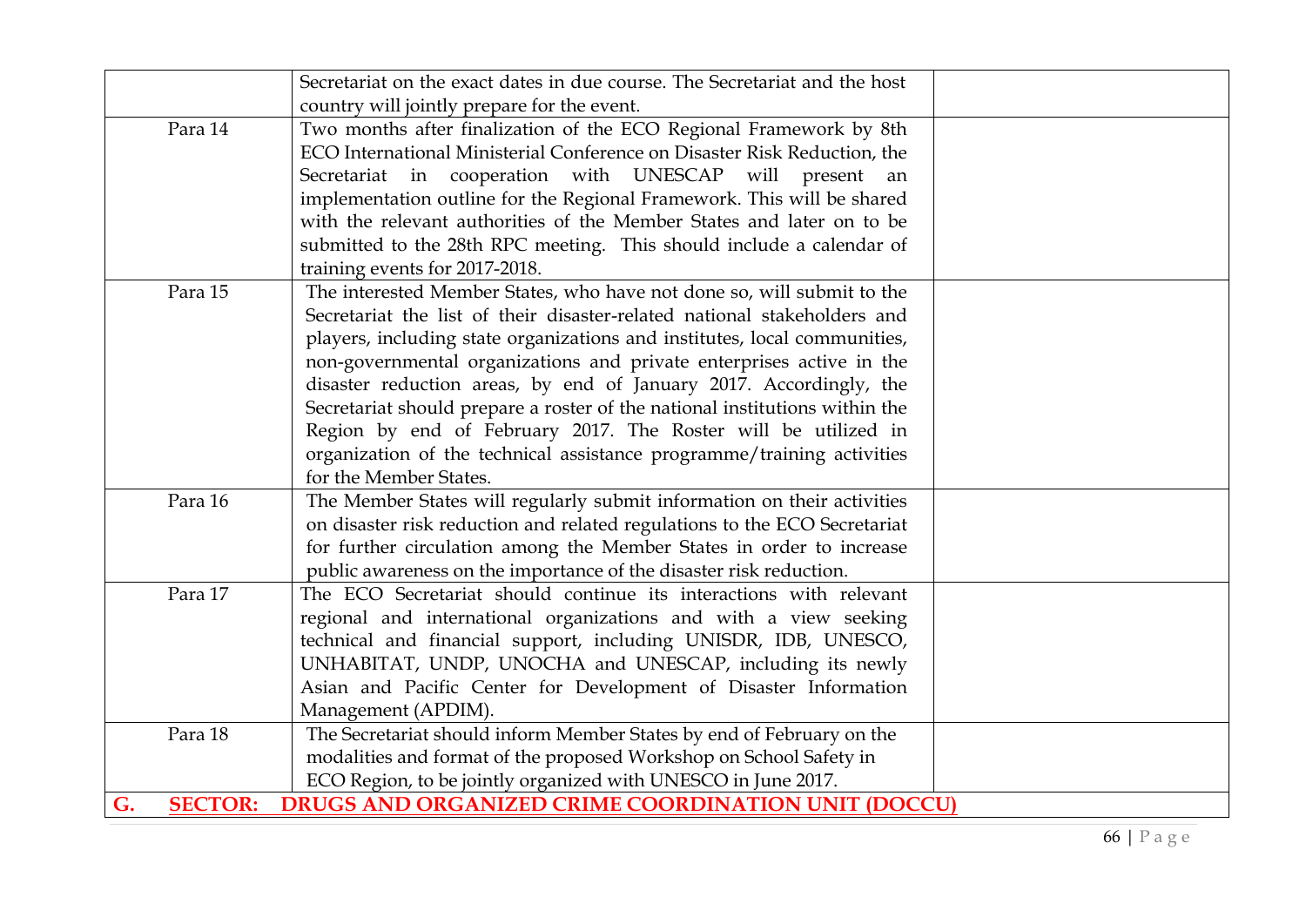| | | |
|---|---|---|
| | Secretariat on the exact dates in due course. The Secretariat and the host country will jointly prepare for the event. | |
| Para 14 | Two months after finalization of the ECO Regional Framework by 8th ECO International Ministerial Conference on Disaster Risk Reduction, the Secretariat in cooperation with UNESCAP will present an implementation outline for the Regional Framework. This will be shared with the relevant authorities of the Member States and later on to be submitted to the 28th RPC meeting. This should include a calendar of training events for 2017-2018. | |
| Para 15 | The interested Member States, who have not done so, will submit to the Secretariat the list of their disaster-related national stakeholders and players, including state organizations and institutes, local communities, non-governmental organizations and private enterprises active in the disaster reduction areas, by end of January 2017. Accordingly, the Secretariat should prepare a roster of the national institutions within the Region by end of February 2017. The Roster will be utilized in organization of the technical assistance programme/training activities for the Member States. | |
| Para 16 | The Member States will regularly submit information on their activities on disaster risk reduction and related regulations to the ECO Secretariat for further circulation among the Member States in order to increase public awareness on the importance of the disaster risk reduction. | |
| Para 17 | The ECO Secretariat should continue its interactions with relevant regional and international organizations and with a view seeking technical and financial support, including UNISDR, IDB, UNESCO, UNHABITAT, UNDP, UNOCHA and UNESCAP, including its newly Asian and Pacific Center for Development of Disaster Information Management (APDIM). | |
| Para 18 | The Secretariat should inform Member States by end of February on the modalities and format of the proposed Workshop on School Safety in ECO Region, to be jointly organized with UNESCO in June 2017. | |
| **G. SECTOR:** | **DRUGS AND ORGANIZED CRIME COORDINATION UNIT (DOCCU)** | |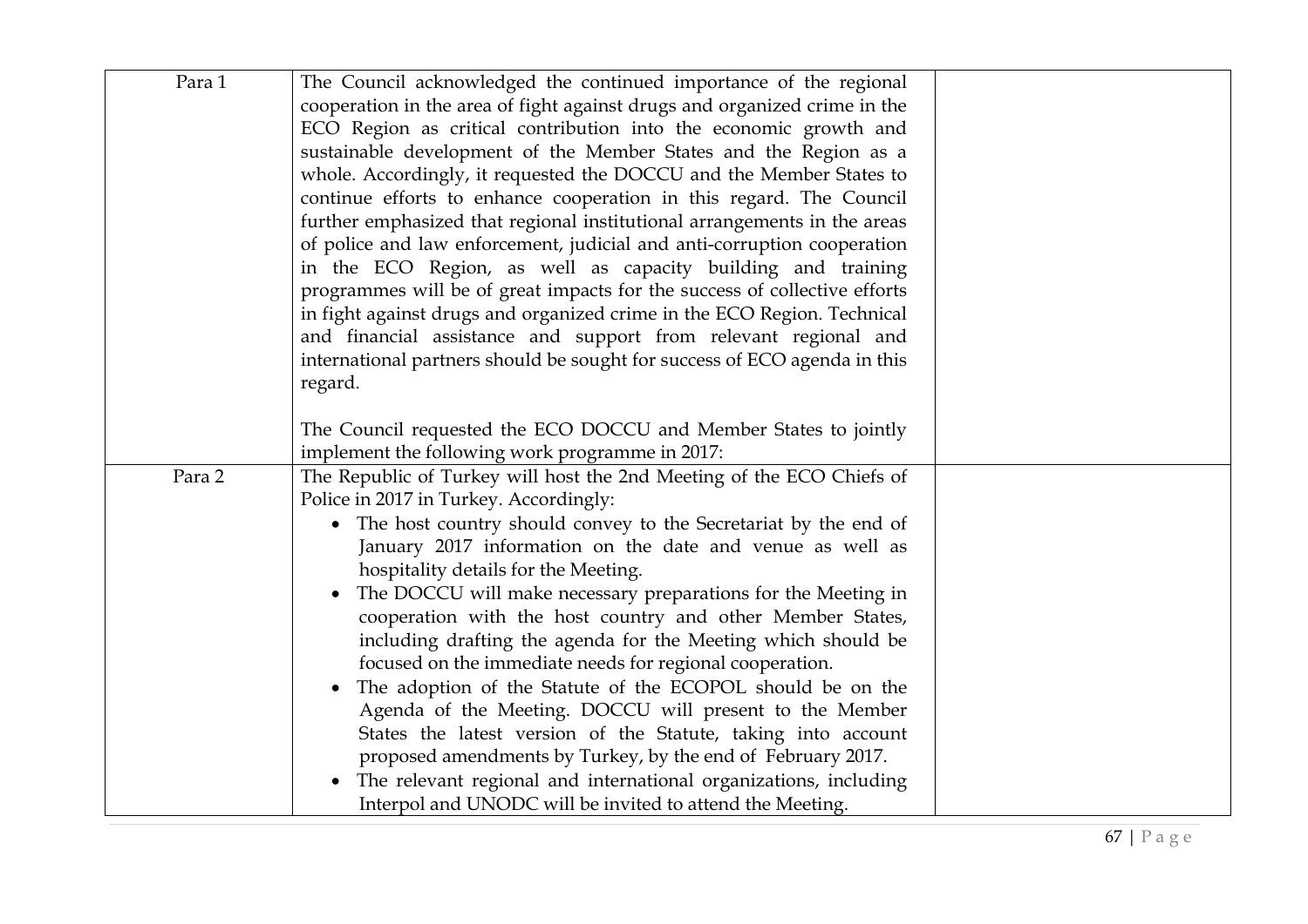| | | |
|---|---|---|
| Para 1 | The Council acknowledged the continued importance of the regional cooperation in the area of fight against drugs and organized crime in the ECO Region as critical contribution into the economic growth and sustainable development of the Member States and the Region as a whole. Accordingly, it requested the DOCCU and the Member States to continue efforts to enhance cooperation in this regard. The Council further emphasized that regional institutional arrangements in the areas of police and law enforcement, judicial and anti-corruption cooperation in the ECO Region, as well as capacity building and training programmes will be of great impacts for the success of collective efforts in fight against drugs and organized crime in the ECO Region. Technical and financial assistance and support from relevant regional and international partners should be sought for success of ECO agenda in this regard.<br><br>The Council requested the ECO DOCCU and Member States to jointly implement the following work programme in 2017: | |
| Para 2 | The Republic of Turkey will host the 2nd Meeting of the ECO Chiefs of Police in 2017 in Turkey. Accordingly:<br>• The host country should convey to the Secretariat by the end of January 2017 information on the date and venue as well as hospitality details for the Meeting.<br>• The DOCCU will make necessary preparations for the Meeting in cooperation with the host country and other Member States, including drafting the agenda for the Meeting which should be focused on the immediate needs for regional cooperation.<br>• The adoption of the Statute of the ECOPOL should be on the Agenda of the Meeting. DOCCU will present to the Member States the latest version of the Statute, taking into account proposed amendments by Turkey, by the end of February 2017.<br>• The relevant regional and international organizations, including Interpol and UNODC will be invited to attend the Meeting. | |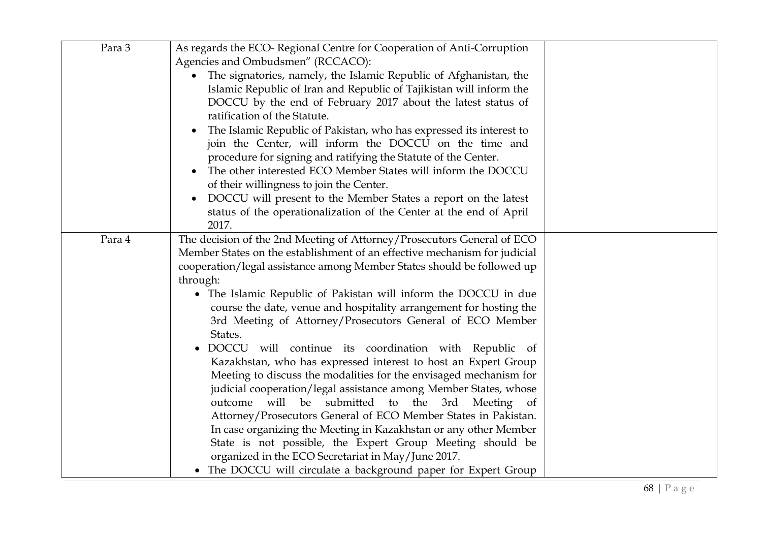| | | |
|---|---|---|
| Para 3 | As regards the ECO- Regional Centre for Cooperation of Anti-Corruption Agencies and Ombudsmen" (RCCACO):<br>• The signatories, namely, the Islamic Republic of Afghanistan, the Islamic Republic of Iran and Republic of Tajikistan will inform the DOCCU by the end of February 2017 about the latest status of ratification of the Statute.<br>• The Islamic Republic of Pakistan, who has expressed its interest to join the Center, will inform the DOCCU on the time and procedure for signing and ratifying the Statute of the Center.<br>• The other interested ECO Member States will inform the DOCCU of their willingness to join the Center.<br>• DOCCU will present to the Member States a report on the latest status of the operationalization of the Center at the end of April 2017. | |
| Para 4 | The decision of the 2nd Meeting of Attorney/Prosecutors General of ECO Member States on the establishment of an effective mechanism for judicial cooperation/legal assistance among Member States should be followed up through:<br>• The Islamic Republic of Pakistan will inform the DOCCU in due course the date, venue and hospitality arrangement for hosting the 3rd Meeting of Attorney/Prosecutors General of ECO Member States.<br>• DOCCU will continue its coordination with Republic of Kazakhstan, who has expressed interest to host an Expert Group Meeting to discuss the modalities for the envisaged mechanism for judicial cooperation/legal assistance among Member States, whose outcome will be submitted to the 3rd Meeting of Attorney/Prosecutors General of ECO Member States in Pakistan. In case organizing the Meeting in Kazakhstan or any other Member State is not possible, the Expert Group Meeting should be organized in the ECO Secretariat in May/June 2017.<br>• The DOCCU will circulate a background paper for Expert Group | |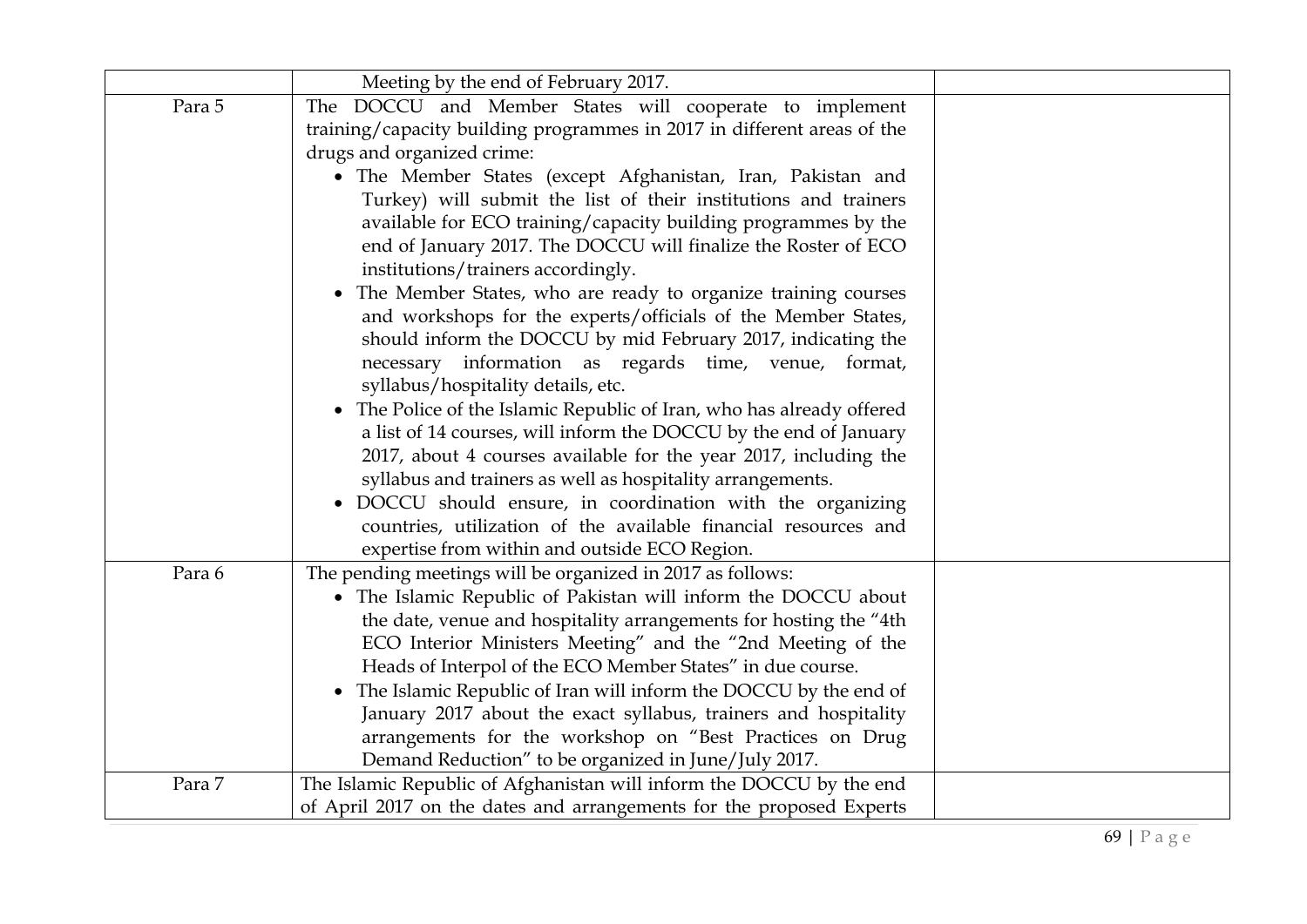| | | |
|---|---|---|
| | Meeting by the end of February 2017. | |
| Para 5 | The DOCCU and Member States will cooperate to implement training/capacity building programmes in 2017 in different areas of the drugs and organized crime:<br>• The Member States (except Afghanistan, Iran, Pakistan and Turkey) will submit the list of their institutions and trainers available for ECO training/capacity building programmes by the end of January 2017. The DOCCU will finalize the Roster of ECO institutions/trainers accordingly.<br>• The Member States, who are ready to organize training courses and workshops for the experts/officials of the Member States, should inform the DOCCU by mid February 2017, indicating the necessary information as regards time, venue, format, syllabus/hospitality details, etc.<br>• The Police of the Islamic Republic of Iran, who has already offered a list of 14 courses, will inform the DOCCU by the end of January 2017, about 4 courses available for the year 2017, including the syllabus and trainers as well as hospitality arrangements.<br>• DOCCU should ensure, in coordination with the organizing countries, utilization of the available financial resources and expertise from within and outside ECO Region. | |
| Para 6 | The pending meetings will be organized in 2017 as follows:<br>• The Islamic Republic of Pakistan will inform the DOCCU about the date, venue and hospitality arrangements for hosting the "4th ECO Interior Ministers Meeting" and the "2nd Meeting of the Heads of Interpol of the ECO Member States" in due course.<br>• The Islamic Republic of Iran will inform the DOCCU by the end of January 2017 about the exact syllabus, trainers and hospitality arrangements for the workshop on "Best Practices on Drug Demand Reduction" to be organized in June/July 2017. | |
| Para 7 | The Islamic Republic of Afghanistan will inform the DOCCU by the end of April 2017 on the dates and arrangements for the proposed Experts | |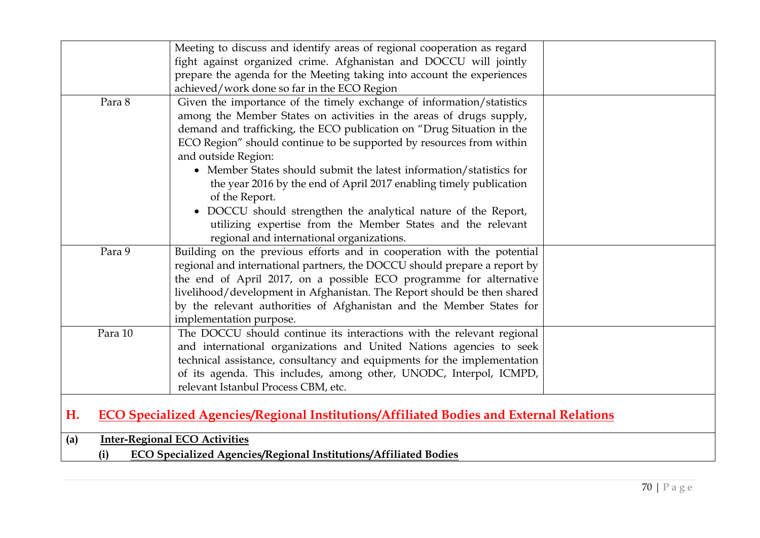| | | |
|---|---|---|
| | Meeting to discuss and identify areas of regional cooperation as regard fight against organized crime. Afghanistan and DOCCU will jointly prepare the agenda for the Meeting taking into account the experiences achieved/work done so far in the ECO Region | |
| Para 8 | Given the importance of the timely exchange of information/statistics among the Member States on activities in the areas of drugs supply, demand and trafficking, the ECO publication on "Drug Situation in the ECO Region" should continue to be supported by resources from within and outside Region:<br>• Member States should submit the latest information/statistics for the year 2016 by the end of April 2017 enabling timely publication of the Report.<br>• DOCCU should strengthen the analytical nature of the Report, utilizing expertise from the Member States and the relevant regional and international organizations. | |
| Para 9 | Building on the previous efforts and in cooperation with the potential regional and international partners, the DOCCU should prepare a report by the end of April 2017, on a possible ECO programme for alternative livelihood/development in Afghanistan. The Report should be then shared by the relevant authorities of Afghanistan and the Member States for implementation purpose. | |
| Para 10 | The DOCCU should continue its interactions with the relevant regional and international organizations and United Nations agencies to seek technical assistance, consultancy and equipments for the implementation of its agenda. This includes, among other, UNODC, Interpol, ICMPD, relevant Istanbul Process CBM, etc. | |

## H. ECO Specialized Agencies/Regional Institutions/Affiliated Bodies and External Relations

**(a) Inter-Regional ECO Activities**

**(i) ECO Specialized Agencies/Regional Institutions/Affiliated Bodies**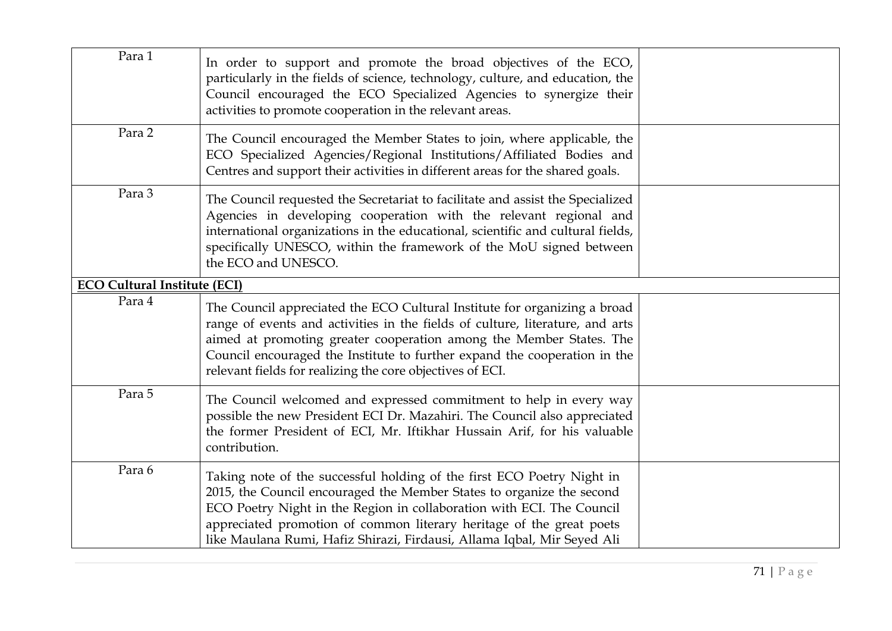| | | |
|---|---|---|
| Para 1 | In order to support and promote the broad objectives of the ECO, particularly in the fields of science, technology, culture, and education, the Council encouraged the ECO Specialized Agencies to synergize their activities to promote cooperation in the relevant areas. | |
| Para 2 | The Council encouraged the Member States to join, where applicable, the ECO Specialized Agencies/Regional Institutions/Affiliated Bodies and Centres and support their activities in different areas for the shared goals. | |
| Para 3 | The Council requested the Secretariat to facilitate and assist the Specialized Agencies in developing cooperation with the relevant regional and international organizations in the educational, scientific and cultural fields, specifically UNESCO, within the framework of the MoU signed between the ECO and UNESCO. | |
| **ECO Cultural Institute (ECI)** | | |
| Para 4 | The Council appreciated the ECO Cultural Institute for organizing a broad range of events and activities in the fields of culture, literature, and arts aimed at promoting greater cooperation among the Member States. The Council encouraged the Institute to further expand the cooperation in the relevant fields for realizing the core objectives of ECI. | |
| Para 5 | The Council welcomed and expressed commitment to help in every way possible the new President ECI Dr. Mazahiri. The Council also appreciated the former President of ECI, Mr. Iftikhar Hussain Arif, for his valuable contribution. | |
| Para 6 | Taking note of the successful holding of the first ECO Poetry Night in 2015, the Council encouraged the Member States to organize the second ECO Poetry Night in the Region in collaboration with ECI. The Council appreciated promotion of common literary heritage of the great poets like Maulana Rumi, Hafiz Shirazi, Firdausi, Allama Iqbal, Mir Seyed Ali | |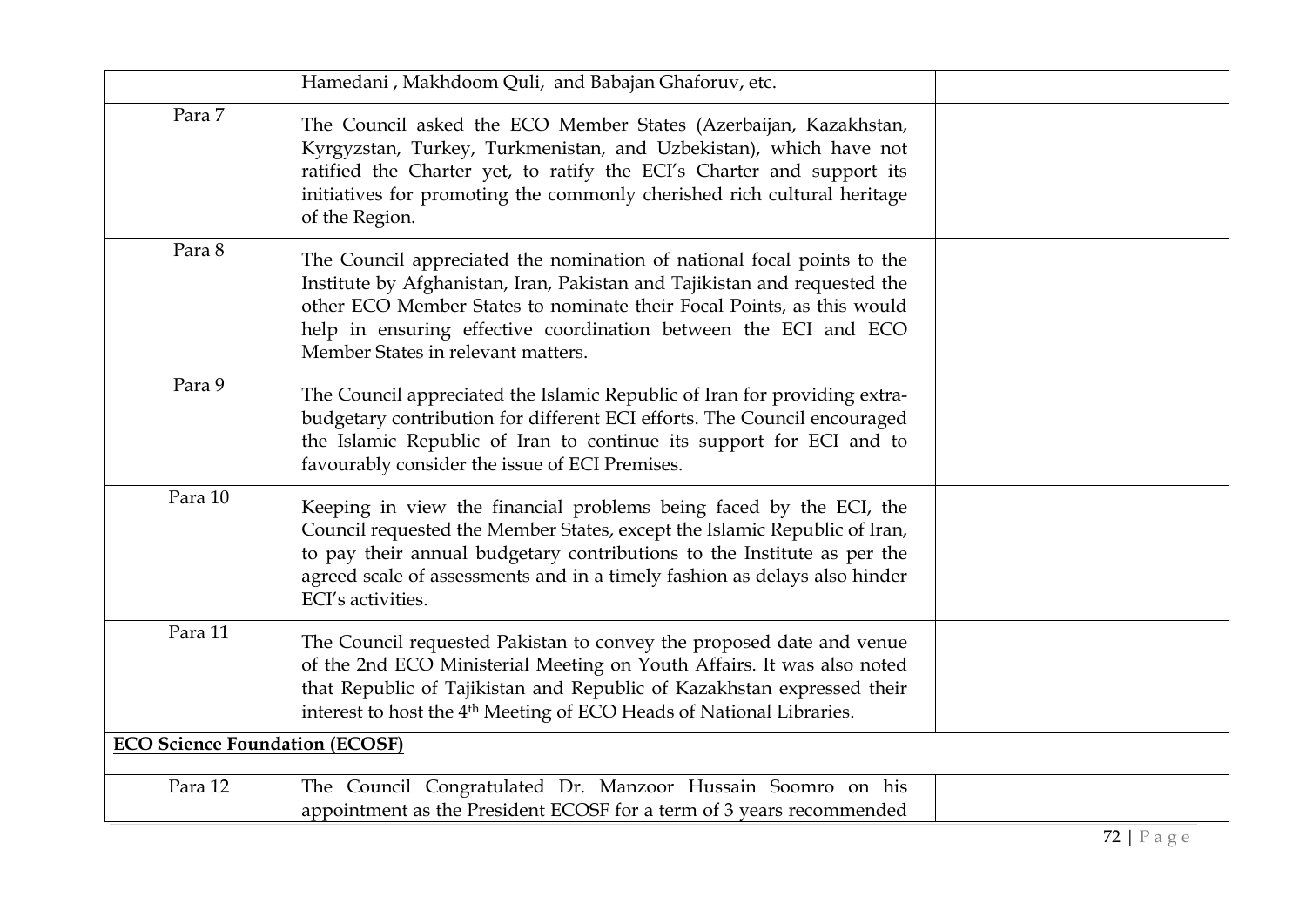| | | |
|---|---|---|
| | Hamedani , Makhdoom Quli, and Babajan Ghaforuv, etc. | |
| Para 7 | The Council asked the ECO Member States (Azerbaijan, Kazakhstan, Kyrgyzstan, Turkey, Turkmenistan, and Uzbekistan), which have not ratified the Charter yet, to ratify the ECI's Charter and support its initiatives for promoting the commonly cherished rich cultural heritage of the Region. | |
| Para 8 | The Council appreciated the nomination of national focal points to the Institute by Afghanistan, Iran, Pakistan and Tajikistan and requested the other ECO Member States to nominate their Focal Points, as this would help in ensuring effective coordination between the ECI and ECO Member States in relevant matters. | |
| Para 9 | The Council appreciated the Islamic Republic of Iran for providing extra-budgetary contribution for different ECI efforts. The Council encouraged the Islamic Republic of Iran to continue its support for ECI and to favourably consider the issue of ECI Premises. | |
| Para 10 | Keeping in view the financial problems being faced by the ECI, the Council requested the Member States, except the Islamic Republic of Iran, to pay their annual budgetary contributions to the Institute as per the agreed scale of assessments and in a timely fashion as delays also hinder ECI's activities. | |
| Para 11 | The Council requested Pakistan to convey the proposed date and venue of the 2nd ECO Ministerial Meeting on Youth Affairs. It was also noted that Republic of Tajikistan and Republic of Kazakhstan expressed their interest to host the 4th Meeting of ECO Heads of National Libraries. | |
| **ECO Science Foundation (ECOSF)** | | |
| Para 12 | The Council Congratulated Dr. Manzoor Hussain Soomro on his appointment as the President ECOSF for a term of 3 years recommended | |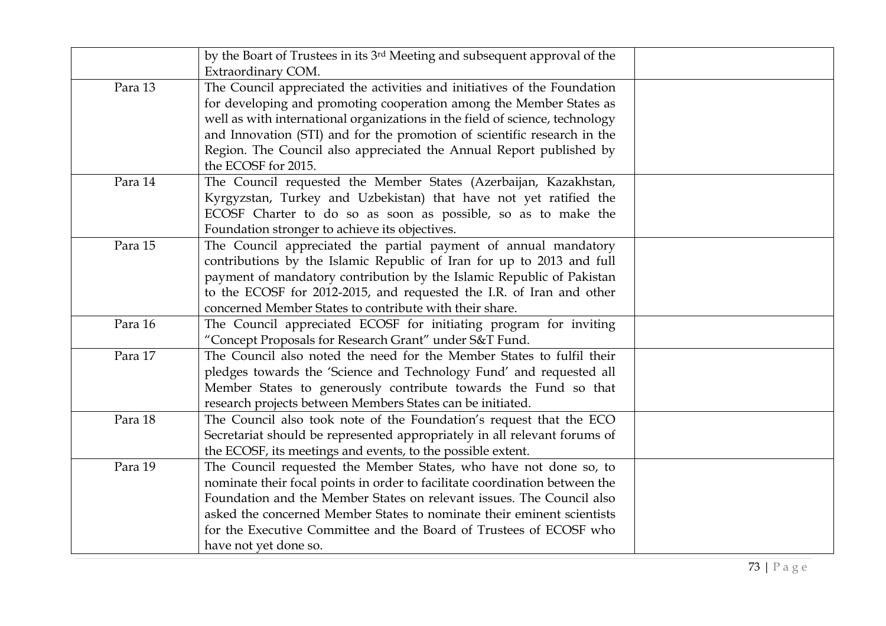| | | |
|---|---|---|
| | by the Boart of Trustees in its 3rd Meeting and subsequent approval of the Extraordinary COM. | |
| Para 13 | The Council appreciated the activities and initiatives of the Foundation for developing and promoting cooperation among the Member States as well as with international organizations in the field of science, technology and Innovation (STI) and for the promotion of scientific research in the Region. The Council also appreciated the Annual Report published by the ECOSF for 2015. | |
| Para 14 | The Council requested the Member States (Azerbaijan, Kazakhstan, Kyrgyzstan, Turkey and Uzbekistan) that have not yet ratified the ECOSF Charter to do so as soon as possible, so as to make the Foundation stronger to achieve its objectives. | |
| Para 15 | The Council appreciated the partial payment of annual mandatory contributions by the Islamic Republic of Iran for up to 2013 and full payment of mandatory contribution by the Islamic Republic of Pakistan to the ECOSF for 2012-2015, and requested the I.R. of Iran and other concerned Member States to contribute with their share. | |
| Para 16 | The Council appreciated ECOSF for initiating program for inviting "Concept Proposals for Research Grant" under S&T Fund. | |
| Para 17 | The Council also noted the need for the Member States to fulfil their pledges towards the 'Science and Technology Fund' and requested all Member States to generously contribute towards the Fund so that research projects between Members States can be initiated. | |
| Para 18 | The Council also took note of the Foundation's request that the ECO Secretariat should be represented appropriately in all relevant forums of the ECOSF, its meetings and events, to the possible extent. | |
| Para 19 | The Council requested the Member States, who have not done so, to nominate their focal points in order to facilitate coordination between the Foundation and the Member States on relevant issues. The Council also asked the concerned Member States to nominate their eminent scientists for the Executive Committee and the Board of Trustees of ECOSF who have not yet done so. | |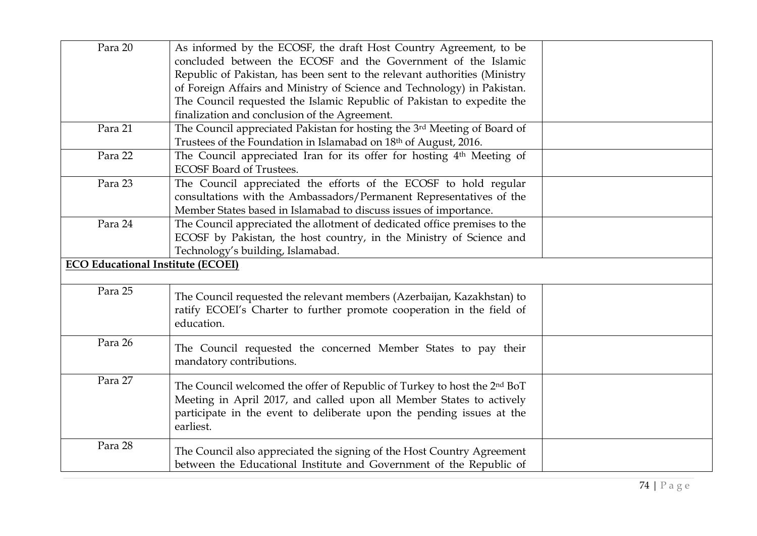| | | |
|---|---|---|
| Para 20 | As informed by the ECOSF, the draft Host Country Agreement, to be concluded between the ECOSF and the Government of the Islamic Republic of Pakistan, has been sent to the relevant authorities (Ministry of Foreign Affairs and Ministry of Science and Technology) in Pakistan. The Council requested the Islamic Republic of Pakistan to expedite the finalization and conclusion of the Agreement. | |
| Para 21 | The Council appreciated Pakistan for hosting the 3rd Meeting of Board of Trustees of the Foundation in Islamabad on 18th of August, 2016. | |
| Para 22 | The Council appreciated Iran for its offer for hosting 4th Meeting of ECOSF Board of Trustees. | |
| Para 23 | The Council appreciated the efforts of the ECOSF to hold regular consultations with the Ambassadors/Permanent Representatives of the Member States based in Islamabad to discuss issues of importance. | |
| Para 24 | The Council appreciated the allotment of dedicated office premises to the ECOSF by Pakistan, the host country, in the Ministry of Science and Technology's building, Islamabad. | |
| **ECO Educational Institute (ECOEI)** | | |
| Para 25 | The Council requested the relevant members (Azerbaijan, Kazakhstan) to ratify ECOEI's Charter to further promote cooperation in the field of education. | |
| Para 26 | The Council requested the concerned Member States to pay their mandatory contributions. | |
| Para 27 | The Council welcomed the offer of Republic of Turkey to host the 2nd BoT Meeting in April 2017, and called upon all Member States to actively participate in the event to deliberate upon the pending issues at the earliest. | |
| Para 28 | The Council also appreciated the signing of the Host Country Agreement between the Educational Institute and Government of the Republic of | |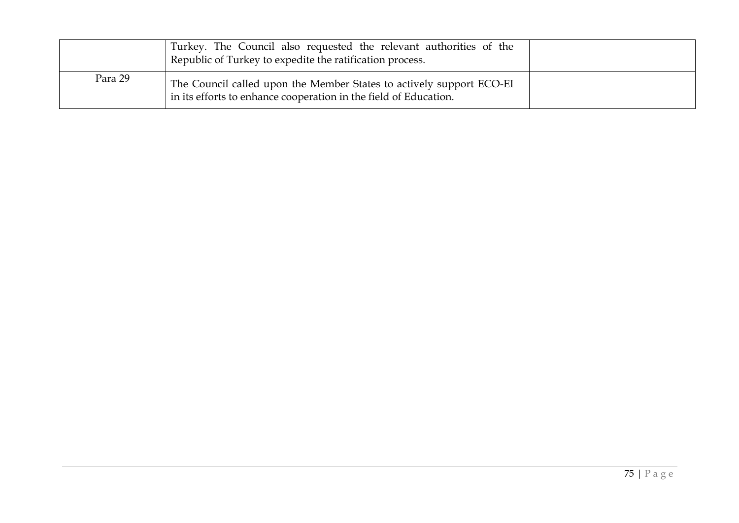|  |  |  |
|---|---|---|
|  | Turkey. The Council also requested the relevant authorities of the Republic of Turkey to expedite the ratification process. |  |
| Para 29 | The Council called upon the Member States to actively support ECO-EI in its efforts to enhance cooperation in the field of Education. |  |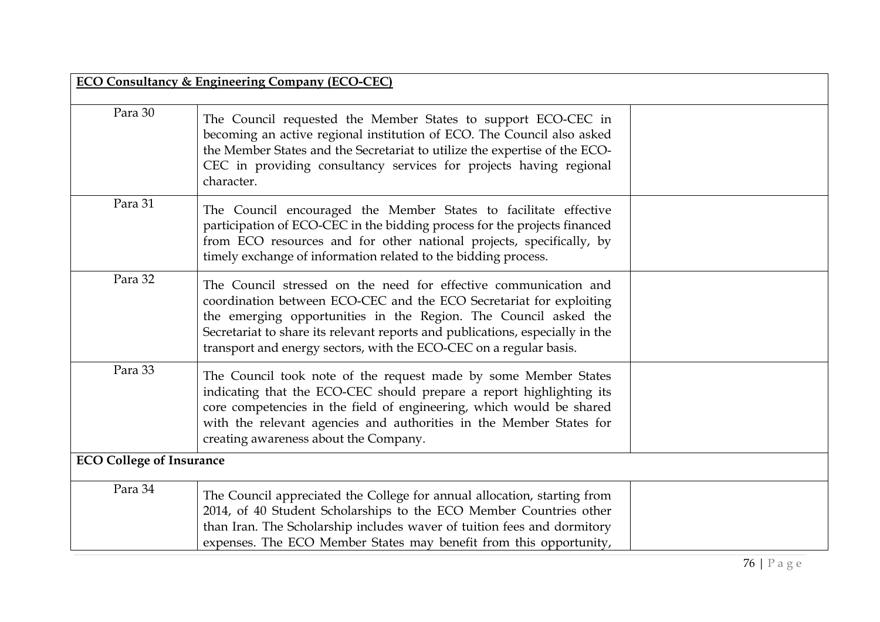| **ECO Consultancy & Engineering Company (ECO-CEC)** | | |
|---|---|---|
| Para 30 | The Council requested the Member States to support ECO-CEC in becoming an active regional institution of ECO. The Council also asked the Member States and the Secretariat to utilize the expertise of the ECO-CEC in providing consultancy services for projects having regional character. | |
| Para 31 | The Council encouraged the Member States to facilitate effective participation of ECO-CEC in the bidding process for the projects financed from ECO resources and for other national projects, specifically, by timely exchange of information related to the bidding process. | |
| Para 32 | The Council stressed on the need for effective communication and coordination between ECO-CEC and the ECO Secretariat for exploiting the emerging opportunities in the Region. The Council asked the Secretariat to share its relevant reports and publications, especially in the transport and energy sectors, with the ECO-CEC on a regular basis. | |
| Para 33 | The Council took note of the request made by some Member States indicating that the ECO-CEC should prepare a report highlighting its core competencies in the field of engineering, which would be shared with the relevant agencies and authorities in the Member States for creating awareness about the Company. | |
| **ECO College of Insurance** | | |
| Para 34 | The Council appreciated the College for annual allocation, starting from 2014, of 40 Student Scholarships to the ECO Member Countries other than Iran. The Scholarship includes waver of tuition fees and dormitory expenses. The ECO Member States may benefit from this opportunity, | |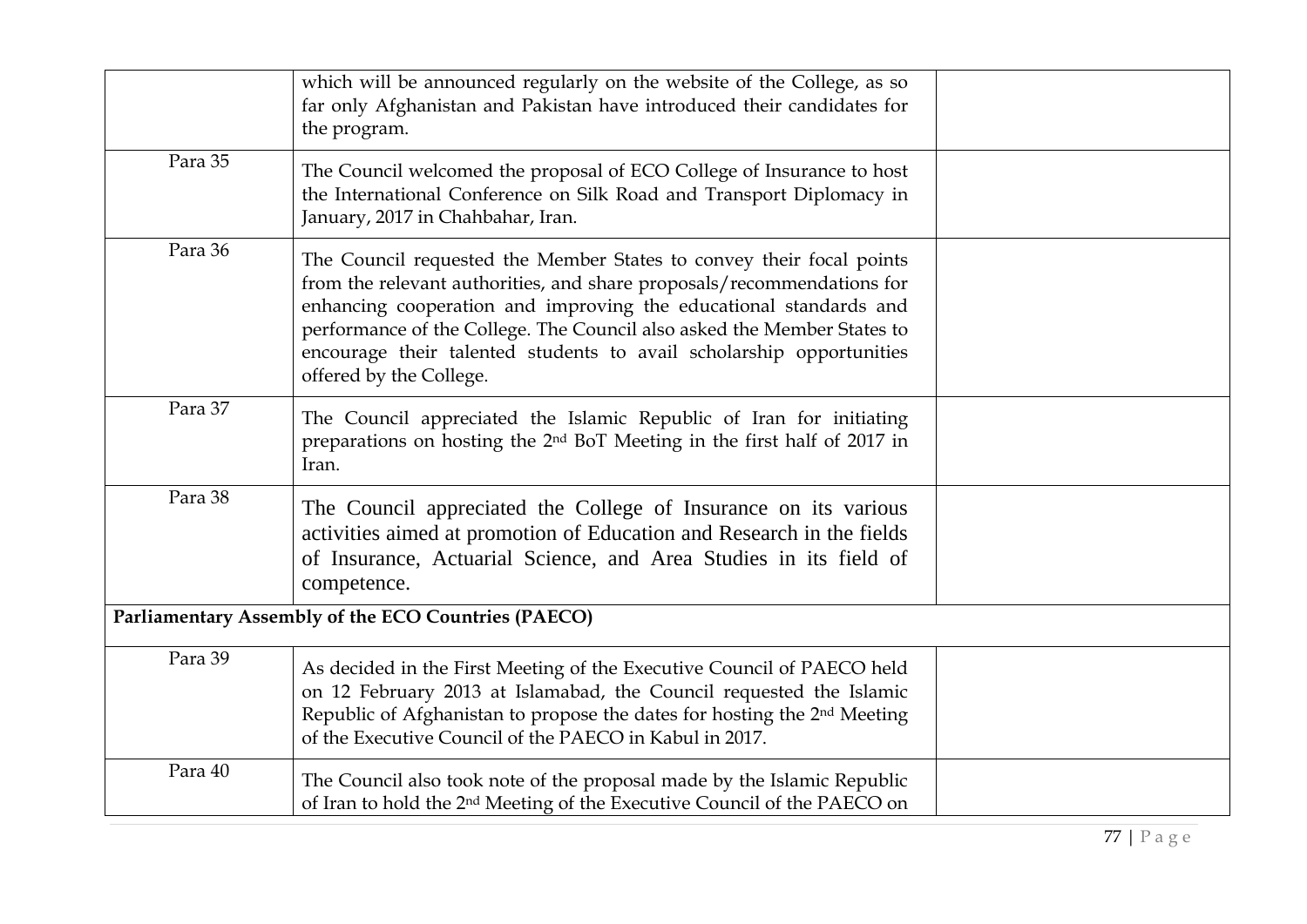| | | |
|---|---|---|
| | which will be announced regularly on the website of the College, as so far only Afghanistan and Pakistan have introduced their candidates for the program. | |
| Para 35 | The Council welcomed the proposal of ECO College of Insurance to host the International Conference on Silk Road and Transport Diplomacy in January, 2017 in Chahbahar, Iran. | |
| Para 36 | The Council requested the Member States to convey their focal points from the relevant authorities, and share proposals/recommendations for enhancing cooperation and improving the educational standards and performance of the College. The Council also asked the Member States to encourage their talented students to avail scholarship opportunities offered by the College. | |
| Para 37 | The Council appreciated the Islamic Republic of Iran for initiating preparations on hosting the 2nd BoT Meeting in the first half of 2017 in Iran. | |
| Para 38 | The Council appreciated the College of Insurance on its various activities aimed at promotion of Education and Research in the fields of Insurance, Actuarial Science, and Area Studies in its field of competence. | |
| **Parliamentary Assembly of the ECO Countries (PAECO)** | | |
| Para 39 | As decided in the First Meeting of the Executive Council of PAECO held on 12 February 2013 at Islamabad, the Council requested the Islamic Republic of Afghanistan to propose the dates for hosting the 2nd Meeting of the Executive Council of the PAECO in Kabul in 2017. | |
| Para 40 | The Council also took note of the proposal made by the Islamic Republic of Iran to hold the 2nd Meeting of the Executive Council of the PAECO on | |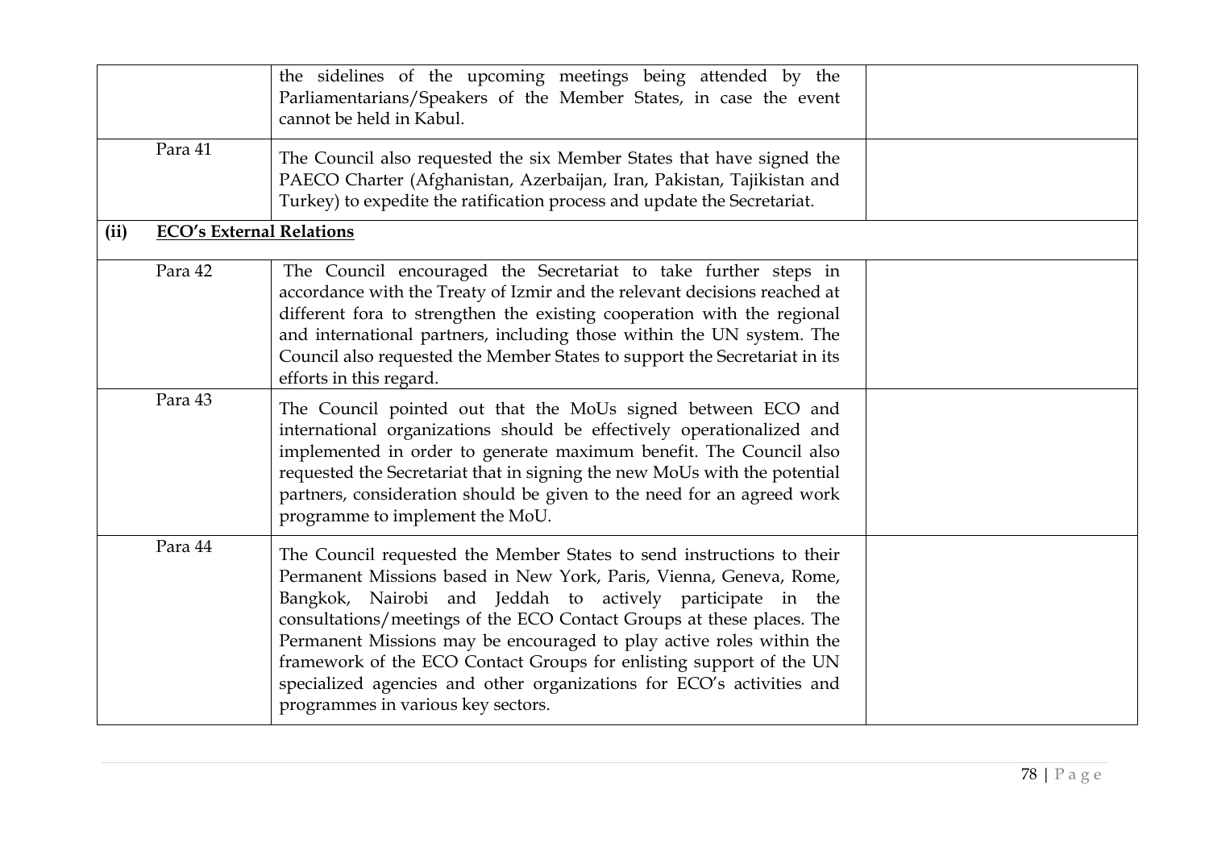| | | |
|---|---|---|
| | the sidelines of the upcoming meetings being attended by the Parliamentarians/Speakers of the Member States, in case the event cannot be held in Kabul. | |
| Para 41 | The Council also requested the six Member States that have signed the PAECO Charter (Afghanistan, Azerbaijan, Iran, Pakistan, Tajikistan and Turkey) to expedite the ratification process and update the Secretariat. | |
| **(ii) <u>ECO's External Relations</u>** | | |
| Para 42 | The Council encouraged the Secretariat to take further steps in accordance with the Treaty of Izmir and the relevant decisions reached at different fora to strengthen the existing cooperation with the regional and international partners, including those within the UN system. The Council also requested the Member States to support the Secretariat in its efforts in this regard. | |
| Para 43 | The Council pointed out that the MoUs signed between ECO and international organizations should be effectively operationalized and implemented in order to generate maximum benefit. The Council also requested the Secretariat that in signing the new MoUs with the potential partners, consideration should be given to the need for an agreed work programme to implement the MoU. | |
| Para 44 | The Council requested the Member States to send instructions to their Permanent Missions based in New York, Paris, Vienna, Geneva, Rome, Bangkok, Nairobi and Jeddah to actively participate in the consultations/meetings of the ECO Contact Groups at these places. The Permanent Missions may be encouraged to play active roles within the framework of the ECO Contact Groups for enlisting support of the UN specialized agencies and other organizations for ECO's activities and programmes in various key sectors. | |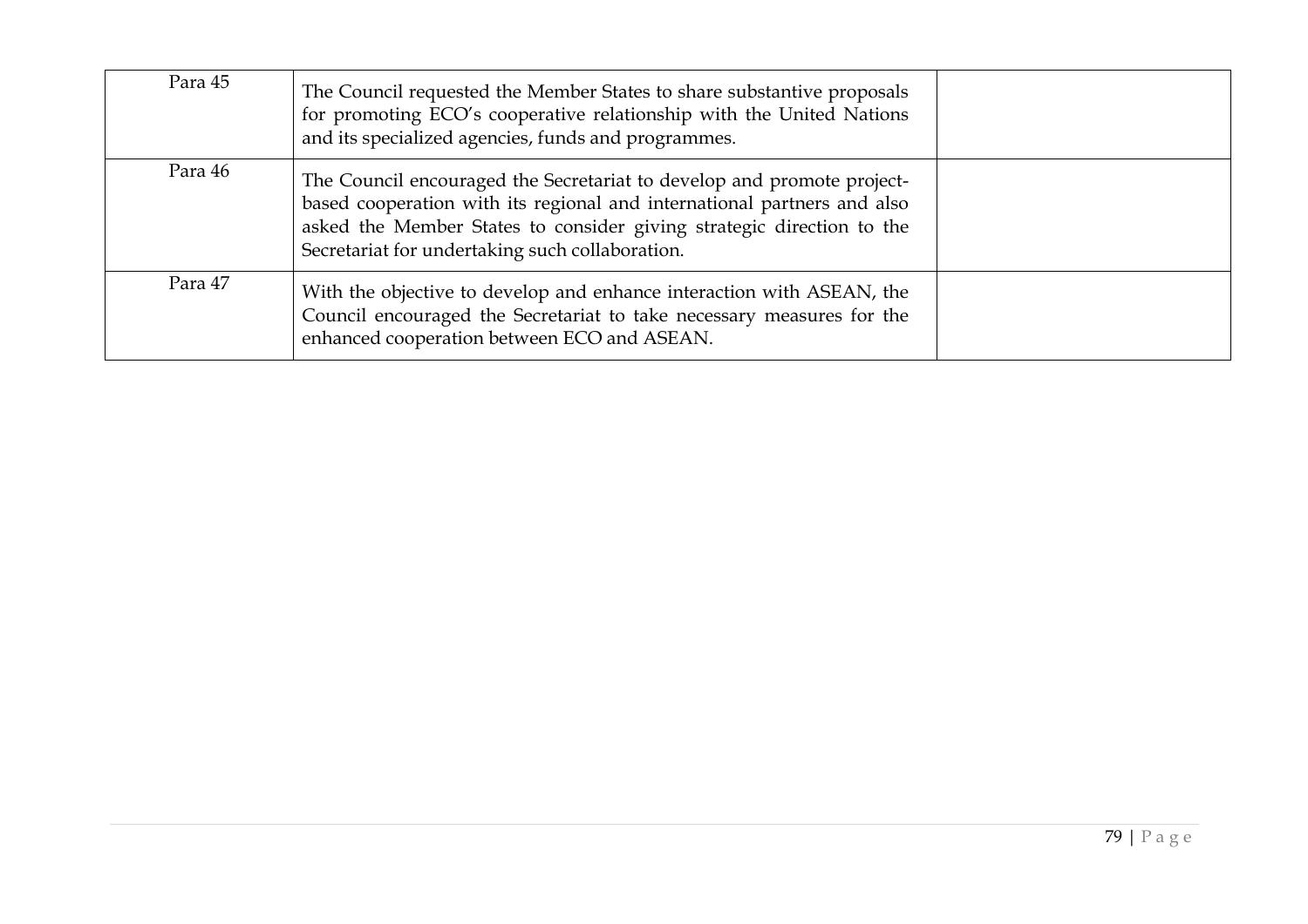| | | |
|---|---|---|
| Para 45 | The Council requested the Member States to share substantive proposals for promoting ECO's cooperative relationship with the United Nations and its specialized agencies, funds and programmes. | |
| Para 46 | The Council encouraged the Secretariat to develop and promote project-based cooperation with its regional and international partners and also asked the Member States to consider giving strategic direction to the Secretariat for undertaking such collaboration. | |
| Para 47 | With the objective to develop and enhance interaction with ASEAN, the Council encouraged the Secretariat to take necessary measures for the enhanced cooperation between ECO and ASEAN. | |